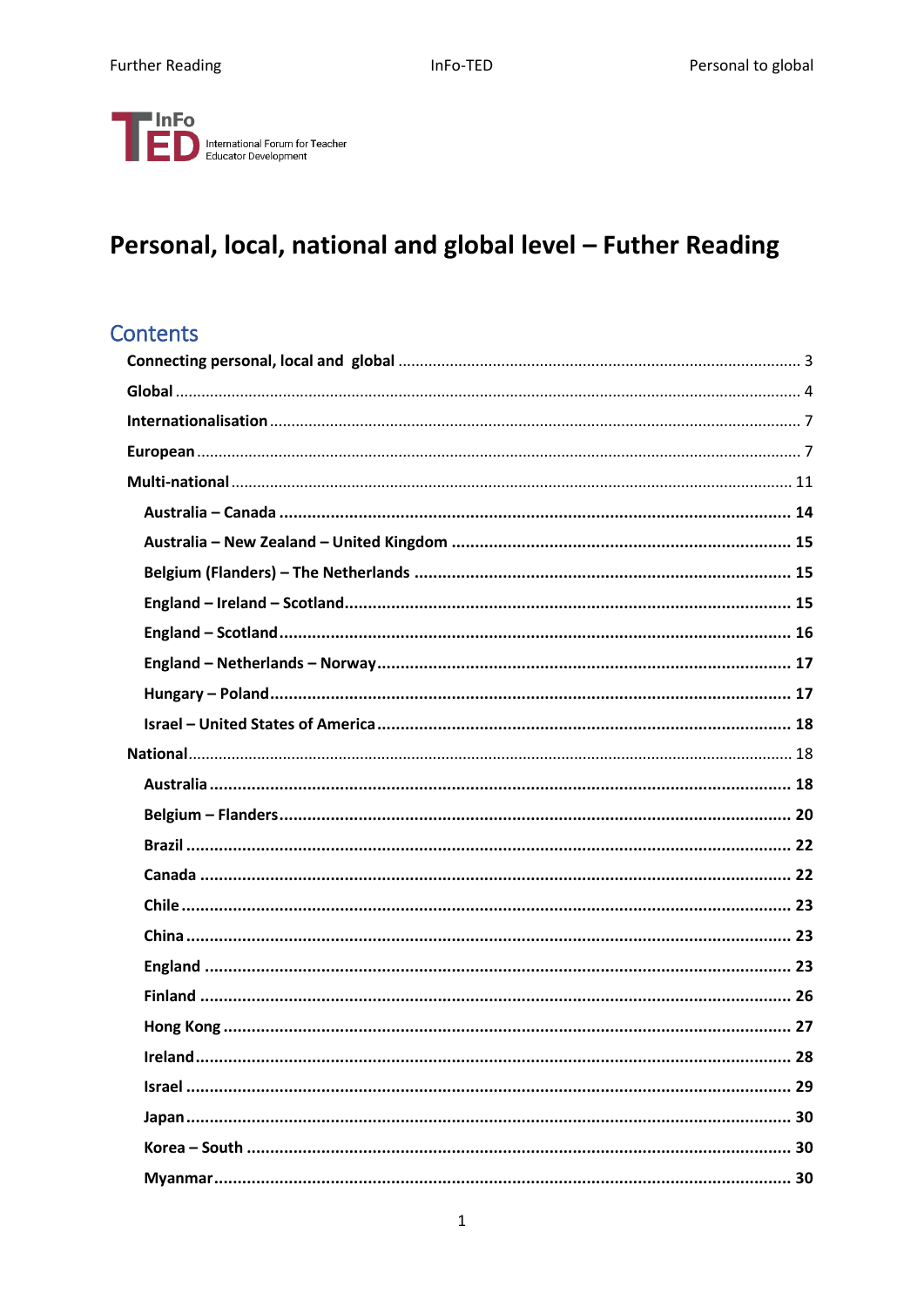InFo TED International Forum for Teacher Educator Development

# Personal, local, national and global level – Futher Reading

## Contents

- Connecting personal, local and global ..... 3
- Global ..... 4
- Internationalisation ..... 7
- European ..... 7
- Multi-national ..... 11
  - Australia – Canada ..... 14
  - Australia – New Zealand – United Kingdom ..... 15
  - Belgium (Flanders) – The Netherlands ..... 15
  - England – Ireland – Scotland ..... 15
  - England – Scotland ..... 16
  - England – Netherlands – Norway ..... 17
  - Hungary – Poland ..... 17
  - Israel – United States of America ..... 18
- National ..... 18
  - Australia ..... 18
  - Belgium – Flanders ..... 20
  - Brazil ..... 22
  - Canada ..... 22
  - Chile ..... 23
  - China ..... 23
  - England ..... 23
  - Finland ..... 26
  - Hong Kong ..... 27
  - Ireland ..... 28
  - Israel ..... 29
  - Japan ..... 30
  - Korea – South ..... 30
  - Myanmar ..... 30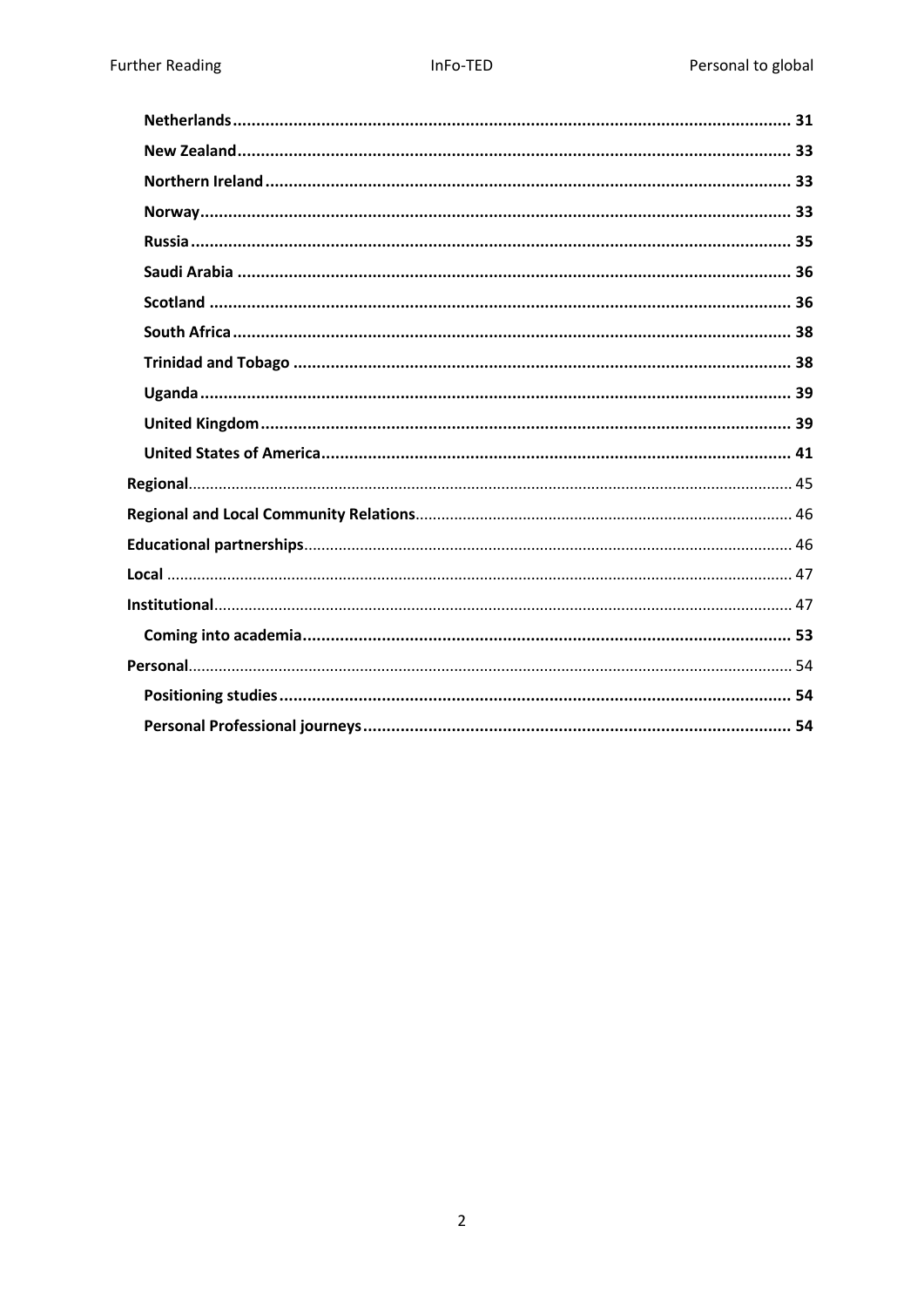**Netherlands** ........ **31**

**New Zealand** ........ **33**

**Northern Ireland** ........ **33**

**Norway** ........ **33**

**Russia** ........ **35**

**Saudi Arabia** ........ **36**

**Scotland** ........ **36**

**South Africa** ........ **38**

**Trinidad and Tobago** ........ **38**

**Uganda** ........ **39**

**United Kingdom** ........ **39**

**United States of America** ........ **41**

**Regional** ........ 45

**Regional and Local Community Relations** ........ 46

**Educational partnerships** ........ 46

**Local** ........ 47

**Institutional** ........ 47

**Coming into academia** ........ **53**

**Personal** ........ 54

**Positioning studies** ........ **54**

**Personal Professional journeys** ........ **54**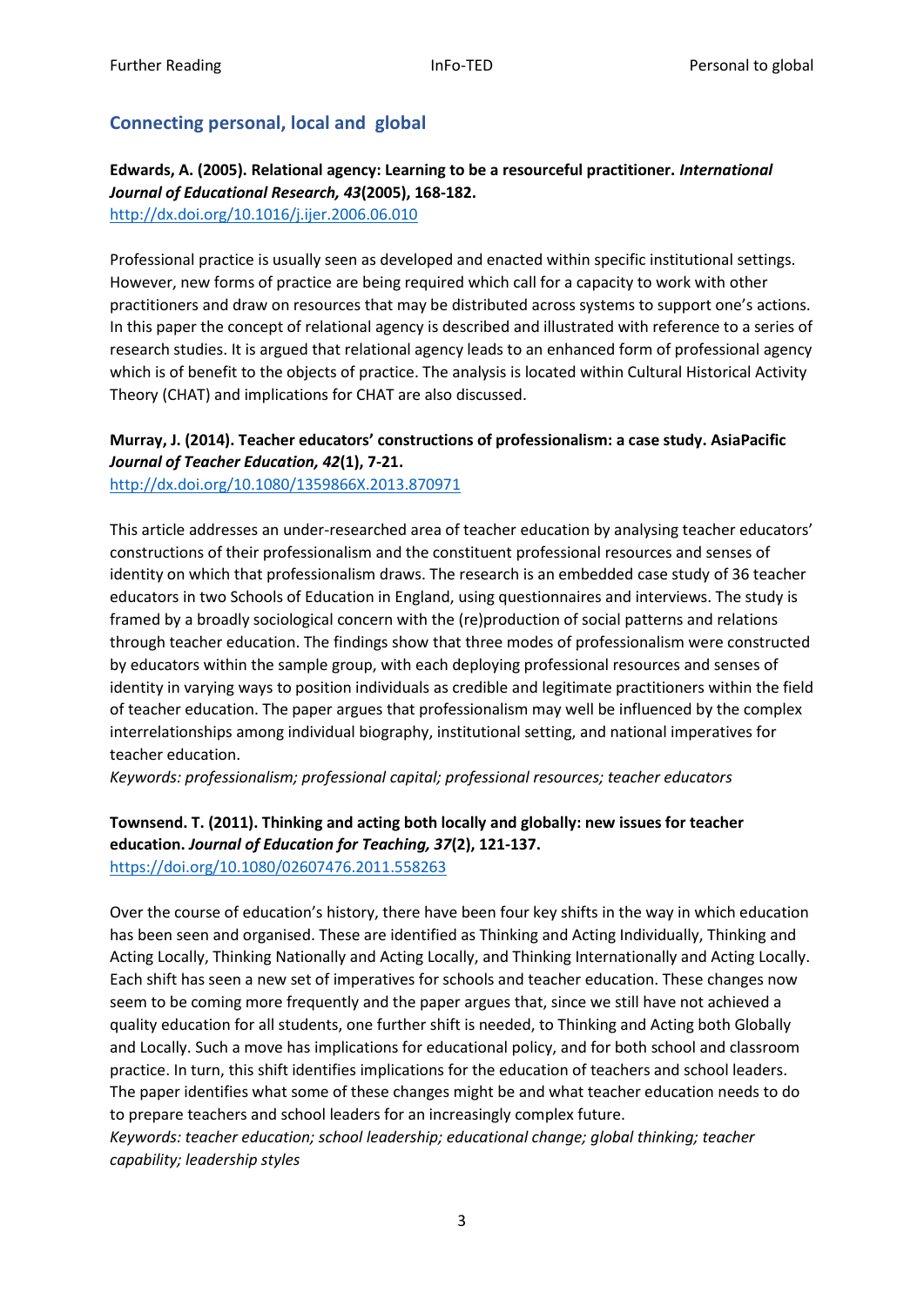## Connecting personal, local and global

**Edwards, A. (2005). Relational agency: Learning to be a resourceful practitioner. *International Journal of Educational Research, 43*(2005), 168-182.**
http://dx.doi.org/10.1016/j.ijer.2006.06.010

Professional practice is usually seen as developed and enacted within specific institutional settings. However, new forms of practice are being required which call for a capacity to work with other practitioners and draw on resources that may be distributed across systems to support one's actions. In this paper the concept of relational agency is described and illustrated with reference to a series of research studies. It is argued that relational agency leads to an enhanced form of professional agency which is of benefit to the objects of practice. The analysis is located within Cultural Historical Activity Theory (CHAT) and implications for CHAT are also discussed.

**Murray, J. (2014). Teacher educators' constructions of professionalism: a case study. AsiaPacific *Journal of Teacher Education, 42*(1), 7-21.**
http://dx.doi.org/10.1080/1359866X.2013.870971

This article addresses an under-researched area of teacher education by analysing teacher educators' constructions of their professionalism and the constituent professional resources and senses of identity on which that professionalism draws. The research is an embedded case study of 36 teacher educators in two Schools of Education in England, using questionnaires and interviews. The study is framed by a broadly sociological concern with the (re)production of social patterns and relations through teacher education. The findings show that three modes of professionalism were constructed by educators within the sample group, with each deploying professional resources and senses of identity in varying ways to position individuals as credible and legitimate practitioners within the field of teacher education. The paper argues that professionalism may well be influenced by the complex interrelationships among individual biography, institutional setting, and national imperatives for teacher education.
*Keywords: professionalism; professional capital; professional resources; teacher educators*

**Townsend. T. (2011). Thinking and acting both locally and globally: new issues for teacher education. *Journal of Education for Teaching, 37*(2), 121-137.**
https://doi.org/10.1080/02607476.2011.558263

Over the course of education's history, there have been four key shifts in the way in which education has been seen and organised. These are identified as Thinking and Acting Individually, Thinking and Acting Locally, Thinking Nationally and Acting Locally, and Thinking Internationally and Acting Locally. Each shift has seen a new set of imperatives for schools and teacher education. These changes now seem to be coming more frequently and the paper argues that, since we still have not achieved a quality education for all students, one further shift is needed, to Thinking and Acting both Globally and Locally. Such a move has implications for educational policy, and for both school and classroom practice. In turn, this shift identifies implications for the education of teachers and school leaders. The paper identifies what some of these changes might be and what teacher education needs to do to prepare teachers and school leaders for an increasingly complex future.
*Keywords: teacher education; school leadership; educational change; global thinking; teacher capability; leadership styles*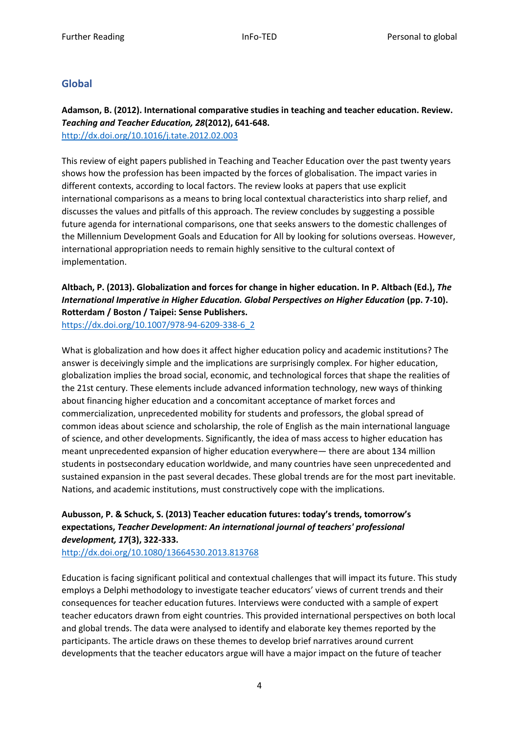## Global

**Adamson, B. (2012). International comparative studies in teaching and teacher education. Review. *Teaching and Teacher Education, 28*(2012), 641-648.**
http://dx.doi.org/10.1016/j.tate.2012.02.003

This review of eight papers published in Teaching and Teacher Education over the past twenty years shows how the profession has been impacted by the forces of globalisation. The impact varies in different contexts, according to local factors. The review looks at papers that use explicit international comparisons as a means to bring local contextual characteristics into sharp relief, and discusses the values and pitfalls of this approach. The review concludes by suggesting a possible future agenda for international comparisons, one that seeks answers to the domestic challenges of the Millennium Development Goals and Education for All by looking for solutions overseas. However, international appropriation needs to remain highly sensitive to the cultural context of implementation.

**Altbach, P. (2013). Globalization and forces for change in higher education. In P. Altbach (Ed.), *The International Imperative in Higher Education. Global Perspectives on Higher Education* (pp. 7-10). Rotterdam / Boston / Taipei: Sense Publishers.**
https://dx.doi.org/10.1007/978-94-6209-338-6_2

What is globalization and how does it affect higher education policy and academic institutions? The answer is deceivingly simple and the implications are surprisingly complex. For higher education, globalization implies the broad social, economic, and technological forces that shape the realities of the 21st century. These elements include advanced information technology, new ways of thinking about financing higher education and a concomitant acceptance of market forces and commercialization, unprecedented mobility for students and professors, the global spread of common ideas about science and scholarship, the role of English as the main international language of science, and other developments. Significantly, the idea of mass access to higher education has meant unprecedented expansion of higher education everywhere— there are about 134 million students in postsecondary education worldwide, and many countries have seen unprecedented and sustained expansion in the past several decades. These global trends are for the most part inevitable. Nations, and academic institutions, must constructively cope with the implications.

**Aubusson, P. & Schuck, S. (2013) Teacher education futures: today's trends, tomorrow's expectations, *Teacher Development: An international journal of teachers' professional development, 17*(3), 322-333.**
http://dx.doi.org/10.1080/13664530.2013.813768

Education is facing significant political and contextual challenges that will impact its future. This study employs a Delphi methodology to investigate teacher educators' views of current trends and their consequences for teacher education futures. Interviews were conducted with a sample of expert teacher educators drawn from eight countries. This provided international perspectives on both local and global trends. The data were analysed to identify and elaborate key themes reported by the participants. The article draws on these themes to develop brief narratives around current developments that the teacher educators argue will have a major impact on the future of teacher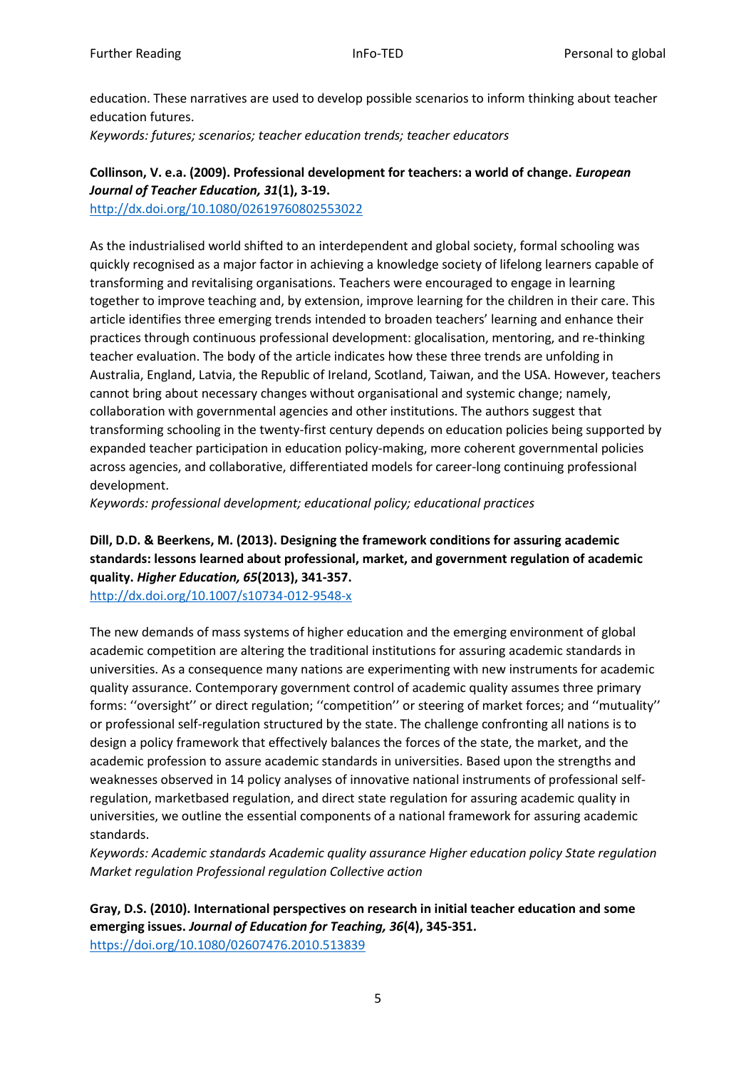education. These narratives are used to develop possible scenarios to inform thinking about teacher education futures.
*Keywords: futures; scenarios; teacher education trends; teacher educators*

**Collinson, V. e.a. (2009). Professional development for teachers: a world of change. *European Journal of Teacher Education, 31*(1), 3-19.**
http://dx.doi.org/10.1080/02619760802553022

As the industrialised world shifted to an interdependent and global society, formal schooling was quickly recognised as a major factor in achieving a knowledge society of lifelong learners capable of transforming and revitalising organisations. Teachers were encouraged to engage in learning together to improve teaching and, by extension, improve learning for the children in their care. This article identifies three emerging trends intended to broaden teachers' learning and enhance their practices through continuous professional development: glocalisation, mentoring, and re-thinking teacher evaluation. The body of the article indicates how these three trends are unfolding in Australia, England, Latvia, the Republic of Ireland, Scotland, Taiwan, and the USA. However, teachers cannot bring about necessary changes without organisational and systemic change; namely, collaboration with governmental agencies and other institutions. The authors suggest that transforming schooling in the twenty-first century depends on education policies being supported by expanded teacher participation in education policy-making, more coherent governmental policies across agencies, and collaborative, differentiated models for career-long continuing professional development.
*Keywords: professional development; educational policy; educational practices*

**Dill, D.D. & Beerkens, M. (2013). Designing the framework conditions for assuring academic standards: lessons learned about professional, market, and government regulation of academic quality. *Higher Education, 65*(2013), 341-357.**
http://dx.doi.org/10.1007/s10734-012-9548-x

The new demands of mass systems of higher education and the emerging environment of global academic competition are altering the traditional institutions for assuring academic standards in universities. As a consequence many nations are experimenting with new instruments for academic quality assurance. Contemporary government control of academic quality assumes three primary forms: ''oversight'' or direct regulation; ''competition'' or steering of market forces; and ''mutuality'' or professional self-regulation structured by the state. The challenge confronting all nations is to design a policy framework that effectively balances the forces of the state, the market, and the academic profession to assure academic standards in universities. Based upon the strengths and weaknesses observed in 14 policy analyses of innovative national instruments of professional self-regulation, marketbased regulation, and direct state regulation for assuring academic quality in universities, we outline the essential components of a national framework for assuring academic standards.
*Keywords: Academic standards Academic quality assurance Higher education policy State regulation Market regulation Professional regulation Collective action*

**Gray, D.S. (2010). International perspectives on research in initial teacher education and some emerging issues. *Journal of Education for Teaching, 36*(4), 345-351.**
https://doi.org/10.1080/02607476.2010.513839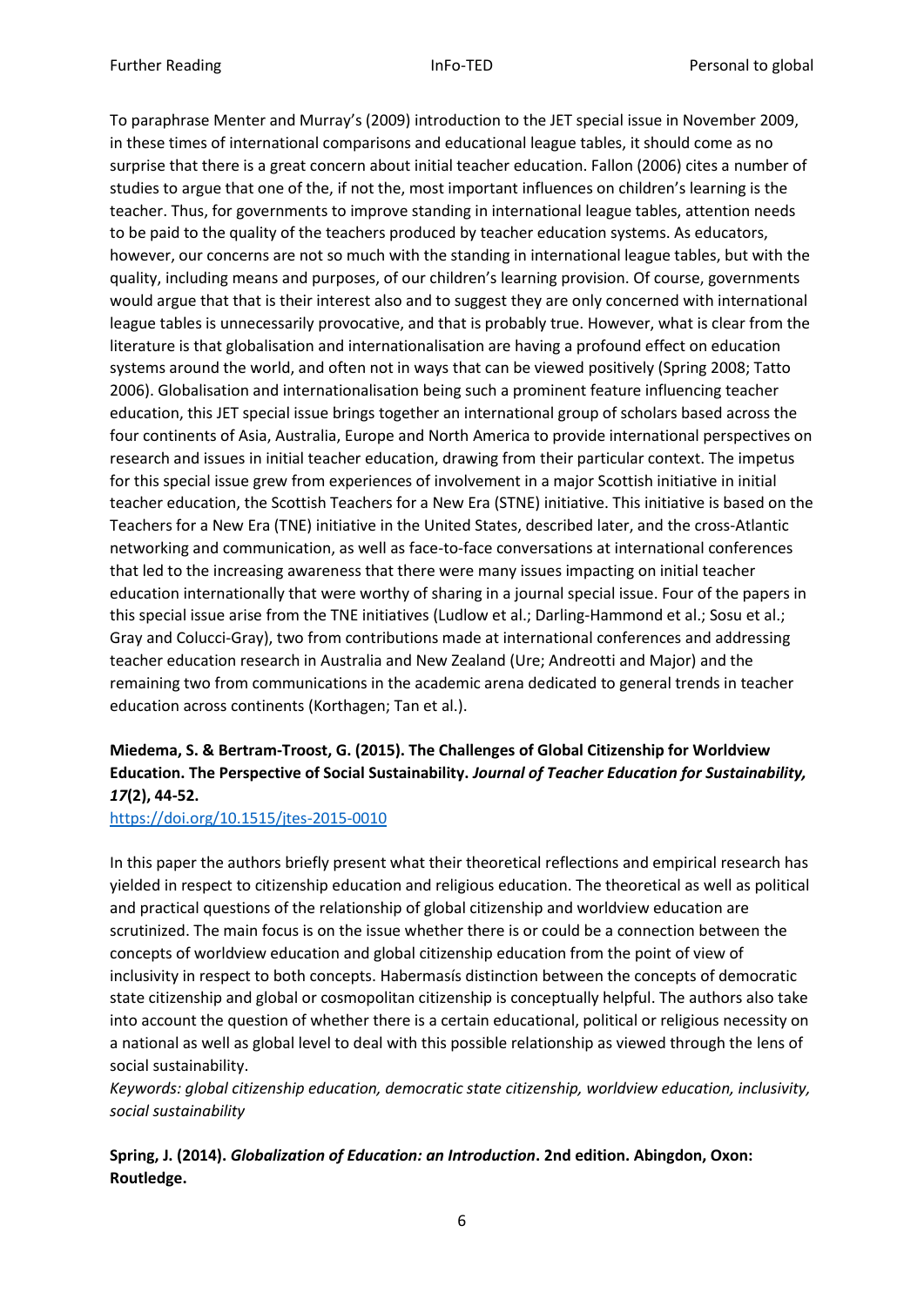To paraphrase Menter and Murray's (2009) introduction to the JET special issue in November 2009, in these times of international comparisons and educational league tables, it should come as no surprise that there is a great concern about initial teacher education. Fallon (2006) cites a number of studies to argue that one of the, if not the, most important influences on children's learning is the teacher. Thus, for governments to improve standing in international league tables, attention needs to be paid to the quality of the teachers produced by teacher education systems. As educators, however, our concerns are not so much with the standing in international league tables, but with the quality, including means and purposes, of our children's learning provision. Of course, governments would argue that that is their interest also and to suggest they are only concerned with international league tables is unnecessarily provocative, and that is probably true. However, what is clear from the literature is that globalisation and internationalisation are having a profound effect on education systems around the world, and often not in ways that can be viewed positively (Spring 2008; Tatto 2006). Globalisation and internationalisation being such a prominent feature influencing teacher education, this JET special issue brings together an international group of scholars based across the four continents of Asia, Australia, Europe and North America to provide international perspectives on research and issues in initial teacher education, drawing from their particular context. The impetus for this special issue grew from experiences of involvement in a major Scottish initiative in initial teacher education, the Scottish Teachers for a New Era (STNE) initiative. This initiative is based on the Teachers for a New Era (TNE) initiative in the United States, described later, and the cross-Atlantic networking and communication, as well as face-to-face conversations at international conferences that led to the increasing awareness that there were many issues impacting on initial teacher education internationally that were worthy of sharing in a journal special issue. Four of the papers in this special issue arise from the TNE initiatives (Ludlow et al.; Darling-Hammond et al.; Sosu et al.; Gray and Colucci-Gray), two from contributions made at international conferences and addressing teacher education research in Australia and New Zealand (Ure; Andreotti and Major) and the remaining two from communications in the academic arena dedicated to general trends in teacher education across continents (Korthagen; Tan et al.).

**Miedema, S. & Bertram-Troost, G. (2015). The Challenges of Global Citizenship for Worldview Education. The Perspective of Social Sustainability. *Journal of Teacher Education for Sustainability, 17*(2), 44-52.**
https://doi.org/10.1515/jtes-2015-0010

In this paper the authors briefly present what their theoretical reflections and empirical research has yielded in respect to citizenship education and religious education. The theoretical as well as political and practical questions of the relationship of global citizenship and worldview education are scrutinized. The main focus is on the issue whether there is or could be a connection between the concepts of worldview education and global citizenship education from the point of view of inclusivity in respect to both concepts. Habermasís distinction between the concepts of democratic state citizenship and global or cosmopolitan citizenship is conceptually helpful. The authors also take into account the question of whether there is a certain educational, political or religious necessity on a national as well as global level to deal with this possible relationship as viewed through the lens of social sustainability.
*Keywords: global citizenship education, democratic state citizenship, worldview education, inclusivity, social sustainability*

**Spring, J. (2014). *Globalization of Education: an Introduction*. 2nd edition. Abingdon, Oxon: Routledge.**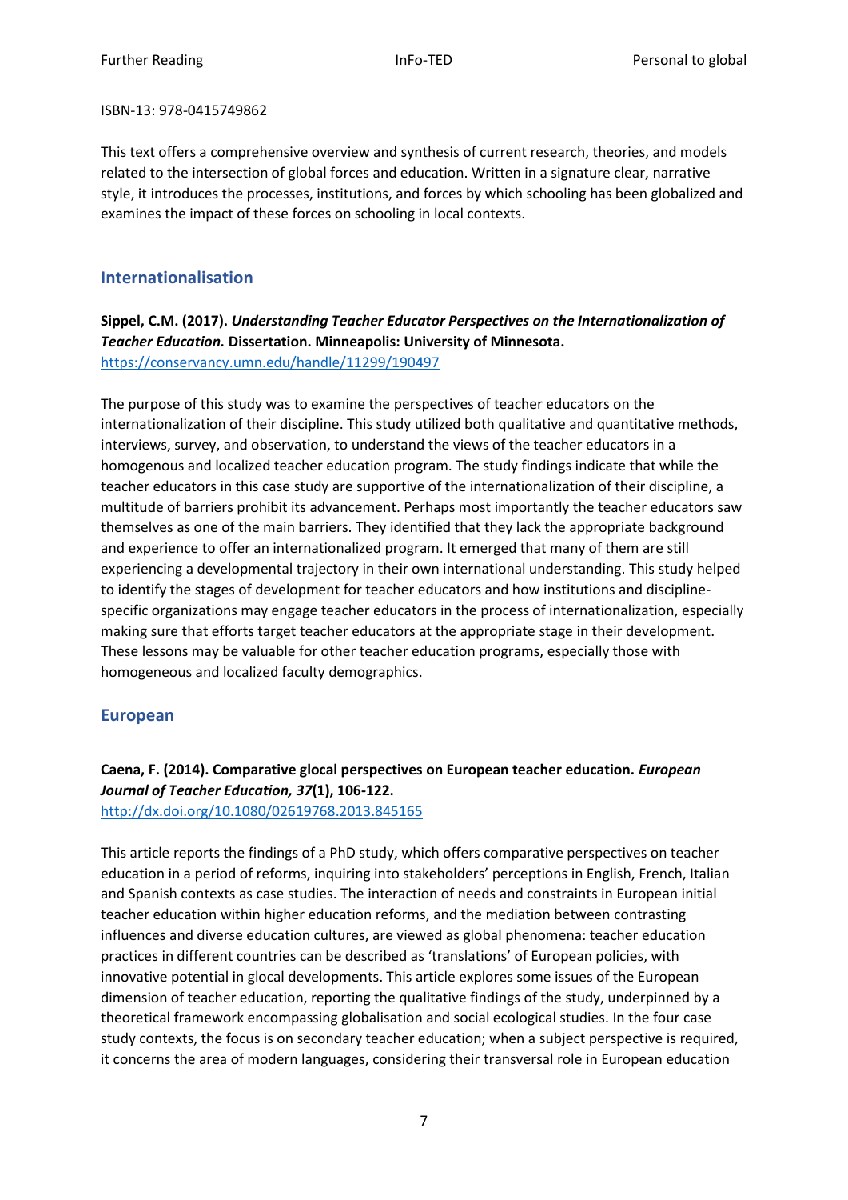ISBN-13: 978-0415749862

This text offers a comprehensive overview and synthesis of current research, theories, and models related to the intersection of global forces and education. Written in a signature clear, narrative style, it introduces the processes, institutions, and forces by which schooling has been globalized and examines the impact of these forces on schooling in local contexts.

## Internationalisation

**Sippel, C.M. (2017). *Understanding Teacher Educator Perspectives on the Internationalization of Teacher Education.* Dissertation. Minneapolis: University of Minnesota.**
https://conservancy.umn.edu/handle/11299/190497

The purpose of this study was to examine the perspectives of teacher educators on the internationalization of their discipline. This study utilized both qualitative and quantitative methods, interviews, survey, and observation, to understand the views of the teacher educators in a homogenous and localized teacher education program. The study findings indicate that while the teacher educators in this case study are supportive of the internationalization of their discipline, a multitude of barriers prohibit its advancement. Perhaps most importantly the teacher educators saw themselves as one of the main barriers. They identified that they lack the appropriate background and experience to offer an internationalized program. It emerged that many of them are still experiencing a developmental trajectory in their own international understanding. This study helped to identify the stages of development for teacher educators and how institutions and discipline-specific organizations may engage teacher educators in the process of internationalization, especially making sure that efforts target teacher educators at the appropriate stage in their development. These lessons may be valuable for other teacher education programs, especially those with homogeneous and localized faculty demographics.

## European

**Caena, F. (2014). Comparative glocal perspectives on European teacher education. *European Journal of Teacher Education, 37*(1), 106-122.**
http://dx.doi.org/10.1080/02619768.2013.845165

This article reports the findings of a PhD study, which offers comparative perspectives on teacher education in a period of reforms, inquiring into stakeholders' perceptions in English, French, Italian and Spanish contexts as case studies. The interaction of needs and constraints in European initial teacher education within higher education reforms, and the mediation between contrasting influences and diverse education cultures, are viewed as global phenomena: teacher education practices in different countries can be described as 'translations' of European policies, with innovative potential in glocal developments. This article explores some issues of the European dimension of teacher education, reporting the qualitative findings of the study, underpinned by a theoretical framework encompassing globalisation and social ecological studies. In the four case study contexts, the focus is on secondary teacher education; when a subject perspective is required, it concerns the area of modern languages, considering their transversal role in European education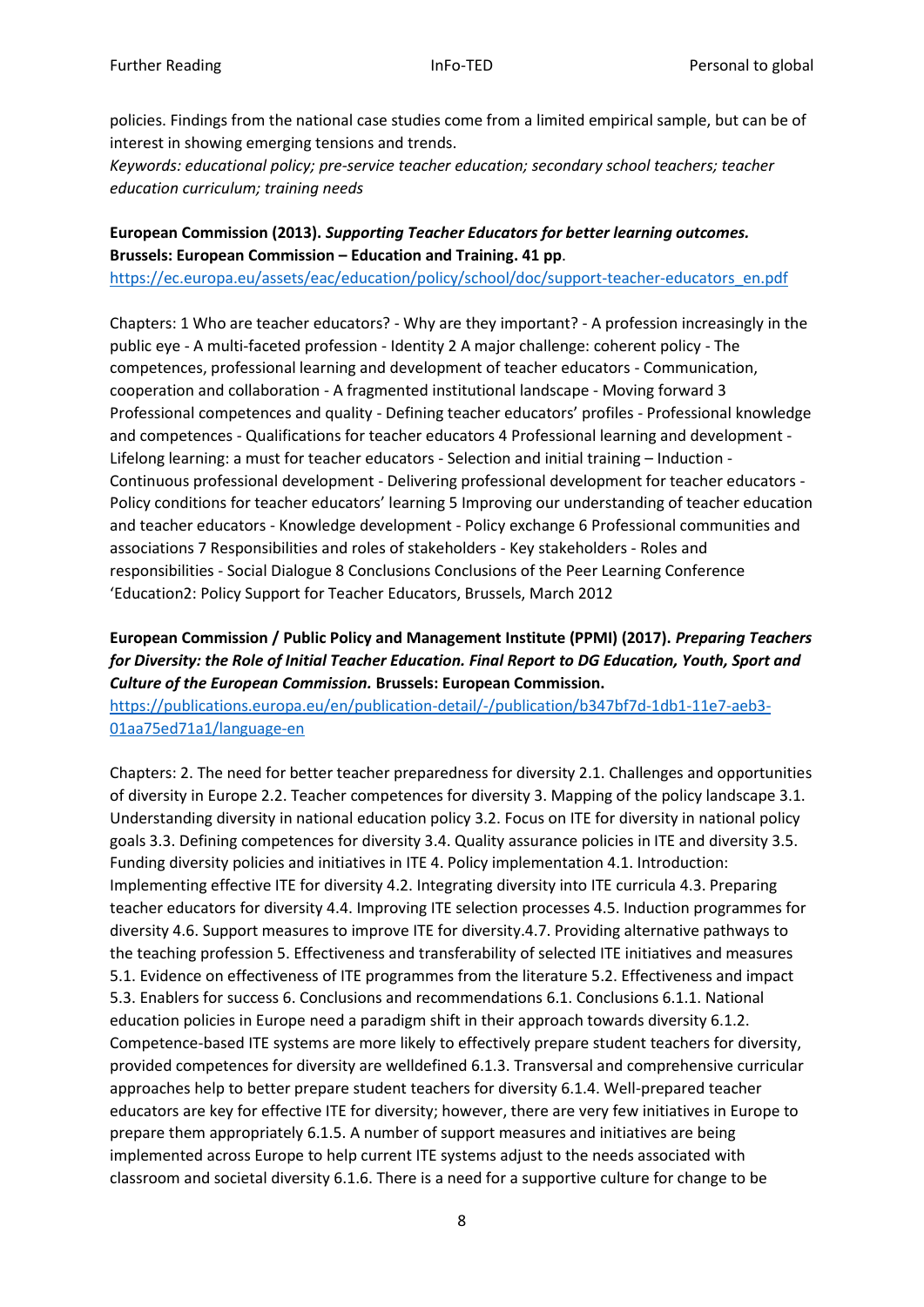policies. Findings from the national case studies come from a limited empirical sample, but can be of interest in showing emerging tensions and trends.
*Keywords: educational policy; pre-service teacher education; secondary school teachers; teacher education curriculum; training needs*

**European Commission (2013).** ***Supporting Teacher Educators for better learning outcomes.*** **Brussels: European Commission – Education and Training. 41 pp**.
https://ec.europa.eu/assets/eac/education/policy/school/doc/support-teacher-educators_en.pdf

Chapters: 1 Who are teacher educators? - Why are they important? - A profession increasingly in the public eye - A multi-faceted profession - Identity 2 A major challenge: coherent policy - The competences, professional learning and development of teacher educators - Communication, cooperation and collaboration - A fragmented institutional landscape - Moving forward 3 Professional competences and quality - Defining teacher educators' profiles - Professional knowledge and competences - Qualifications for teacher educators 4 Professional learning and development - Lifelong learning: a must for teacher educators - Selection and initial training – Induction - Continuous professional development - Delivering professional development for teacher educators - Policy conditions for teacher educators' learning 5 Improving our understanding of teacher education and teacher educators - Knowledge development - Policy exchange 6 Professional communities and associations 7 Responsibilities and roles of stakeholders - Key stakeholders - Roles and responsibilities - Social Dialogue 8 Conclusions Conclusions of the Peer Learning Conference 'Education2: Policy Support for Teacher Educators, Brussels, March 2012

**European Commission / Public Policy and Management Institute (PPMI) (2017).** ***Preparing Teachers for Diversity: the Role of Initial Teacher Education. Final Report to DG Education, Youth, Sport and Culture of the European Commission.*** **Brussels: European Commission.**
https://publications.europa.eu/en/publication-detail/-/publication/b347bf7d-1db1-11e7-aeb3-01aa75ed71a1/language-en

Chapters: 2. The need for better teacher preparedness for diversity 2.1. Challenges and opportunities of diversity in Europe 2.2. Teacher competences for diversity 3. Mapping of the policy landscape 3.1. Understanding diversity in national education policy 3.2. Focus on ITE for diversity in national policy goals 3.3. Defining competences for diversity 3.4. Quality assurance policies in ITE and diversity 3.5. Funding diversity policies and initiatives in ITE 4. Policy implementation 4.1. Introduction: Implementing effective ITE for diversity 4.2. Integrating diversity into ITE curricula 4.3. Preparing teacher educators for diversity 4.4. Improving ITE selection processes 4.5. Induction programmes for diversity 4.6. Support measures to improve ITE for diversity.4.7. Providing alternative pathways to the teaching profession 5. Effectiveness and transferability of selected ITE initiatives and measures 5.1. Evidence on effectiveness of ITE programmes from the literature 5.2. Effectiveness and impact 5.3. Enablers for success 6. Conclusions and recommendations 6.1. Conclusions 6.1.1. National education policies in Europe need a paradigm shift in their approach towards diversity 6.1.2. Competence-based ITE systems are more likely to effectively prepare student teachers for diversity, provided competences for diversity are welldefined 6.1.3. Transversal and comprehensive curricular approaches help to better prepare student teachers for diversity 6.1.4. Well-prepared teacher educators are key for effective ITE for diversity; however, there are very few initiatives in Europe to prepare them appropriately 6.1.5. A number of support measures and initiatives are being implemented across Europe to help current ITE systems adjust to the needs associated with classroom and societal diversity 6.1.6. There is a need for a supportive culture for change to be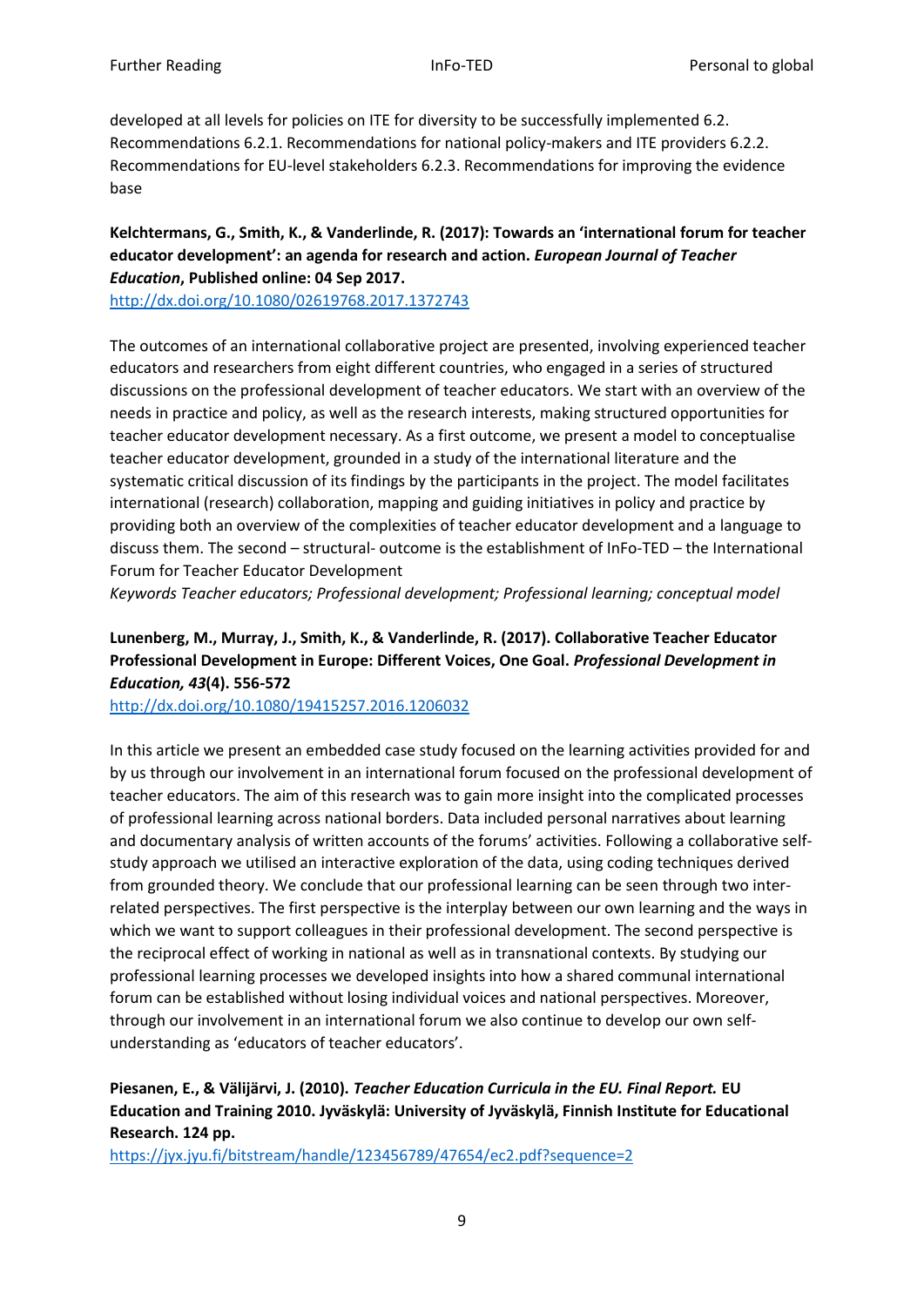developed at all levels for policies on ITE for diversity to be successfully implemented 6.2. Recommendations 6.2.1. Recommendations for national policy-makers and ITE providers 6.2.2. Recommendations for EU-level stakeholders 6.2.3. Recommendations for improving the evidence base

**Kelchtermans, G., Smith, K., & Vanderlinde, R. (2017): Towards an 'international forum for teacher educator development': an agenda for research and action. *European Journal of Teacher Education*, Published online: 04 Sep 2017.**
http://dx.doi.org/10.1080/02619768.2017.1372743

The outcomes of an international collaborative project are presented, involving experienced teacher educators and researchers from eight different countries, who engaged in a series of structured discussions on the professional development of teacher educators. We start with an overview of the needs in practice and policy, as well as the research interests, making structured opportunities for teacher educator development necessary. As a first outcome, we present a model to conceptualise teacher educator development, grounded in a study of the international literature and the systematic critical discussion of its findings by the participants in the project. The model facilitates international (research) collaboration, mapping and guiding initiatives in policy and practice by providing both an overview of the complexities of teacher educator development and a language to discuss them. The second – structural- outcome is the establishment of InFo-TED – the International Forum for Teacher Educator Development
*Keywords Teacher educators; Professional development; Professional learning; conceptual model*

**Lunenberg, M., Murray, J., Smith, K., & Vanderlinde, R. (2017). Collaborative Teacher Educator Professional Development in Europe: Different Voices, One Goal. *Professional Development in Education, 43*(4). 556-572**
http://dx.doi.org/10.1080/19415257.2016.1206032

In this article we present an embedded case study focused on the learning activities provided for and by us through our involvement in an international forum focused on the professional development of teacher educators. The aim of this research was to gain more insight into the complicated processes of professional learning across national borders. Data included personal narratives about learning and documentary analysis of written accounts of the forums' activities. Following a collaborative self-study approach we utilised an interactive exploration of the data, using coding techniques derived from grounded theory. We conclude that our professional learning can be seen through two inter-related perspectives. The first perspective is the interplay between our own learning and the ways in which we want to support colleagues in their professional development. The second perspective is the reciprocal effect of working in national as well as in transnational contexts. By studying our professional learning processes we developed insights into how a shared communal international forum can be established without losing individual voices and national perspectives. Moreover, through our involvement in an international forum we also continue to develop our own self-understanding as 'educators of teacher educators'.

**Piesanen, E., & Välijärvi, J. (2010). *Teacher Education Curricula in the EU. Final Report.* EU Education and Training 2010. Jyväskylä: University of Jyväskylä, Finnish Institute for Educational Research. 124 pp.**
https://jyx.jyu.fi/bitstream/handle/123456789/47654/ec2.pdf?sequence=2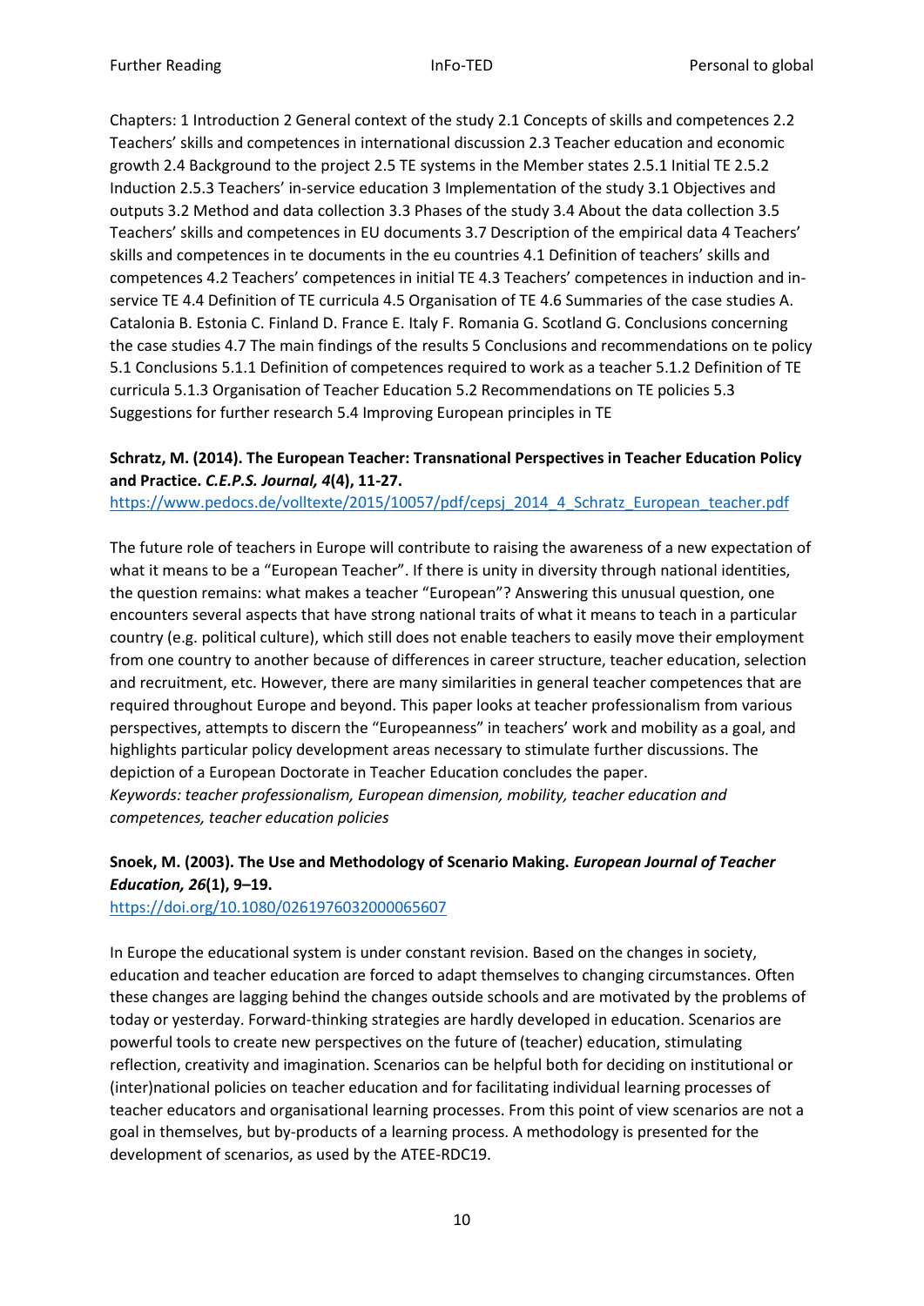Chapters: 1 Introduction 2 General context of the study 2.1 Concepts of skills and competences 2.2 Teachers' skills and competences in international discussion 2.3 Teacher education and economic growth 2.4 Background to the project 2.5 TE systems in the Member states 2.5.1 Initial TE 2.5.2 Induction 2.5.3 Teachers' in-service education 3 Implementation of the study 3.1 Objectives and outputs 3.2 Method and data collection 3.3 Phases of the study 3.4 About the data collection 3.5 Teachers' skills and competences in EU documents 3.7 Description of the empirical data 4 Teachers' skills and competences in te documents in the eu countries 4.1 Definition of teachers' skills and competences 4.2 Teachers' competences in initial TE 4.3 Teachers' competences in induction and in-service TE 4.4 Definition of TE curricula 4.5 Organisation of TE 4.6 Summaries of the case studies A. Catalonia B. Estonia C. Finland D. France E. Italy F. Romania G. Scotland G. Conclusions concerning the case studies 4.7 The main findings of the results 5 Conclusions and recommendations on te policy 5.1 Conclusions 5.1.1 Definition of competences required to work as a teacher 5.1.2 Definition of TE curricula 5.1.3 Organisation of Teacher Education 5.2 Recommendations on TE policies 5.3 Suggestions for further research 5.4 Improving European principles in TE

**Schratz, M. (2014). The European Teacher: Transnational Perspectives in Teacher Education Policy and Practice. *C.E.P.S. Journal, 4*(4), 11-27.**
https://www.pedocs.de/volltexte/2015/10057/pdf/cepsj_2014_4_Schratz_European_teacher.pdf

The future role of teachers in Europe will contribute to raising the awareness of a new expectation of what it means to be a "European Teacher". If there is unity in diversity through national identities, the question remains: what makes a teacher "European"? Answering this unusual question, one encounters several aspects that have strong national traits of what it means to teach in a particular country (e.g. political culture), which still does not enable teachers to easily move their employment from one country to another because of differences in career structure, teacher education, selection and recruitment, etc. However, there are many similarities in general teacher competences that are required throughout Europe and beyond. This paper looks at teacher professionalism from various perspectives, attempts to discern the "Europeanness" in teachers' work and mobility as a goal, and highlights particular policy development areas necessary to stimulate further discussions. The depiction of a European Doctorate in Teacher Education concludes the paper.
*Keywords: teacher professionalism, European dimension, mobility, teacher education and competences, teacher education policies*

**Snoek, M. (2003). The Use and Methodology of Scenario Making. *European Journal of Teacher Education, 26*(1), 9–19.**
https://doi.org/10.1080/0261976032000065607

In Europe the educational system is under constant revision. Based on the changes in society, education and teacher education are forced to adapt themselves to changing circumstances. Often these changes are lagging behind the changes outside schools and are motivated by the problems of today or yesterday. Forward-thinking strategies are hardly developed in education. Scenarios are powerful tools to create new perspectives on the future of (teacher) education, stimulating reflection, creativity and imagination. Scenarios can be helpful both for deciding on institutional or (inter)national policies on teacher education and for facilitating individual learning processes of teacher educators and organisational learning processes. From this point of view scenarios are not a goal in themselves, but by-products of a learning process. A methodology is presented for the development of scenarios, as used by the ATEE-RDC19.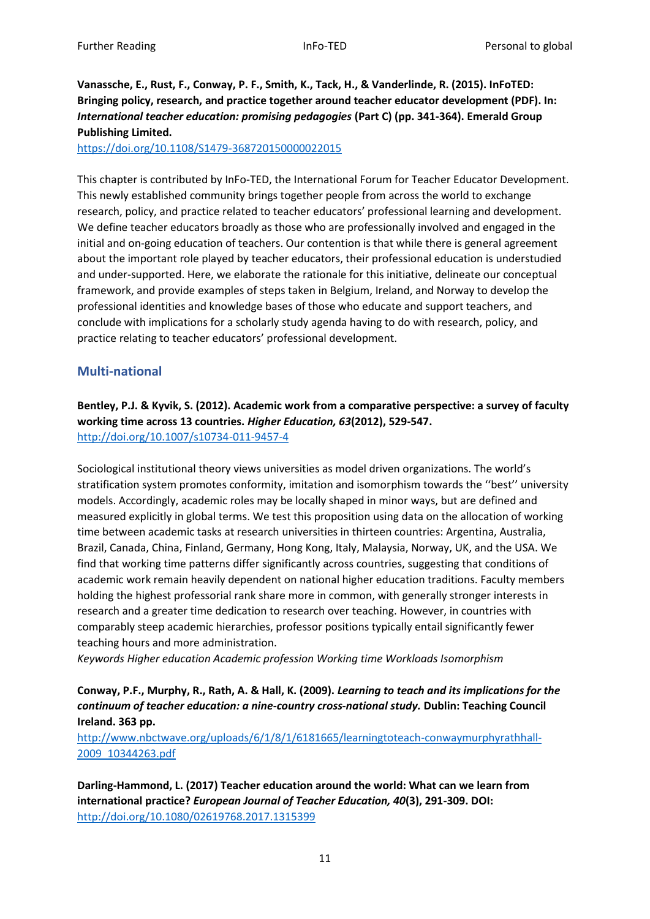**Vanassche, E., Rust, F., Conway, P. F., Smith, K., Tack, H., & Vanderlinde, R. (2015). InFoTED: Bringing policy, research, and practice together around teacher educator development (PDF). In: *International teacher education: promising pedagogies* (Part C) (pp. 341-364). Emerald Group Publishing Limited.**
https://doi.org/10.1108/S1479-368720150000022015

This chapter is contributed by InFo-TED, the International Forum for Teacher Educator Development. This newly established community brings together people from across the world to exchange research, policy, and practice related to teacher educators' professional learning and development. We define teacher educators broadly as those who are professionally involved and engaged in the initial and on-going education of teachers. Our contention is that while there is general agreement about the important role played by teacher educators, their professional education is understudied and under-supported. Here, we elaborate the rationale for this initiative, delineate our conceptual framework, and provide examples of steps taken in Belgium, Ireland, and Norway to develop the professional identities and knowledge bases of those who educate and support teachers, and conclude with implications for a scholarly study agenda having to do with research, policy, and practice relating to teacher educators' professional development.

## Multi-national

**Bentley, P.J. & Kyvik, S. (2012). Academic work from a comparative perspective: a survey of faculty working time across 13 countries. *Higher Education, 63*(2012), 529-547.**
http://doi.org/10.1007/s10734-011-9457-4

Sociological institutional theory views universities as model driven organizations. The world's stratification system promotes conformity, imitation and isomorphism towards the ''best'' university models. Accordingly, academic roles may be locally shaped in minor ways, but are defined and measured explicitly in global terms. We test this proposition using data on the allocation of working time between academic tasks at research universities in thirteen countries: Argentina, Australia, Brazil, Canada, China, Finland, Germany, Hong Kong, Italy, Malaysia, Norway, UK, and the USA. We find that working time patterns differ significantly across countries, suggesting that conditions of academic work remain heavily dependent on national higher education traditions. Faculty members holding the highest professorial rank share more in common, with generally stronger interests in research and a greater time dedication to research over teaching. However, in countries with comparably steep academic hierarchies, professor positions typically entail significantly fewer teaching hours and more administration.
*Keywords Higher education Academic profession Working time Workloads Isomorphism*

**Conway, P.F., Murphy, R., Rath, A. & Hall, K. (2009). *Learning to teach and its implications for the continuum of teacher education: a nine-country cross-national study.* Dublin: Teaching Council Ireland. 363 pp.**
http://www.nbctwave.org/uploads/6/1/8/1/6181665/learningtoteach-conwaymurphyrathhall-2009_10344263.pdf

**Darling-Hammond, L. (2017) Teacher education around the world: What can we learn from international practice? *European Journal of Teacher Education, 40*(3), 291-309. DOI:** http://doi.org/10.1080/02619768.2017.1315399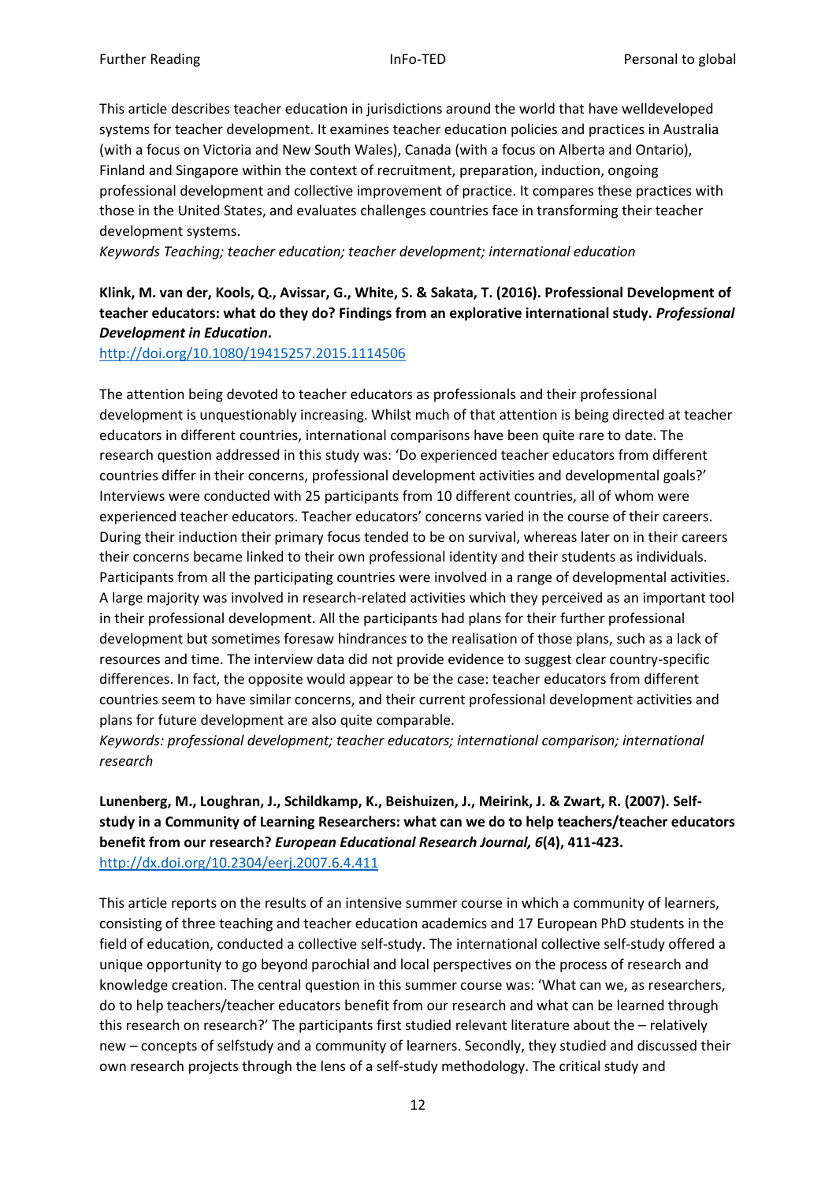This article describes teacher education in jurisdictions around the world that have welldeveloped systems for teacher development. It examines teacher education policies and practices in Australia (with a focus on Victoria and New South Wales), Canada (with a focus on Alberta and Ontario), Finland and Singapore within the context of recruitment, preparation, induction, ongoing professional development and collective improvement of practice. It compares these practices with those in the United States, and evaluates challenges countries face in transforming their teacher development systems.

*Keywords Teaching; teacher education; teacher development; international education*

**Klink, M. van der, Kools, Q., Avissar, G., White, S. & Sakata, T. (2016). Professional Development of teacher educators: what do they do? Findings from an explorative international study. *Professional Development in Education*.**

http://doi.org/10.1080/19415257.2015.1114506

The attention being devoted to teacher educators as professionals and their professional development is unquestionably increasing. Whilst much of that attention is being directed at teacher educators in different countries, international comparisons have been quite rare to date. The research question addressed in this study was: 'Do experienced teacher educators from different countries differ in their concerns, professional development activities and developmental goals?' Interviews were conducted with 25 participants from 10 different countries, all of whom were experienced teacher educators. Teacher educators' concerns varied in the course of their careers. During their induction their primary focus tended to be on survival, whereas later on in their careers their concerns became linked to their own professional identity and their students as individuals. Participants from all the participating countries were involved in a range of developmental activities. A large majority was involved in research-related activities which they perceived as an important tool in their professional development. All the participants had plans for their further professional development but sometimes foresaw hindrances to the realisation of those plans, such as a lack of resources and time. The interview data did not provide evidence to suggest clear country-specific differences. In fact, the opposite would appear to be the case: teacher educators from different countries seem to have similar concerns, and their current professional development activities and plans for future development are also quite comparable.

*Keywords: professional development; teacher educators; international comparison; international research*

**Lunenberg, M., Loughran, J., Schildkamp, K., Beishuizen, J., Meirink, J. & Zwart, R. (2007). Self-study in a Community of Learning Researchers: what can we do to help teachers/teacher educators benefit from our research? *European Educational Research Journal, 6*(4), 411-423.**

http://dx.doi.org/10.2304/eerj.2007.6.4.411

This article reports on the results of an intensive summer course in which a community of learners, consisting of three teaching and teacher education academics and 17 European PhD students in the field of education, conducted a collective self-study. The international collective self-study offered a unique opportunity to go beyond parochial and local perspectives on the process of research and knowledge creation. The central question in this summer course was: 'What can we, as researchers, do to help teachers/teacher educators benefit from our research and what can be learned through this research on research?' The participants first studied relevant literature about the – relatively new – concepts of selfstudy and a community of learners. Secondly, they studied and discussed their own research projects through the lens of a self-study methodology. The critical study and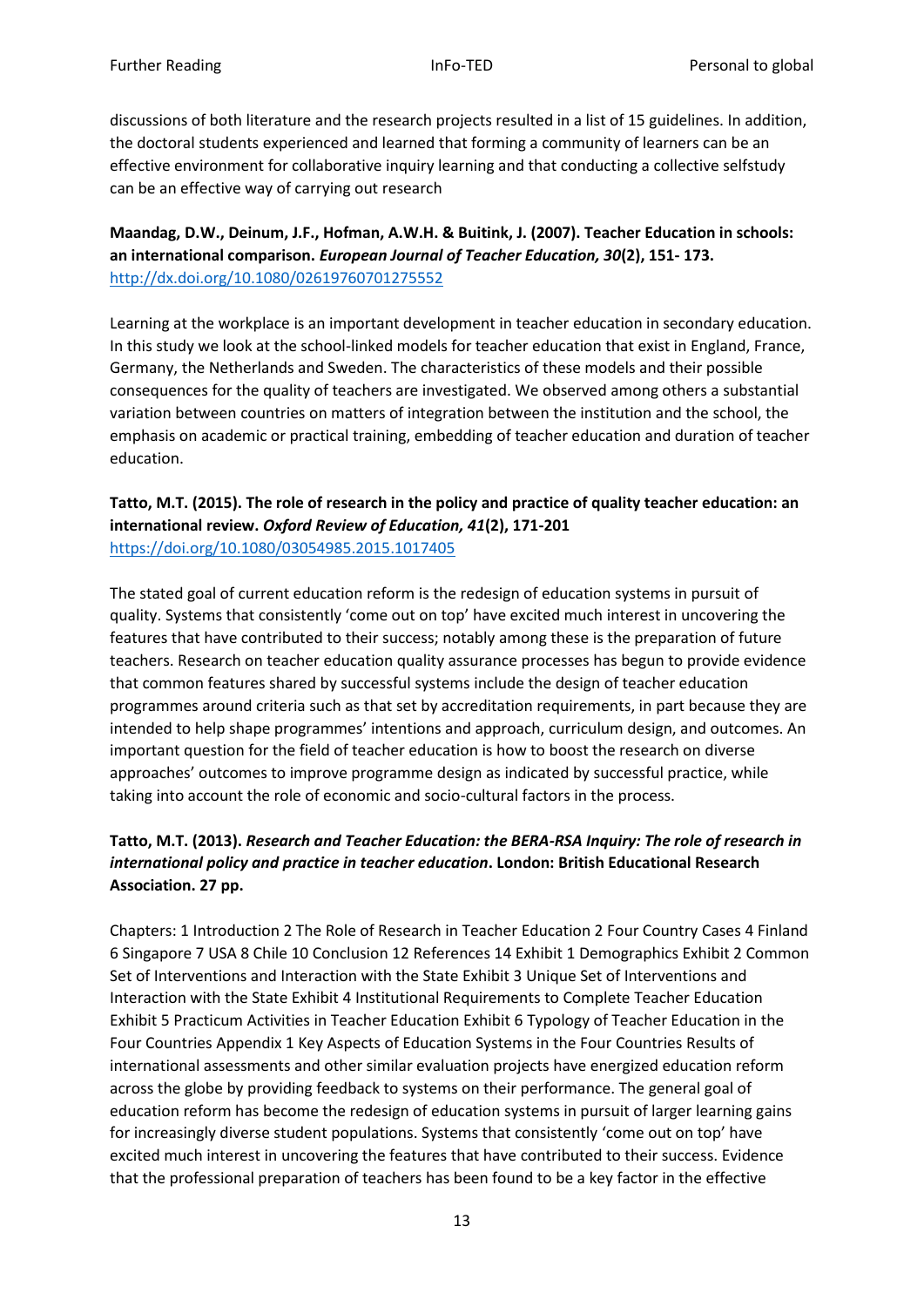discussions of both literature and the research projects resulted in a list of 15 guidelines. In addition, the doctoral students experienced and learned that forming a community of learners can be an effective environment for collaborative inquiry learning and that conducting a collective selfstudy can be an effective way of carrying out research

**Maandag, D.W., Deinum, J.F., Hofman, A.W.H. & Buitink, J. (2007). Teacher Education in schools: an international comparison. *European Journal of Teacher Education, 30*(2), 151- 173.**
http://dx.doi.org/10.1080/02619760701275552

Learning at the workplace is an important development in teacher education in secondary education. In this study we look at the school-linked models for teacher education that exist in England, France, Germany, the Netherlands and Sweden. The characteristics of these models and their possible consequences for the quality of teachers are investigated. We observed among others a substantial variation between countries on matters of integration between the institution and the school, the emphasis on academic or practical training, embedding of teacher education and duration of teacher education.

**Tatto, M.T. (2015). The role of research in the policy and practice of quality teacher education: an international review. *Oxford Review of Education, 41*(2), 171-201**
https://doi.org/10.1080/03054985.2015.1017405

The stated goal of current education reform is the redesign of education systems in pursuit of quality. Systems that consistently 'come out on top' have excited much interest in uncovering the features that have contributed to their success; notably among these is the preparation of future teachers. Research on teacher education quality assurance processes has begun to provide evidence that common features shared by successful systems include the design of teacher education programmes around criteria such as that set by accreditation requirements, in part because they are intended to help shape programmes' intentions and approach, curriculum design, and outcomes. An important question for the field of teacher education is how to boost the research on diverse approaches' outcomes to improve programme design as indicated by successful practice, while taking into account the role of economic and socio-cultural factors in the process.

**Tatto, M.T. (2013). *Research and Teacher Education: the BERA-RSA Inquiry: The role of research in international policy and practice in teacher education*. London: British Educational Research Association. 27 pp.**

Chapters: 1 Introduction 2 The Role of Research in Teacher Education 2 Four Country Cases 4 Finland 6 Singapore 7 USA 8 Chile 10 Conclusion 12 References 14 Exhibit 1 Demographics Exhibit 2 Common Set of Interventions and Interaction with the State Exhibit 3 Unique Set of Interventions and Interaction with the State Exhibit 4 Institutional Requirements to Complete Teacher Education Exhibit 5 Practicum Activities in Teacher Education Exhibit 6 Typology of Teacher Education in the Four Countries Appendix 1 Key Aspects of Education Systems in the Four Countries Results of international assessments and other similar evaluation projects have energized education reform across the globe by providing feedback to systems on their performance. The general goal of education reform has become the redesign of education systems in pursuit of larger learning gains for increasingly diverse student populations. Systems that consistently 'come out on top' have excited much interest in uncovering the features that have contributed to their success. Evidence that the professional preparation of teachers has been found to be a key factor in the effective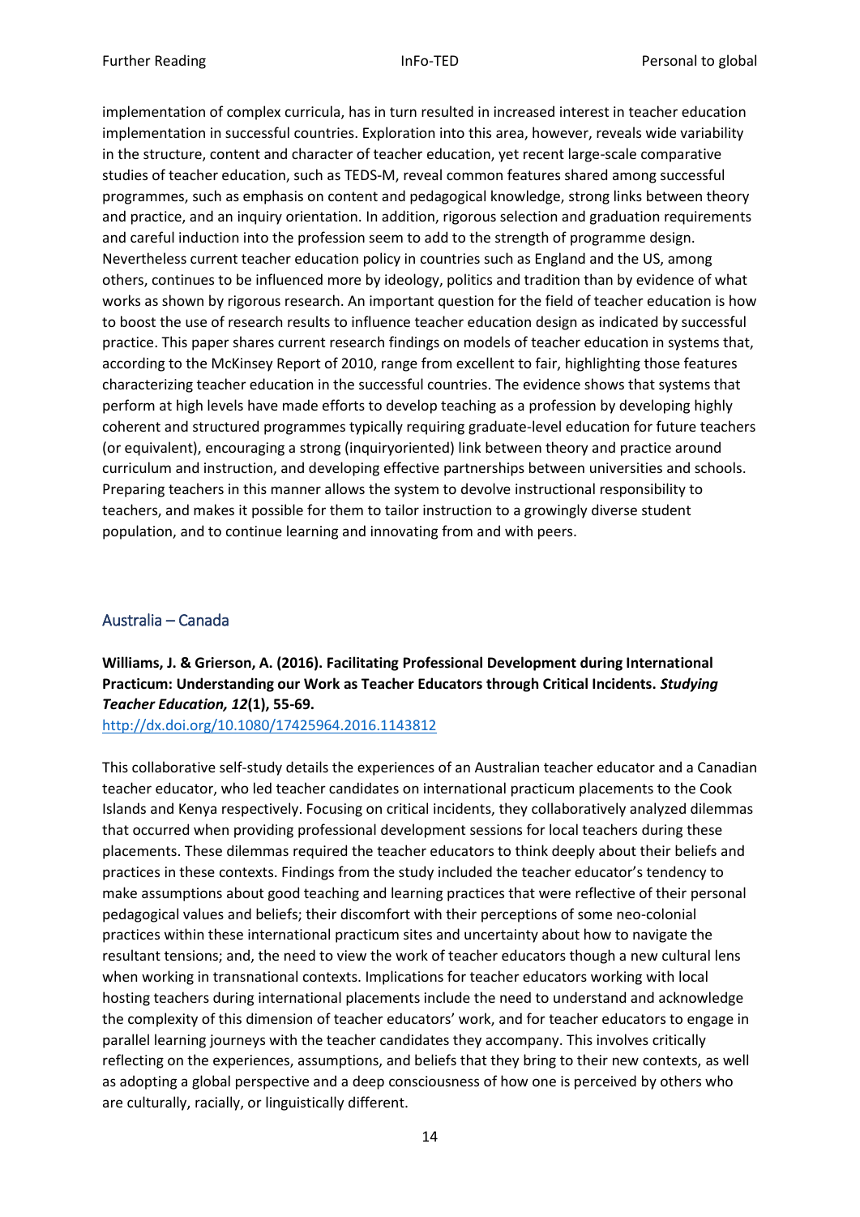implementation of complex curricula, has in turn resulted in increased interest in teacher education implementation in successful countries. Exploration into this area, however, reveals wide variability in the structure, content and character of teacher education, yet recent large-scale comparative studies of teacher education, such as TEDS-M, reveal common features shared among successful programmes, such as emphasis on content and pedagogical knowledge, strong links between theory and practice, and an inquiry orientation. In addition, rigorous selection and graduation requirements and careful induction into the profession seem to add to the strength of programme design. Nevertheless current teacher education policy in countries such as England and the US, among others, continues to be influenced more by ideology, politics and tradition than by evidence of what works as shown by rigorous research. An important question for the field of teacher education is how to boost the use of research results to influence teacher education design as indicated by successful practice. This paper shares current research findings on models of teacher education in systems that, according to the McKinsey Report of 2010, range from excellent to fair, highlighting those features characterizing teacher education in the successful countries. The evidence shows that systems that perform at high levels have made efforts to develop teaching as a profession by developing highly coherent and structured programmes typically requiring graduate-level education for future teachers (or equivalent), encouraging a strong (inquiryoriented) link between theory and practice around curriculum and instruction, and developing effective partnerships between universities and schools. Preparing teachers in this manner allows the system to devolve instructional responsibility to teachers, and makes it possible for them to tailor instruction to a growingly diverse student population, and to continue learning and innovating from and with peers.

## Australia – Canada

**Williams, J. & Grierson, A. (2016). Facilitating Professional Development during International Practicum: Understanding our Work as Teacher Educators through Critical Incidents. *Studying Teacher Education, 12*(1), 55-69.**
http://dx.doi.org/10.1080/17425964.2016.1143812

This collaborative self-study details the experiences of an Australian teacher educator and a Canadian teacher educator, who led teacher candidates on international practicum placements to the Cook Islands and Kenya respectively. Focusing on critical incidents, they collaboratively analyzed dilemmas that occurred when providing professional development sessions for local teachers during these placements. These dilemmas required the teacher educators to think deeply about their beliefs and practices in these contexts. Findings from the study included the teacher educator's tendency to make assumptions about good teaching and learning practices that were reflective of their personal pedagogical values and beliefs; their discomfort with their perceptions of some neo-colonial practices within these international practicum sites and uncertainty about how to navigate the resultant tensions; and, the need to view the work of teacher educators though a new cultural lens when working in transnational contexts. Implications for teacher educators working with local hosting teachers during international placements include the need to understand and acknowledge the complexity of this dimension of teacher educators' work, and for teacher educators to engage in parallel learning journeys with the teacher candidates they accompany. This involves critically reflecting on the experiences, assumptions, and beliefs that they bring to their new contexts, as well as adopting a global perspective and a deep consciousness of how one is perceived by others who are culturally, racially, or linguistically different.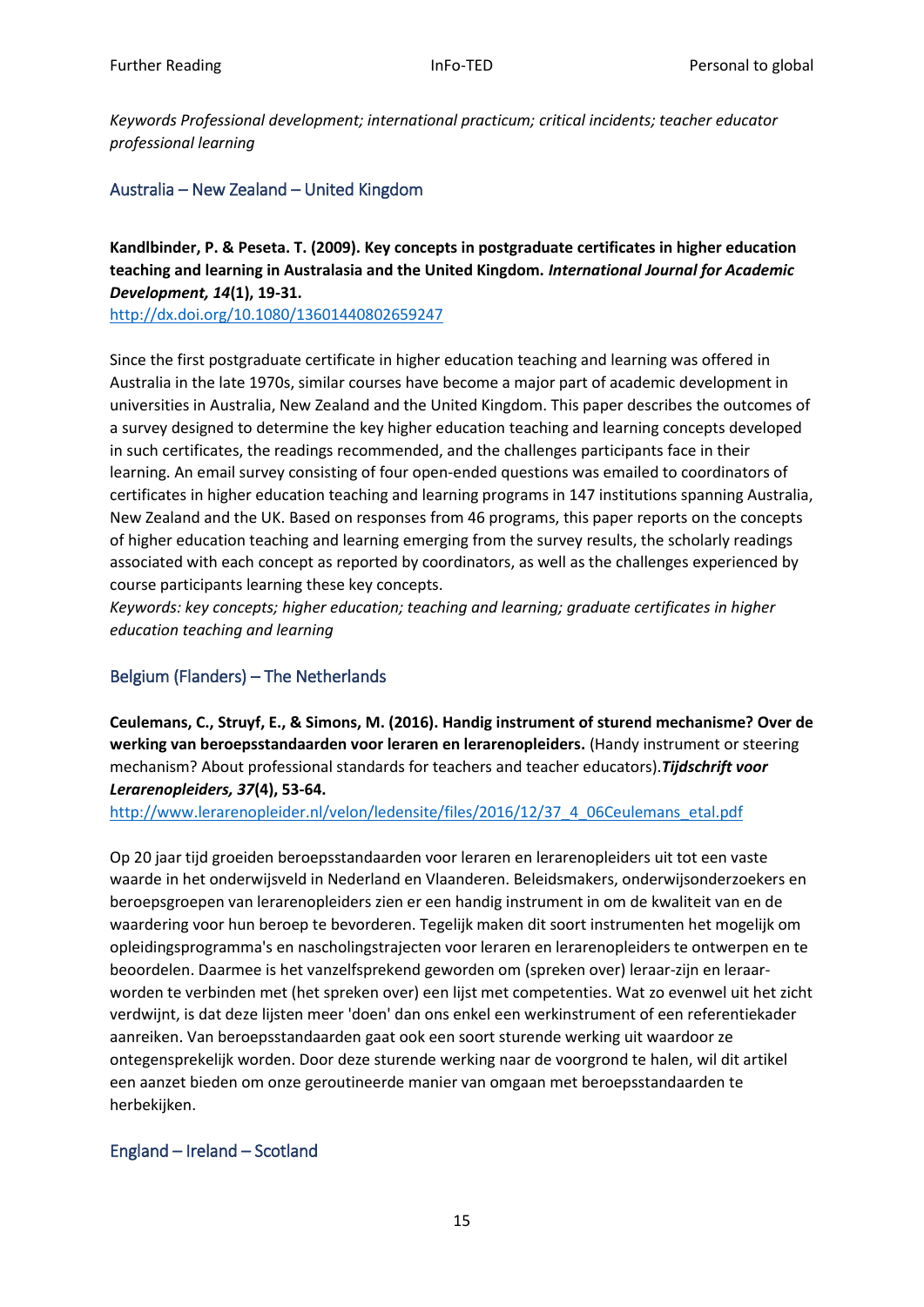*Keywords Professional development; international practicum; critical incidents; teacher educator professional learning*

## Australia – New Zealand – United Kingdom

**Kandlbinder, P. & Peseta. T. (2009). Key concepts in postgraduate certificates in higher education teaching and learning in Australasia and the United Kingdom. *International Journal for Academic Development, 14*(1), 19-31.**
http://dx.doi.org/10.1080/13601440802659247

Since the first postgraduate certificate in higher education teaching and learning was offered in Australia in the late 1970s, similar courses have become a major part of academic development in universities in Australia, New Zealand and the United Kingdom. This paper describes the outcomes of a survey designed to determine the key higher education teaching and learning concepts developed in such certificates, the readings recommended, and the challenges participants face in their learning. An email survey consisting of four open-ended questions was emailed to coordinators of certificates in higher education teaching and learning programs in 147 institutions spanning Australia, New Zealand and the UK. Based on responses from 46 programs, this paper reports on the concepts of higher education teaching and learning emerging from the survey results, the scholarly readings associated with each concept as reported by coordinators, as well as the challenges experienced by course participants learning these key concepts.
*Keywords: key concepts; higher education; teaching and learning; graduate certificates in higher education teaching and learning*

## Belgium (Flanders) – The Netherlands

**Ceulemans, C., Struyf, E., & Simons, M. (2016). Handig instrument of sturend mechanisme? Over de werking van beroepsstandaarden voor leraren en lerarenopleiders.** (Handy instrument or steering mechanism? About professional standards for teachers and teacher educators).***Tijdschrift voor Lerarenopleiders, 37*(4), 53-64.**
http://www.lerarenopleider.nl/velon/ledensite/files/2016/12/37_4_06Ceulemans_etal.pdf

Op 20 jaar tijd groeiden beroepsstandaarden voor leraren en lerarenopleiders uit tot een vaste waarde in het onderwijsveld in Nederland en Vlaanderen. Beleidsmakers, onderwijsonderzoekers en beroepsgroepen van lerarenopleiders zien er een handig instrument in om de kwaliteit van en de waardering voor hun beroep te bevorderen. Tegelijk maken dit soort instrumenten het mogelijk om opleidingsprogramma's en nascholingstrajecten voor leraren en lerarenopleiders te ontwerpen en te beoordelen. Daarmee is het vanzelfsprekend geworden om (spreken over) leraar-zijn en leraar-worden te verbinden met (het spreken over) een lijst met competenties. Wat zo evenwel uit het zicht verdwijnt, is dat deze lijsten meer 'doen' dan ons enkel een werkinstrument of een referentiekader aanreiken. Van beroepsstandaarden gaat ook een soort sturende werking uit waardoor ze ontegensprekelijk worden. Door deze sturende werking naar de voorgrond te halen, wil dit artikel een aanzet bieden om onze geroutineerde manier van omgaan met beroepsstandaarden te herbekijken.

## England – Ireland – Scotland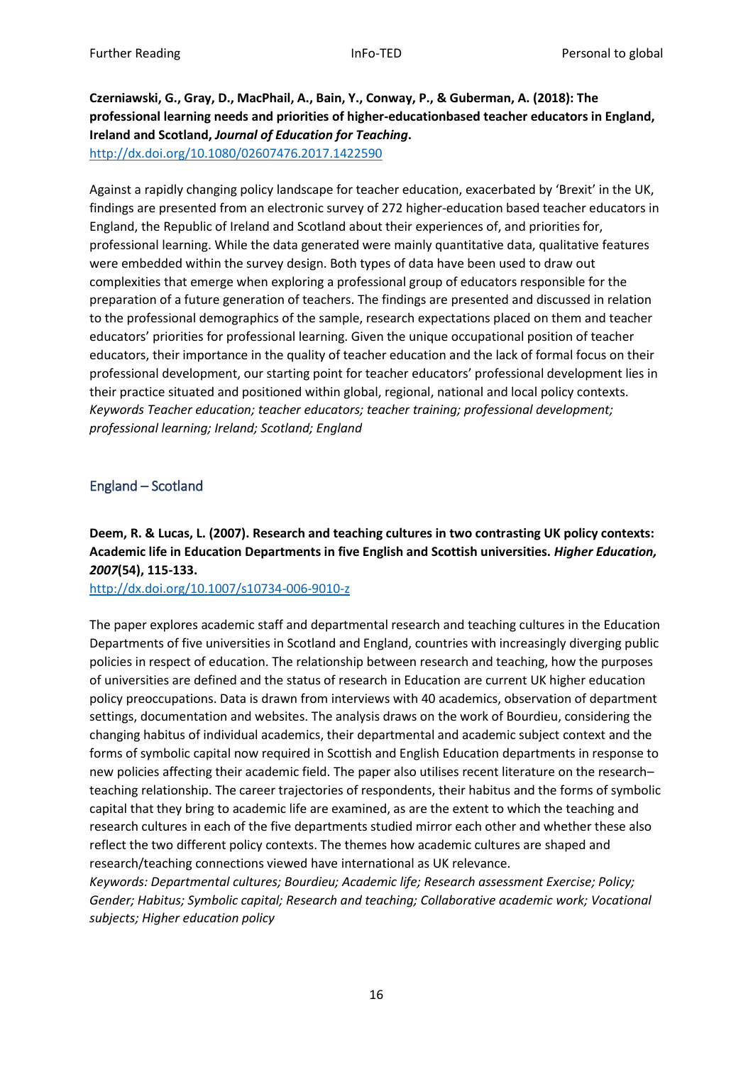**Czerniawski, G., Gray, D., MacPhail, A., Bain, Y., Conway, P., & Guberman, A. (2018): The professional learning needs and priorities of higher-educationbased teacher educators in England, Ireland and Scotland, *Journal of Education for Teaching*.**
http://dx.doi.org/10.1080/02607476.2017.1422590

Against a rapidly changing policy landscape for teacher education, exacerbated by 'Brexit' in the UK, findings are presented from an electronic survey of 272 higher-education based teacher educators in England, the Republic of Ireland and Scotland about their experiences of, and priorities for, professional learning. While the data generated were mainly quantitative data, qualitative features were embedded within the survey design. Both types of data have been used to draw out complexities that emerge when exploring a professional group of educators responsible for the preparation of a future generation of teachers. The findings are presented and discussed in relation to the professional demographics of the sample, research expectations placed on them and teacher educators' priorities for professional learning. Given the unique occupational position of teacher educators, their importance in the quality of teacher education and the lack of formal focus on their professional development, our starting point for teacher educators' professional development lies in their practice situated and positioned within global, regional, national and local policy contexts.
*Keywords Teacher education; teacher educators; teacher training; professional development; professional learning; Ireland; Scotland; England*

## England – Scotland

**Deem, R. & Lucas, L. (2007). Research and teaching cultures in two contrasting UK policy contexts: Academic life in Education Departments in five English and Scottish universities. *Higher Education, 2007*(54), 115-133.**
http://dx.doi.org/10.1007/s10734-006-9010-z

The paper explores academic staff and departmental research and teaching cultures in the Education Departments of five universities in Scotland and England, countries with increasingly diverging public policies in respect of education. The relationship between research and teaching, how the purposes of universities are defined and the status of research in Education are current UK higher education policy preoccupations. Data is drawn from interviews with 40 academics, observation of department settings, documentation and websites. The analysis draws on the work of Bourdieu, considering the changing habitus of individual academics, their departmental and academic subject context and the forms of symbolic capital now required in Scottish and English Education departments in response to new policies affecting their academic field. The paper also utilises recent literature on the research–teaching relationship. The career trajectories of respondents, their habitus and the forms of symbolic capital that they bring to academic life are examined, as are the extent to which the teaching and research cultures in each of the five departments studied mirror each other and whether these also reflect the two different policy contexts. The themes how academic cultures are shaped and research/teaching connections viewed have international as UK relevance.
*Keywords: Departmental cultures; Bourdieu; Academic life; Research assessment Exercise; Policy; Gender; Habitus; Symbolic capital; Research and teaching; Collaborative academic work; Vocational subjects; Higher education policy*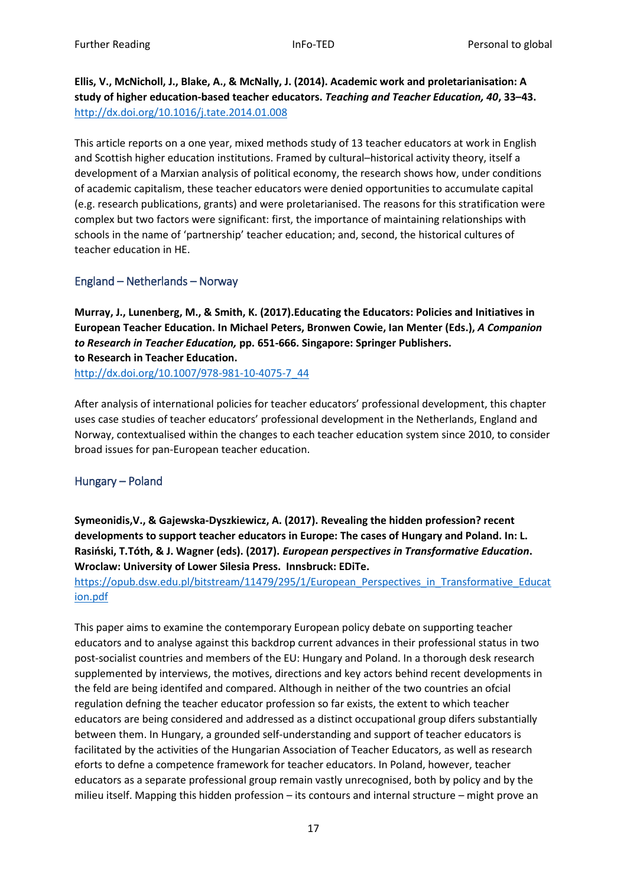**Ellis, V., McNicholl, J., Blake, A., & McNally, J. (2014). Academic work and proletarianisation: A study of higher education-based teacher educators. *Teaching and Teacher Education, 40*, 33–43.**
http://dx.doi.org/10.1016/j.tate.2014.01.008

This article reports on a one year, mixed methods study of 13 teacher educators at work in English and Scottish higher education institutions. Framed by cultural–historical activity theory, itself a development of a Marxian analysis of political economy, the research shows how, under conditions of academic capitalism, these teacher educators were denied opportunities to accumulate capital (e.g. research publications, grants) and were proletarianised. The reasons for this stratification were complex but two factors were significant: first, the importance of maintaining relationships with schools in the name of 'partnership' teacher education; and, second, the historical cultures of teacher education in HE.

## England – Netherlands – Norway

**Murray, J., Lunenberg, M., & Smith, K. (2017).Educating the Educators: Policies and Initiatives in European Teacher Education. In Michael Peters, Bronwen Cowie, Ian Menter (Eds.), *A Companion to Research in Teacher Education,* pp. 651-666. Singapore: Springer Publishers. to Research in Teacher Education.**
http://dx.doi.org/10.1007/978-981-10-4075-7_44

After analysis of international policies for teacher educators' professional development, this chapter uses case studies of teacher educators' professional development in the Netherlands, England and Norway, contextualised within the changes to each teacher education system since 2010, to consider broad issues for pan-European teacher education.

## Hungary – Poland

**Symeonidis,V., & Gajewska-Dyszkiewicz, A. (2017). Revealing the hidden profession? recent developments to support teacher educators in Europe: The cases of Hungary and Poland. In: L. Rasiński, T.Tóth, & J. Wagner (eds). (2017). *European perspectives in Transformative Education*. Wroclaw: University of Lower Silesia Press. Innsbruck: EDiTe.**
https://opub.dsw.edu.pl/bitstream/11479/295/1/European_Perspectives_in_Transformative_Education.pdf

This paper aims to examine the contemporary European policy debate on supporting teacher educators and to analyse against this backdrop current advances in their professional status in two post-socialist countries and members of the EU: Hungary and Poland. In a thorough desk research supplemented by interviews, the motives, directions and key actors behind recent developments in the feld are being identifed and compared. Although in neither of the two countries an ofcial regulation defning the teacher educator profession so far exists, the extent to which teacher educators are being considered and addressed as a distinct occupational group difers substantially between them. In Hungary, a grounded self-understanding and support of teacher educators is facilitated by the activities of the Hungarian Association of Teacher Educators, as well as research eforts to defne a competence framework for teacher educators. In Poland, however, teacher educators as a separate professional group remain vastly unrecognised, both by policy and by the milieu itself. Mapping this hidden profession – its contours and internal structure – might prove an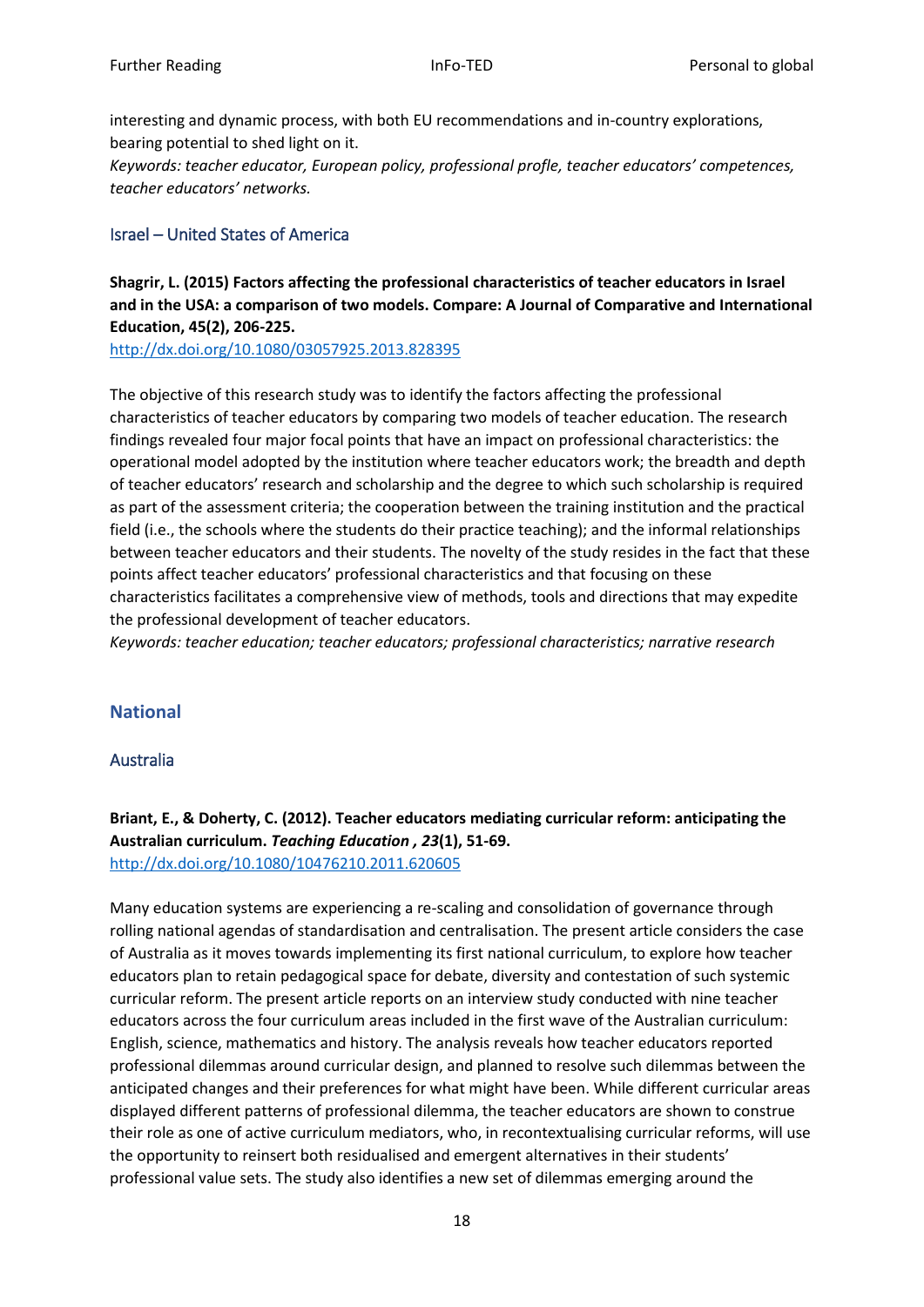interesting and dynamic process, with both EU recommendations and in-country explorations, bearing potential to shed light on it.
*Keywords: teacher educator, European policy, professional profle, teacher educators' competences, teacher educators' networks.*

### Israel – United States of America

**Shagrir, L. (2015) Factors affecting the professional characteristics of teacher educators in Israel and in the USA: a comparison of two models. Compare: A Journal of Comparative and International Education, 45(2), 206-225.**
http://dx.doi.org/10.1080/03057925.2013.828395

The objective of this research study was to identify the factors affecting the professional characteristics of teacher educators by comparing two models of teacher education. The research findings revealed four major focal points that have an impact on professional characteristics: the operational model adopted by the institution where teacher educators work; the breadth and depth of teacher educators' research and scholarship and the degree to which such scholarship is required as part of the assessment criteria; the cooperation between the training institution and the practical field (i.e., the schools where the students do their practice teaching); and the informal relationships between teacher educators and their students. The novelty of the study resides in the fact that these points affect teacher educators' professional characteristics and that focusing on these characteristics facilitates a comprehensive view of methods, tools and directions that may expedite the professional development of teacher educators.
*Keywords: teacher education; teacher educators; professional characteristics; narrative research*

## National

### Australia

**Briant, E., & Doherty, C. (2012). Teacher educators mediating curricular reform: anticipating the Australian curriculum. *Teaching Education , 23*(1), 51-69.**
http://dx.doi.org/10.1080/10476210.2011.620605

Many education systems are experiencing a re-scaling and consolidation of governance through rolling national agendas of standardisation and centralisation. The present article considers the case of Australia as it moves towards implementing its first national curriculum, to explore how teacher educators plan to retain pedagogical space for debate, diversity and contestation of such systemic curricular reform. The present article reports on an interview study conducted with nine teacher educators across the four curriculum areas included in the first wave of the Australian curriculum: English, science, mathematics and history. The analysis reveals how teacher educators reported professional dilemmas around curricular design, and planned to resolve such dilemmas between the anticipated changes and their preferences for what might have been. While different curricular areas displayed different patterns of professional dilemma, the teacher educators are shown to construe their role as one of active curriculum mediators, who, in recontextualising curricular reforms, will use the opportunity to reinsert both residualised and emergent alternatives in their students' professional value sets. The study also identifies a new set of dilemmas emerging around the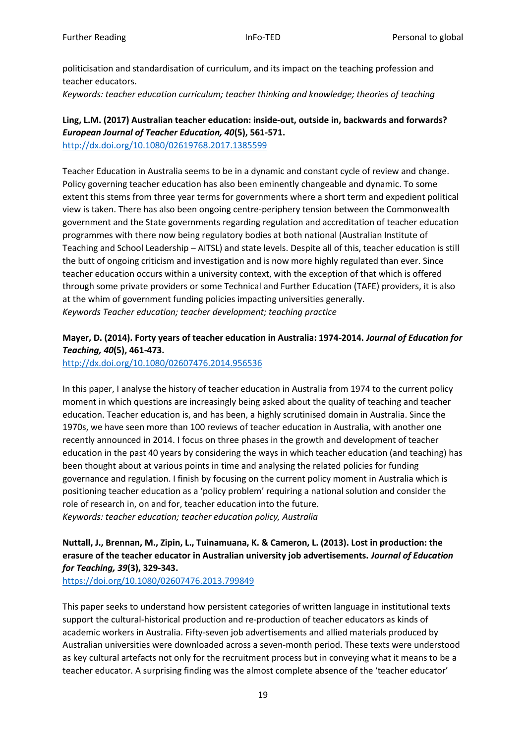politicisation and standardisation of curriculum, and its impact on the teaching profession and teacher educators.
*Keywords: teacher education curriculum; teacher thinking and knowledge; theories of teaching*

**Ling, L.M. (2017) Australian teacher education: inside-out, outside in, backwards and forwards? *European Journal of Teacher Education, 40*(5), 561-571.**
http://dx.doi.org/10.1080/02619768.2017.1385599

Teacher Education in Australia seems to be in a dynamic and constant cycle of review and change. Policy governing teacher education has also been eminently changeable and dynamic. To some extent this stems from three year terms for governments where a short term and expedient political view is taken. There has also been ongoing centre-periphery tension between the Commonwealth government and the State governments regarding regulation and accreditation of teacher education programmes with there now being regulatory bodies at both national (Australian Institute of Teaching and School Leadership – AITSL) and state levels. Despite all of this, teacher education is still the butt of ongoing criticism and investigation and is now more highly regulated than ever. Since teacher education occurs within a university context, with the exception of that which is offered through some private providers or some Technical and Further Education (TAFE) providers, it is also at the whim of government funding policies impacting universities generally.
*Keywords Teacher education; teacher development; teaching practice*

**Mayer, D. (2014). Forty years of teacher education in Australia: 1974-2014. *Journal of Education for Teaching, 40*(5), 461-473.**
http://dx.doi.org/10.1080/02607476.2014.956536

In this paper, I analyse the history of teacher education in Australia from 1974 to the current policy moment in which questions are increasingly being asked about the quality of teaching and teacher education. Teacher education is, and has been, a highly scrutinised domain in Australia. Since the 1970s, we have seen more than 100 reviews of teacher education in Australia, with another one recently announced in 2014. I focus on three phases in the growth and development of teacher education in the past 40 years by considering the ways in which teacher education (and teaching) has been thought about at various points in time and analysing the related policies for funding governance and regulation. I finish by focusing on the current policy moment in Australia which is positioning teacher education as a 'policy problem' requiring a national solution and consider the role of research in, on and for, teacher education into the future.
*Keywords: teacher education; teacher education policy, Australia*

**Nuttall, J., Brennan, M., Zipin, L., Tuinamuana, K. & Cameron, L. (2013). Lost in production: the erasure of the teacher educator in Australian university job advertisements. *Journal of Education for Teaching, 39*(3), 329-343.**
https://doi.org/10.1080/02607476.2013.799849

This paper seeks to understand how persistent categories of written language in institutional texts support the cultural-historical production and re-production of teacher educators as kinds of academic workers in Australia. Fifty-seven job advertisements and allied materials produced by Australian universities were downloaded across a seven-month period. These texts were understood as key cultural artefacts not only for the recruitment process but in conveying what it means to be a teacher educator. A surprising finding was the almost complete absence of the 'teacher educator'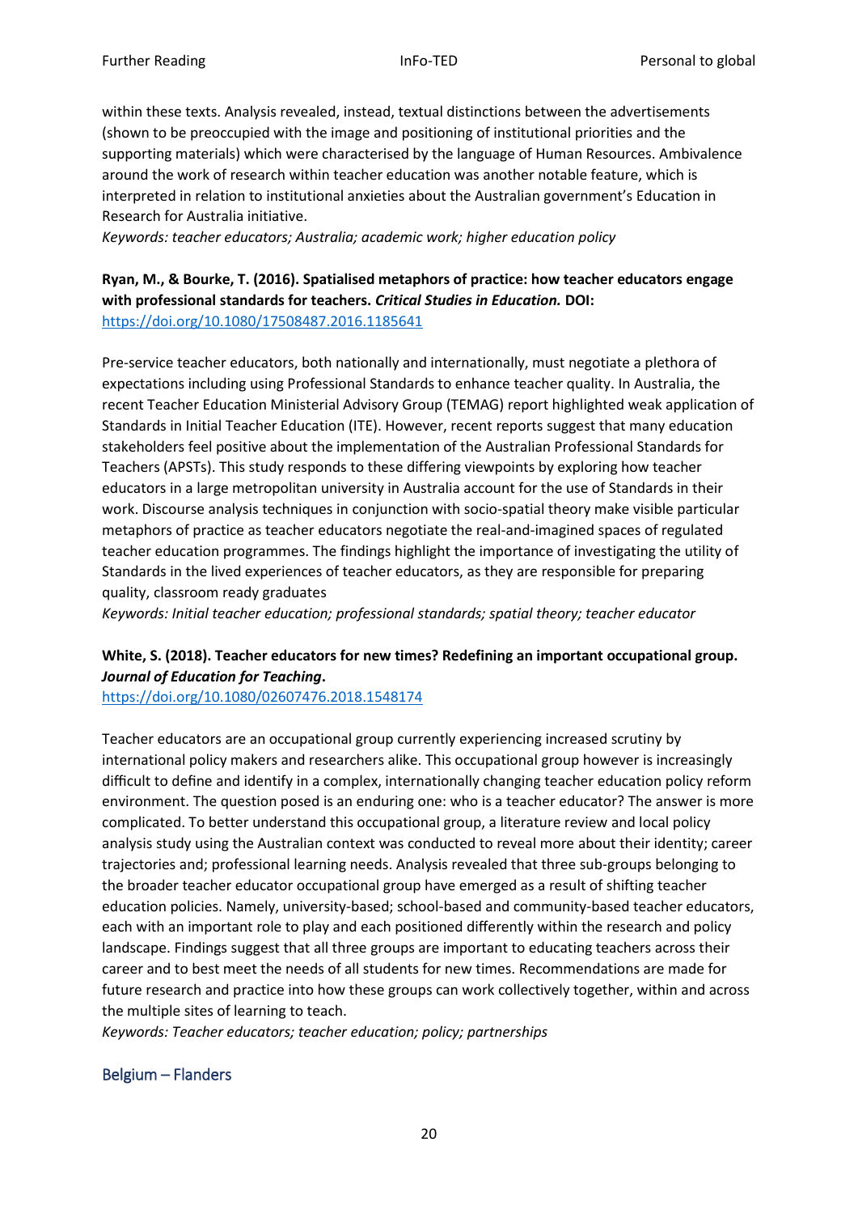within these texts. Analysis revealed, instead, textual distinctions between the advertisements (shown to be preoccupied with the image and positioning of institutional priorities and the supporting materials) which were characterised by the language of Human Resources. Ambivalence around the work of research within teacher education was another notable feature, which is interpreted in relation to institutional anxieties about the Australian government's Education in Research for Australia initiative.
*Keywords: teacher educators; Australia; academic work; higher education policy*

**Ryan, M., & Bourke, T. (2016). Spatialised metaphors of practice: how teacher educators engage with professional standards for teachers. *Critical Studies in Education.* DOI:** https://doi.org/10.1080/17508487.2016.1185641

Pre-service teacher educators, both nationally and internationally, must negotiate a plethora of expectations including using Professional Standards to enhance teacher quality. In Australia, the recent Teacher Education Ministerial Advisory Group (TEMAG) report highlighted weak application of Standards in Initial Teacher Education (ITE). However, recent reports suggest that many education stakeholders feel positive about the implementation of the Australian Professional Standards for Teachers (APSTs). This study responds to these differing viewpoints by exploring how teacher educators in a large metropolitan university in Australia account for the use of Standards in their work. Discourse analysis techniques in conjunction with socio-spatial theory make visible particular metaphors of practice as teacher educators negotiate the real-and-imagined spaces of regulated teacher education programmes. The findings highlight the importance of investigating the utility of Standards in the lived experiences of teacher educators, as they are responsible for preparing quality, classroom ready graduates
*Keywords: Initial teacher education; professional standards; spatial theory; teacher educator*

**White, S. (2018). Teacher educators for new times? Redefining an important occupational group. *Journal of Education for Teaching*.**
https://doi.org/10.1080/02607476.2018.1548174

Teacher educators are an occupational group currently experiencing increased scrutiny by international policy makers and researchers alike. This occupational group however is increasingly difficult to define and identify in a complex, internationally changing teacher education policy reform environment. The question posed is an enduring one: who is a teacher educator? The answer is more complicated. To better understand this occupational group, a literature review and local policy analysis study using the Australian context was conducted to reveal more about their identity; career trajectories and; professional learning needs. Analysis revealed that three sub-groups belonging to the broader teacher educator occupational group have emerged as a result of shifting teacher education policies. Namely, university-based; school-based and community-based teacher educators, each with an important role to play and each positioned differently within the research and policy landscape. Findings suggest that all three groups are important to educating teachers across their career and to best meet the needs of all students for new times. Recommendations are made for future research and practice into how these groups can work collectively together, within and across the multiple sites of learning to teach.
*Keywords: Teacher educators; teacher education; policy; partnerships*

## Belgium – Flanders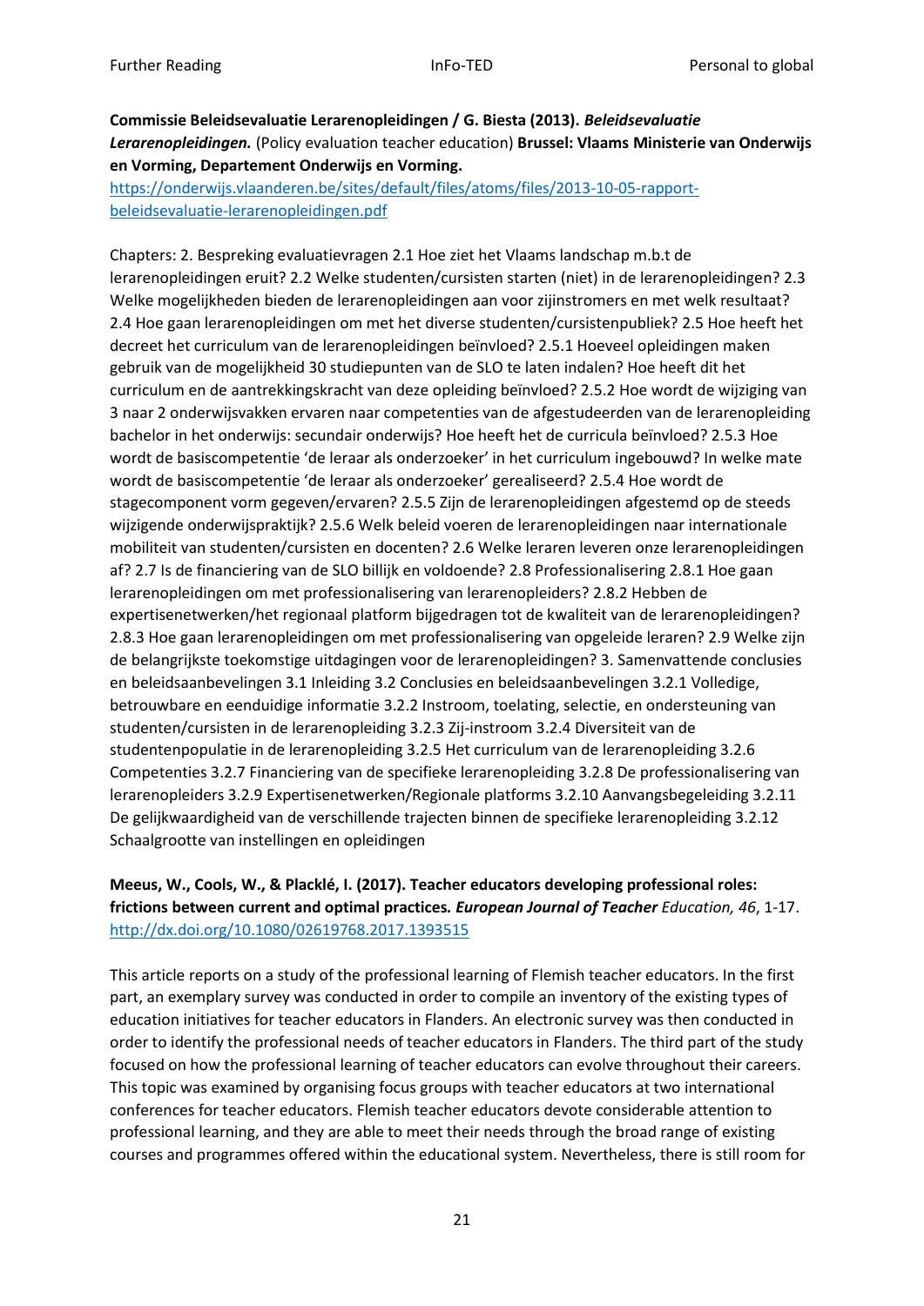**Commissie Beleidsevaluatie Lerarenopleidingen / G. Biesta (2013). *Beleidsevaluatie Lerarenopleidingen.*** (Policy evaluation teacher education) **Brussel: Vlaams Ministerie van Onderwijs en Vorming, Departement Onderwijs en Vorming.**
https://onderwijs.vlaanderen.be/sites/default/files/atoms/files/2013-10-05-rapport-beleidsevaluatie-lerarenopleidingen.pdf

Chapters: 2. Bespreking evaluatievragen 2.1 Hoe ziet het Vlaams landschap m.b.t de lerarenopleidingen eruit? 2.2 Welke studenten/cursisten starten (niet) in de lerarenopleidingen? 2.3 Welke mogelijkheden bieden de lerarenopleidingen aan voor zijinstromers en met welk resultaat? 2.4 Hoe gaan lerarenopleidingen om met het diverse studenten/cursistenpubliek? 2.5 Hoe heeft het decreet het curriculum van de lerarenopleidingen beïnvloed? 2.5.1 Hoeveel opleidingen maken gebruik van de mogelijkheid 30 studiepunten van de SLO te laten indalen? Hoe heeft dit het curriculum en de aantrekkingskracht van deze opleiding beïnvloed? 2.5.2 Hoe wordt de wijziging van 3 naar 2 onderwijsvakken ervaren naar competenties van de afgestudeerden van de lerarenopleiding bachelor in het onderwijs: secundair onderwijs? Hoe heeft het de curricula beïnvloed? 2.5.3 Hoe wordt de basiscompetentie 'de leraar als onderzoeker' in het curriculum ingebouwd? In welke mate wordt de basiscompetentie 'de leraar als onderzoeker' gerealiseerd? 2.5.4 Hoe wordt de stagecomponent vorm gegeven/ervaren? 2.5.5 Zijn de lerarenopleidingen afgestemd op de steeds wijzigende onderwijspraktijk? 2.5.6 Welk beleid voeren de lerarenopleidingen naar internationale mobiliteit van studenten/cursisten en docenten? 2.6 Welke leraren leveren onze lerarenopleidingen af? 2.7 Is de financiering van de SLO billijk en voldoende? 2.8 Professionalisering 2.8.1 Hoe gaan lerarenopleidingen om met professionalisering van lerarenopleiders? 2.8.2 Hebben de expertisenetwerken/het regionaal platform bijgedragen tot de kwaliteit van de lerarenopleidingen? 2.8.3 Hoe gaan lerarenopleidingen om met professionalisering van opgeleide leraren? 2.9 Welke zijn de belangrijkste toekomstige uitdagingen voor de lerarenopleidingen? 3. Samenvattende conclusies en beleidsaanbevelingen 3.1 Inleiding 3.2 Conclusies en beleidsaanbevelingen 3.2.1 Volledige, betrouwbare en eenduidige informatie 3.2.2 Instroom, toelating, selectie, en ondersteuning van studenten/cursisten in de lerarenopleiding 3.2.3 Zij-instroom 3.2.4 Diversiteit van de studentenpopulatie in de lerarenopleiding 3.2.5 Het curriculum van de lerarenopleiding 3.2.6 Competenties 3.2.7 Financiering van de specifieke lerarenopleiding 3.2.8 De professionalisering van lerarenopleiders 3.2.9 Expertisenetwerken/Regionale platforms 3.2.10 Aanvangsbegeleiding 3.2.11 De gelijkwaardigheid van de verschillende trajecten binnen de specifieke lerarenopleiding 3.2.12 Schaalgrootte van instellingen en opleidingen

**Meeus, W., Cools, W., & Placklé, I. (2017). Teacher educators developing professional roles: frictions between current and optimal practices*.* *European Journal of Teacher* Education, *46*, 1-17.** http://dx.doi.org/10.1080/02619768.2017.1393515

This article reports on a study of the professional learning of Flemish teacher educators. In the first part, an exemplary survey was conducted in order to compile an inventory of the existing types of education initiatives for teacher educators in Flanders. An electronic survey was then conducted in order to identify the professional needs of teacher educators in Flanders. The third part of the study focused on how the professional learning of teacher educators can evolve throughout their careers. This topic was examined by organising focus groups with teacher educators at two international conferences for teacher educators. Flemish teacher educators devote considerable attention to professional learning, and they are able to meet their needs through the broad range of existing courses and programmes offered within the educational system. Nevertheless, there is still room for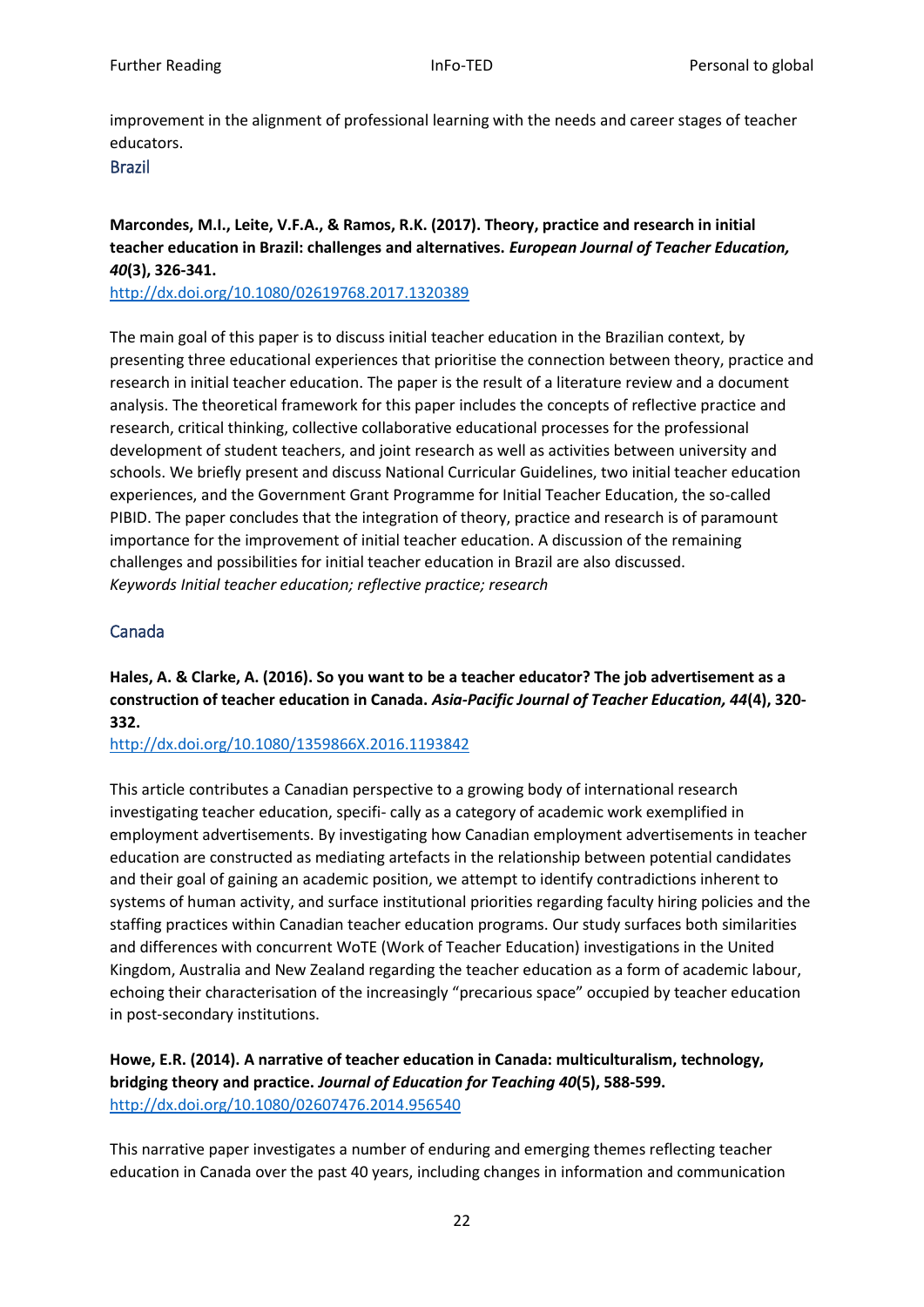improvement in the alignment of professional learning with the needs and career stages of teacher educators.

## Brazil

**Marcondes, M.I., Leite, V.F.A., & Ramos, R.K. (2017). Theory, practice and research in initial teacher education in Brazil: challenges and alternatives. *European Journal of Teacher Education, 40*(3), 326-341.**
http://dx.doi.org/10.1080/02619768.2017.1320389

The main goal of this paper is to discuss initial teacher education in the Brazilian context, by presenting three educational experiences that prioritise the connection between theory, practice and research in initial teacher education. The paper is the result of a literature review and a document analysis. The theoretical framework for this paper includes the concepts of reflective practice and research, critical thinking, collective collaborative educational processes for the professional development of student teachers, and joint research as well as activities between university and schools. We briefly present and discuss National Curricular Guidelines, two initial teacher education experiences, and the Government Grant Programme for Initial Teacher Education, the so-called PIBID. The paper concludes that the integration of theory, practice and research is of paramount importance for the improvement of initial teacher education. A discussion of the remaining challenges and possibilities for initial teacher education in Brazil are also discussed.
*Keywords Initial teacher education; reflective practice; research*

## Canada

**Hales, A. & Clarke, A. (2016). So you want to be a teacher educator? The job advertisement as a construction of teacher education in Canada. *Asia-Pacific Journal of Teacher Education, 44*(4), 320-332.**
http://dx.doi.org/10.1080/1359866X.2016.1193842

This article contributes a Canadian perspective to a growing body of international research investigating teacher education, specifi- cally as a category of academic work exemplified in employment advertisements. By investigating how Canadian employment advertisements in teacher education are constructed as mediating artefacts in the relationship between potential candidates and their goal of gaining an academic position, we attempt to identify contradictions inherent to systems of human activity, and surface institutional priorities regarding faculty hiring policies and the staffing practices within Canadian teacher education programs. Our study surfaces both similarities and differences with concurrent WoTE (Work of Teacher Education) investigations in the United Kingdom, Australia and New Zealand regarding the teacher education as a form of academic labour, echoing their characterisation of the increasingly "precarious space" occupied by teacher education in post-secondary institutions.

**Howe, E.R. (2014). A narrative of teacher education in Canada: multiculturalism, technology, bridging theory and practice. *Journal of Education for Teaching 40*(5), 588-599.**
http://dx.doi.org/10.1080/02607476.2014.956540

This narrative paper investigates a number of enduring and emerging themes reflecting teacher education in Canada over the past 40 years, including changes in information and communication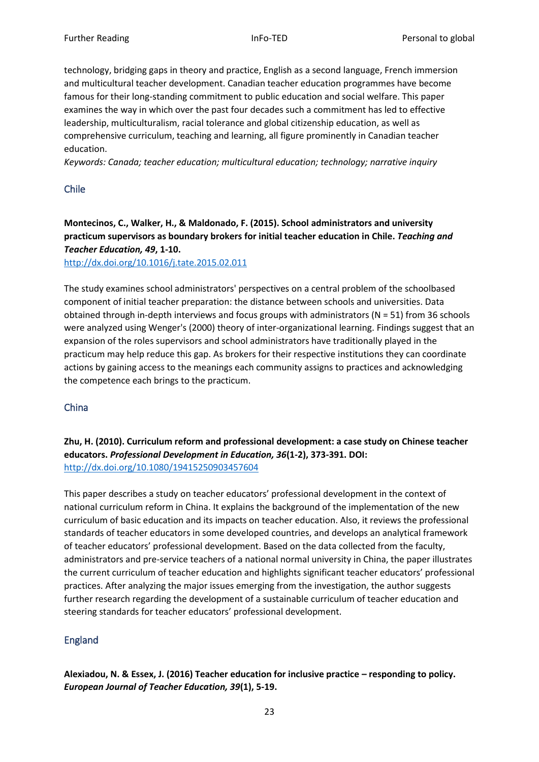technology, bridging gaps in theory and practice, English as a second language, French immersion and multicultural teacher development. Canadian teacher education programmes have become famous for their long-standing commitment to public education and social welfare. This paper examines the way in which over the past four decades such a commitment has led to effective leadership, multiculturalism, racial tolerance and global citizenship education, as well as comprehensive curriculum, teaching and learning, all figure prominently in Canadian teacher education.

*Keywords: Canada; teacher education; multicultural education; technology; narrative inquiry*

## Chile

**Montecinos, C., Walker, H., & Maldonado, F. (2015). School administrators and university practicum supervisors as boundary brokers for initial teacher education in Chile. *Teaching and Teacher Education, 49*, 1-10.**
http://dx.doi.org/10.1016/j.tate.2015.02.011

The study examines school administrators' perspectives on a central problem of the schoolbased component of initial teacher preparation: the distance between schools and universities. Data obtained through in-depth interviews and focus groups with administrators (N = 51) from 36 schools were analyzed using Wenger's (2000) theory of inter-organizational learning. Findings suggest that an expansion of the roles supervisors and school administrators have traditionally played in the practicum may help reduce this gap. As brokers for their respective institutions they can coordinate actions by gaining access to the meanings each community assigns to practices and acknowledging the competence each brings to the practicum.

## China

**Zhu, H. (2010). Curriculum reform and professional development: a case study on Chinese teacher educators. *Professional Development in Education, 36*(1-2), 373-391. DOI:** http://dx.doi.org/10.1080/19415250903457604

This paper describes a study on teacher educators' professional development in the context of national curriculum reform in China. It explains the background of the implementation of the new curriculum of basic education and its impacts on teacher education. Also, it reviews the professional standards of teacher educators in some developed countries, and develops an analytical framework of teacher educators' professional development. Based on the data collected from the faculty, administrators and pre-service teachers of a national normal university in China, the paper illustrates the current curriculum of teacher education and highlights significant teacher educators' professional practices. After analyzing the major issues emerging from the investigation, the author suggests further research regarding the development of a sustainable curriculum of teacher education and steering standards for teacher educators' professional development.

## England

**Alexiadou, N. & Essex, J. (2016) Teacher education for inclusive practice – responding to policy. *European Journal of Teacher Education, 39*(1), 5-19.**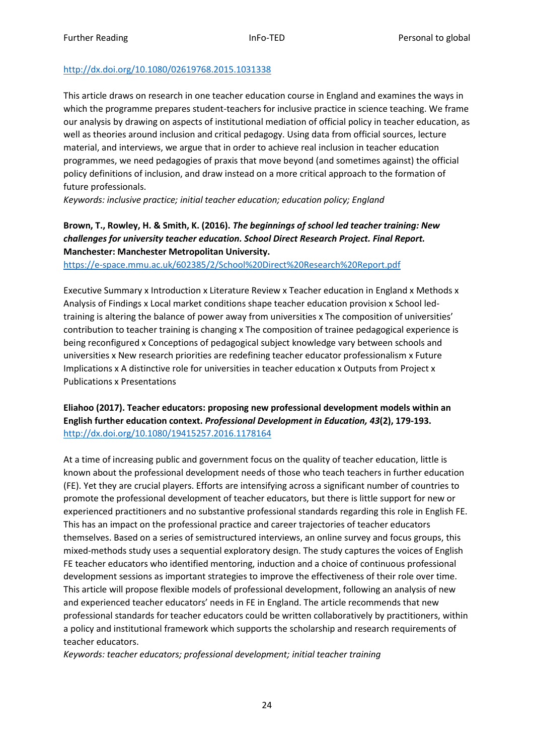http://dx.doi.org/10.1080/02619768.2015.1031338

This article draws on research in one teacher education course in England and examines the ways in which the programme prepares student-teachers for inclusive practice in science teaching. We frame our analysis by drawing on aspects of institutional mediation of official policy in teacher education, as well as theories around inclusion and critical pedagogy. Using data from official sources, lecture material, and interviews, we argue that in order to achieve real inclusion in teacher education programmes, we need pedagogies of praxis that move beyond (and sometimes against) the official policy definitions of inclusion, and draw instead on a more critical approach to the formation of future professionals.

*Keywords: inclusive practice; initial teacher education; education policy; England*

**Brown, T., Rowley, H. & Smith, K. (2016).** ***The beginnings of school led teacher training: New challenges for university teacher education. School Direct Research Project. Final Report.*** **Manchester: Manchester Metropolitan University.**

https://e-space.mmu.ac.uk/602385/2/School%20Direct%20Research%20Report.pdf

Executive Summary x Introduction x Literature Review x Teacher education in England x Methods x Analysis of Findings x Local market conditions shape teacher education provision x School led-training is altering the balance of power away from universities x The composition of universities' contribution to teacher training is changing x The composition of trainee pedagogical experience is being reconfigured x Conceptions of pedagogical subject knowledge vary between schools and universities x New research priorities are redefining teacher educator professionalism x Future Implications x A distinctive role for universities in teacher education x Outputs from Project x Publications x Presentations

**Eliahoo (2017). Teacher educators: proposing new professional development models within an English further education context.** ***Professional Development in Education, 43*****(2), 179-193.**

http://dx.doi.org/10.1080/19415257.2016.1178164

At a time of increasing public and government focus on the quality of teacher education, little is known about the professional development needs of those who teach teachers in further education (FE). Yet they are crucial players. Efforts are intensifying across a significant number of countries to promote the professional development of teacher educators, but there is little support for new or experienced practitioners and no substantive professional standards regarding this role in English FE. This has an impact on the professional practice and career trajectories of teacher educators themselves. Based on a series of semistructured interviews, an online survey and focus groups, this mixed-methods study uses a sequential exploratory design. The study captures the voices of English FE teacher educators who identified mentoring, induction and a choice of continuous professional development sessions as important strategies to improve the effectiveness of their role over time. This article will propose flexible models of professional development, following an analysis of new and experienced teacher educators' needs in FE in England. The article recommends that new professional standards for teacher educators could be written collaboratively by practitioners, within a policy and institutional framework which supports the scholarship and research requirements of teacher educators.

*Keywords: teacher educators; professional development; initial teacher training*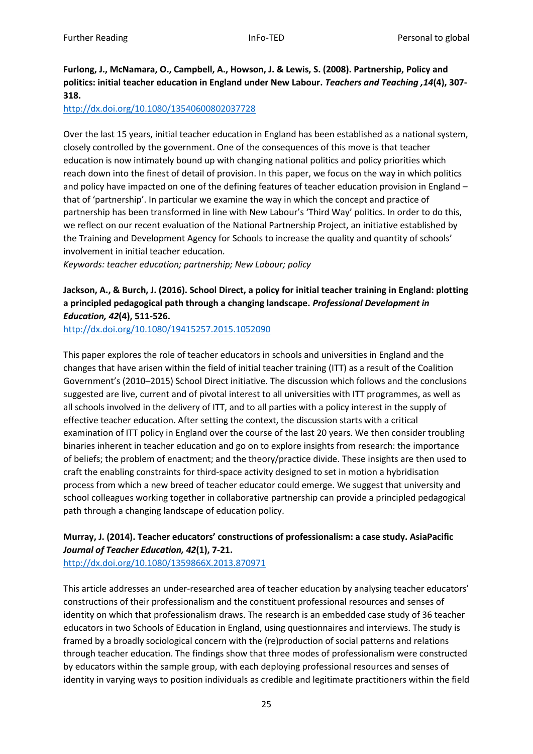**Furlong, J., McNamara, O., Campbell, A., Howson, J. & Lewis, S. (2008). Partnership, Policy and politics: initial teacher education in England under New Labour. *Teachers and Teaching ,14*(4), 307-318.**
http://dx.doi.org/10.1080/13540600802037728

Over the last 15 years, initial teacher education in England has been established as a national system, closely controlled by the government. One of the consequences of this move is that teacher education is now intimately bound up with changing national politics and policy priorities which reach down into the finest of detail of provision. In this paper, we focus on the way in which politics and policy have impacted on one of the defining features of teacher education provision in England – that of 'partnership'. In particular we examine the way in which the concept and practice of partnership has been transformed in line with New Labour's 'Third Way' politics. In order to do this, we reflect on our recent evaluation of the National Partnership Project, an initiative established by the Training and Development Agency for Schools to increase the quality and quantity of schools' involvement in initial teacher education.
*Keywords: teacher education; partnership; New Labour; policy*

**Jackson, A., & Burch, J. (2016). School Direct, a policy for initial teacher training in England: plotting a principled pedagogical path through a changing landscape. *Professional Development in Education, 42*(4), 511-526.**
http://dx.doi.org/10.1080/19415257.2015.1052090

This paper explores the role of teacher educators in schools and universities in England and the changes that have arisen within the field of initial teacher training (ITT) as a result of the Coalition Government's (2010–2015) School Direct initiative. The discussion which follows and the conclusions suggested are live, current and of pivotal interest to all universities with ITT programmes, as well as all schools involved in the delivery of ITT, and to all parties with a policy interest in the supply of effective teacher education. After setting the context, the discussion starts with a critical examination of ITT policy in England over the course of the last 20 years. We then consider troubling binaries inherent in teacher education and go on to explore insights from research: the importance of beliefs; the problem of enactment; and the theory/practice divide. These insights are then used to craft the enabling constraints for third-space activity designed to set in motion a hybridisation process from which a new breed of teacher educator could emerge. We suggest that university and school colleagues working together in collaborative partnership can provide a principled pedagogical path through a changing landscape of education policy.

**Murray, J. (2014). Teacher educators' constructions of professionalism: a case study. AsiaPacific *Journal of Teacher Education, 42*(1), 7-21.**
http://dx.doi.org/10.1080/1359866X.2013.870971

This article addresses an under-researched area of teacher education by analysing teacher educators' constructions of their professionalism and the constituent professional resources and senses of identity on which that professionalism draws. The research is an embedded case study of 36 teacher educators in two Schools of Education in England, using questionnaires and interviews. The study is framed by a broadly sociological concern with the (re)production of social patterns and relations through teacher education. The findings show that three modes of professionalism were constructed by educators within the sample group, with each deploying professional resources and senses of identity in varying ways to position individuals as credible and legitimate practitioners within the field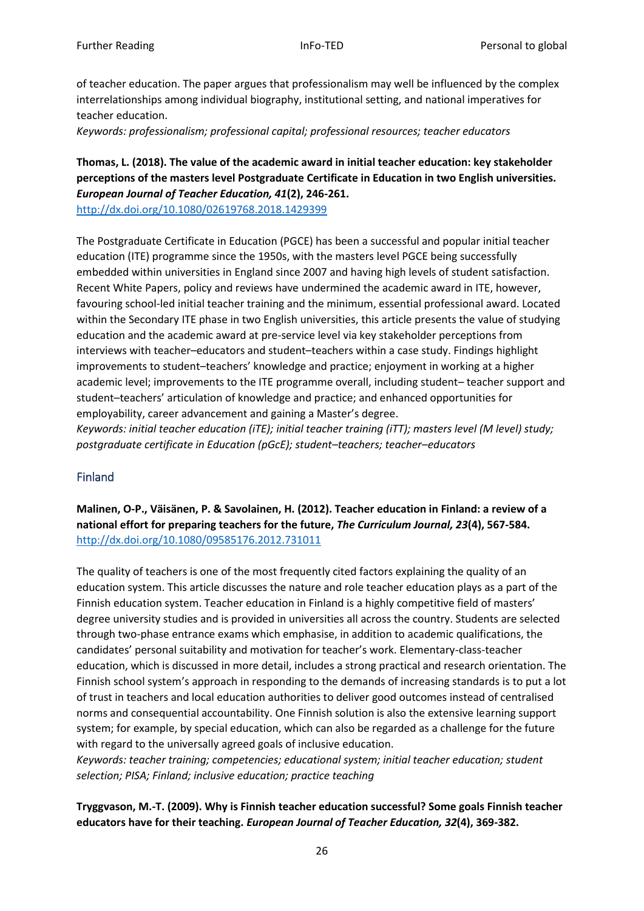of teacher education. The paper argues that professionalism may well be influenced by the complex interrelationships among individual biography, institutional setting, and national imperatives for teacher education.
*Keywords: professionalism; professional capital; professional resources; teacher educators*

**Thomas, L. (2018). The value of the academic award in initial teacher education: key stakeholder perceptions of the masters level Postgraduate Certificate in Education in two English universities. *European Journal of Teacher Education, 41*(2), 246-261.**
http://dx.doi.org/10.1080/02619768.2018.1429399

The Postgraduate Certificate in Education (PGCE) has been a successful and popular initial teacher education (ITE) programme since the 1950s, with the masters level PGCE being successfully embedded within universities in England since 2007 and having high levels of student satisfaction. Recent White Papers, policy and reviews have undermined the academic award in ITE, however, favouring school-led initial teacher training and the minimum, essential professional award. Located within the Secondary ITE phase in two English universities, this article presents the value of studying education and the academic award at pre-service level via key stakeholder perceptions from interviews with teacher–educators and student–teachers within a case study. Findings highlight improvements to student–teachers' knowledge and practice; enjoyment in working at a higher academic level; improvements to the ITE programme overall, including student– teacher support and student–teachers' articulation of knowledge and practice; and enhanced opportunities for employability, career advancement and gaining a Master's degree.
*Keywords: initial teacher education (iTE); initial teacher training (iTT); masters level (M level) study; postgraduate certificate in Education (pGcE); student–teachers; teacher–educators*

## Finland

**Malinen, O-P., Väisänen, P. & Savolainen, H. (2012). Teacher education in Finland: a review of a national effort for preparing teachers for the future, *The Curriculum Journal, 23*(4), 567-584.**
http://dx.doi.org/10.1080/09585176.2012.731011

The quality of teachers is one of the most frequently cited factors explaining the quality of an education system. This article discusses the nature and role teacher education plays as a part of the Finnish education system. Teacher education in Finland is a highly competitive field of masters' degree university studies and is provided in universities all across the country. Students are selected through two-phase entrance exams which emphasise, in addition to academic qualifications, the candidates' personal suitability and motivation for teacher's work. Elementary-class-teacher education, which is discussed in more detail, includes a strong practical and research orientation. The Finnish school system's approach in responding to the demands of increasing standards is to put a lot of trust in teachers and local education authorities to deliver good outcomes instead of centralised norms and consequential accountability. One Finnish solution is also the extensive learning support system; for example, by special education, which can also be regarded as a challenge for the future with regard to the universally agreed goals of inclusive education.
*Keywords: teacher training; competencies; educational system; initial teacher education; student selection; PISA; Finland; inclusive education; practice teaching*

**Tryggvason, M.-T. (2009). Why is Finnish teacher education successful? Some goals Finnish teacher educators have for their teaching. *European Journal of Teacher Education, 32*(4), 369-382.**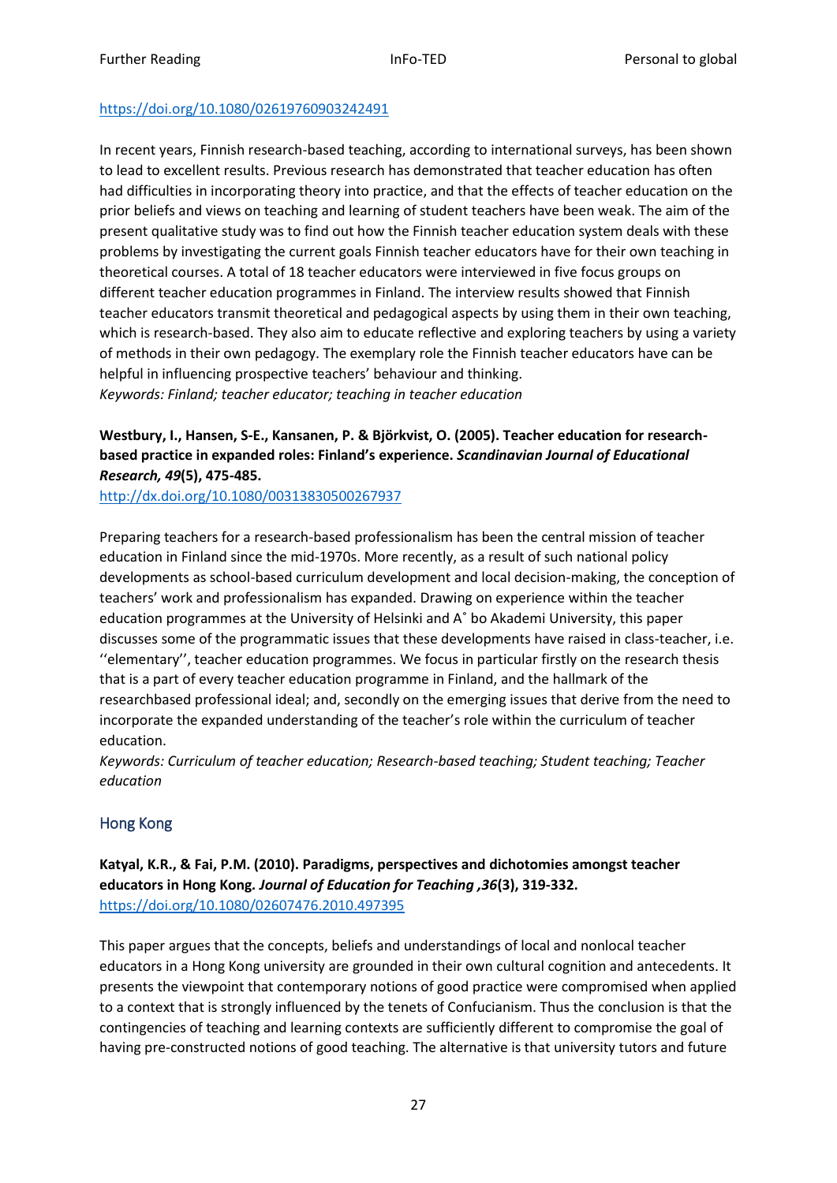https://doi.org/10.1080/02619760903242491

In recent years, Finnish research-based teaching, according to international surveys, has been shown to lead to excellent results. Previous research has demonstrated that teacher education has often had difficulties in incorporating theory into practice, and that the effects of teacher education on the prior beliefs and views on teaching and learning of student teachers have been weak. The aim of the present qualitative study was to find out how the Finnish teacher education system deals with these problems by investigating the current goals Finnish teacher educators have for their own teaching in theoretical courses. A total of 18 teacher educators were interviewed in five focus groups on different teacher education programmes in Finland. The interview results showed that Finnish teacher educators transmit theoretical and pedagogical aspects by using them in their own teaching, which is research-based. They also aim to educate reflective and exploring teachers by using a variety of methods in their own pedagogy. The exemplary role the Finnish teacher educators have can be helpful in influencing prospective teachers' behaviour and thinking.
*Keywords: Finland; teacher educator; teaching in teacher education*

**Westbury, I., Hansen, S-E., Kansanen, P. & Björkvist, O. (2005). Teacher education for research-based practice in expanded roles: Finland's experience. *Scandinavian Journal of Educational Research, 49*(5), 475-485.**
http://dx.doi.org/10.1080/00313830500267937

Preparing teachers for a research-based professionalism has been the central mission of teacher education in Finland since the mid-1970s. More recently, as a result of such national policy developments as school-based curriculum development and local decision-making, the conception of teachers' work and professionalism has expanded. Drawing on experience within the teacher education programmes at the University of Helsinki and A˚ bo Akademi University, this paper discusses some of the programmatic issues that these developments have raised in class-teacher, i.e. ''elementary'', teacher education programmes. We focus in particular firstly on the research thesis that is a part of every teacher education programme in Finland, and the hallmark of the researchbased professional ideal; and, secondly on the emerging issues that derive from the need to incorporate the expanded understanding of the teacher's role within the curriculum of teacher education.
*Keywords: Curriculum of teacher education; Research-based teaching; Student teaching; Teacher education*

## Hong Kong

**Katyal, K.R., & Fai, P.M. (2010). Paradigms, perspectives and dichotomies amongst teacher educators in Hong Kong. *Journal of Education for Teaching ,36*(3), 319-332.**
https://doi.org/10.1080/02607476.2010.497395

This paper argues that the concepts, beliefs and understandings of local and nonlocal teacher educators in a Hong Kong university are grounded in their own cultural cognition and antecedents. It presents the viewpoint that contemporary notions of good practice were compromised when applied to a context that is strongly influenced by the tenets of Confucianism. Thus the conclusion is that the contingencies of teaching and learning contexts are sufficiently different to compromise the goal of having pre-constructed notions of good teaching. The alternative is that university tutors and future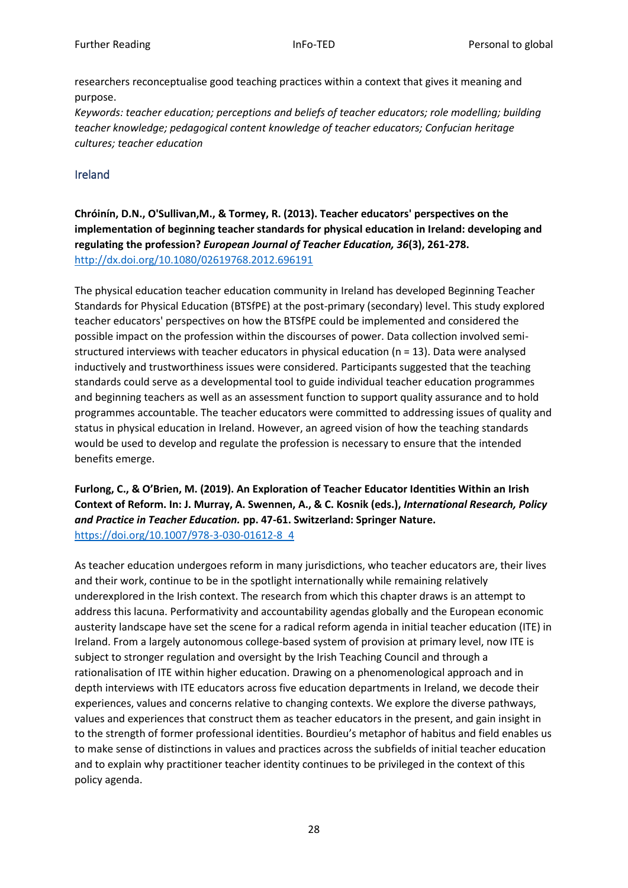researchers reconceptualise good teaching practices within a context that gives it meaning and purpose.

*Keywords: teacher education; perceptions and beliefs of teacher educators; role modelling; building teacher knowledge; pedagogical content knowledge of teacher educators; Confucian heritage cultures; teacher education*

## Ireland

**Chróinín, D.N., O'Sullivan,M., & Tormey, R. (2013). Teacher educators' perspectives on the implementation of beginning teacher standards for physical education in Ireland: developing and regulating the profession? *European Journal of Teacher Education, 36*(3), 261-278.**
http://dx.doi.org/10.1080/02619768.2012.696191

The physical education teacher education community in Ireland has developed Beginning Teacher Standards for Physical Education (BTSfPE) at the post-primary (secondary) level. This study explored teacher educators' perspectives on how the BTSfPE could be implemented and considered the possible impact on the profession within the discourses of power. Data collection involved semi-structured interviews with teacher educators in physical education (n = 13). Data were analysed inductively and trustworthiness issues were considered. Participants suggested that the teaching standards could serve as a developmental tool to guide individual teacher education programmes and beginning teachers as well as an assessment function to support quality assurance and to hold programmes accountable. The teacher educators were committed to addressing issues of quality and status in physical education in Ireland. However, an agreed vision of how the teaching standards would be used to develop and regulate the profession is necessary to ensure that the intended benefits emerge.

**Furlong, C., & O'Brien, M. (2019). An Exploration of Teacher Educator Identities Within an Irish Context of Reform. In: J. Murray, A. Swennen, A., & C. Kosnik (eds.), *International Research, Policy and Practice in Teacher Education.* pp. 47-61. Switzerland: Springer Nature.**
https://doi.org/10.1007/978-3-030-01612-8_4

As teacher education undergoes reform in many jurisdictions, who teacher educators are, their lives and their work, continue to be in the spotlight internationally while remaining relatively underexplored in the Irish context. The research from which this chapter draws is an attempt to address this lacuna. Performativity and accountability agendas globally and the European economic austerity landscape have set the scene for a radical reform agenda in initial teacher education (ITE) in Ireland. From a largely autonomous college-based system of provision at primary level, now ITE is subject to stronger regulation and oversight by the Irish Teaching Council and through a rationalisation of ITE within higher education. Drawing on a phenomenological approach and in depth interviews with ITE educators across five education departments in Ireland, we decode their experiences, values and concerns relative to changing contexts. We explore the diverse pathways, values and experiences that construct them as teacher educators in the present, and gain insight in to the strength of former professional identities. Bourdieu's metaphor of habitus and field enables us to make sense of distinctions in values and practices across the subfields of initial teacher education and to explain why practitioner teacher identity continues to be privileged in the context of this policy agenda.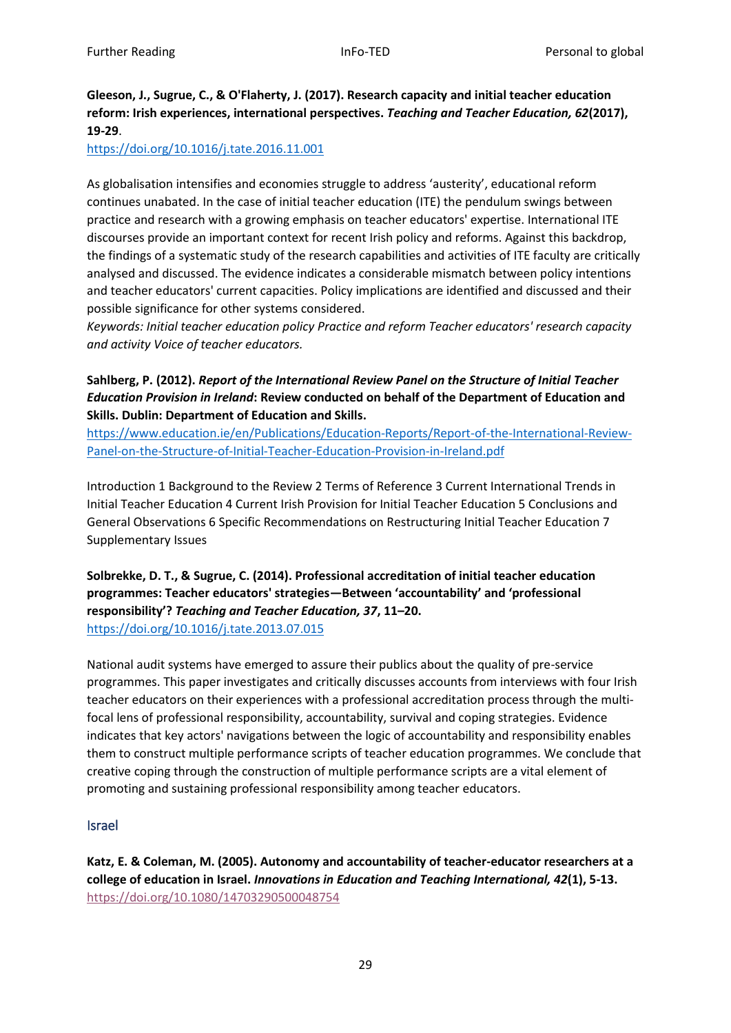**Gleeson, J., Sugrue, C., & O'Flaherty, J. (2017). Research capacity and initial teacher education reform: Irish experiences, international perspectives. *Teaching and Teacher Education, 62*(2017), 19-29**.
https://doi.org/10.1016/j.tate.2016.11.001

As globalisation intensifies and economies struggle to address 'austerity', educational reform continues unabated. In the case of initial teacher education (ITE) the pendulum swings between practice and research with a growing emphasis on teacher educators' expertise. International ITE discourses provide an important context for recent Irish policy and reforms. Against this backdrop, the findings of a systematic study of the research capabilities and activities of ITE faculty are critically analysed and discussed. The evidence indicates a considerable mismatch between policy intentions and teacher educators' current capacities. Policy implications are identified and discussed and their possible significance for other systems considered.
*Keywords: Initial teacher education policy Practice and reform Teacher educators' research capacity and activity Voice of teacher educators.*

**Sahlberg, P. (2012). *Report of the International Review Panel on the Structure of Initial Teacher Education Provision in Ireland*: Review conducted on behalf of the Department of Education and Skills. Dublin: Department of Education and Skills.**
https://www.education.ie/en/Publications/Education-Reports/Report-of-the-International-Review-Panel-on-the-Structure-of-Initial-Teacher-Education-Provision-in-Ireland.pdf

Introduction 1 Background to the Review 2 Terms of Reference 3 Current International Trends in Initial Teacher Education 4 Current Irish Provision for Initial Teacher Education 5 Conclusions and General Observations 6 Specific Recommendations on Restructuring Initial Teacher Education 7 Supplementary Issues

**Solbrekke, D. T., & Sugrue, C. (2014). Professional accreditation of initial teacher education programmes: Teacher educators' strategies—Between 'accountability' and 'professional responsibility'? *Teaching and Teacher Education, 37*, 11–20.**
https://doi.org/10.1016/j.tate.2013.07.015

National audit systems have emerged to assure their publics about the quality of pre-service programmes. This paper investigates and critically discusses accounts from interviews with four Irish teacher educators on their experiences with a professional accreditation process through the multi-focal lens of professional responsibility, accountability, survival and coping strategies. Evidence indicates that key actors' navigations between the logic of accountability and responsibility enables them to construct multiple performance scripts of teacher education programmes. We conclude that creative coping through the construction of multiple performance scripts are a vital element of promoting and sustaining professional responsibility among teacher educators.

## Israel

**Katz, E. & Coleman, M. (2005). Autonomy and accountability of teacher-educator researchers at a college of education in Israel. *Innovations in Education and Teaching International, 42*(1), 5-13.**
https://doi.org/10.1080/14703290500048754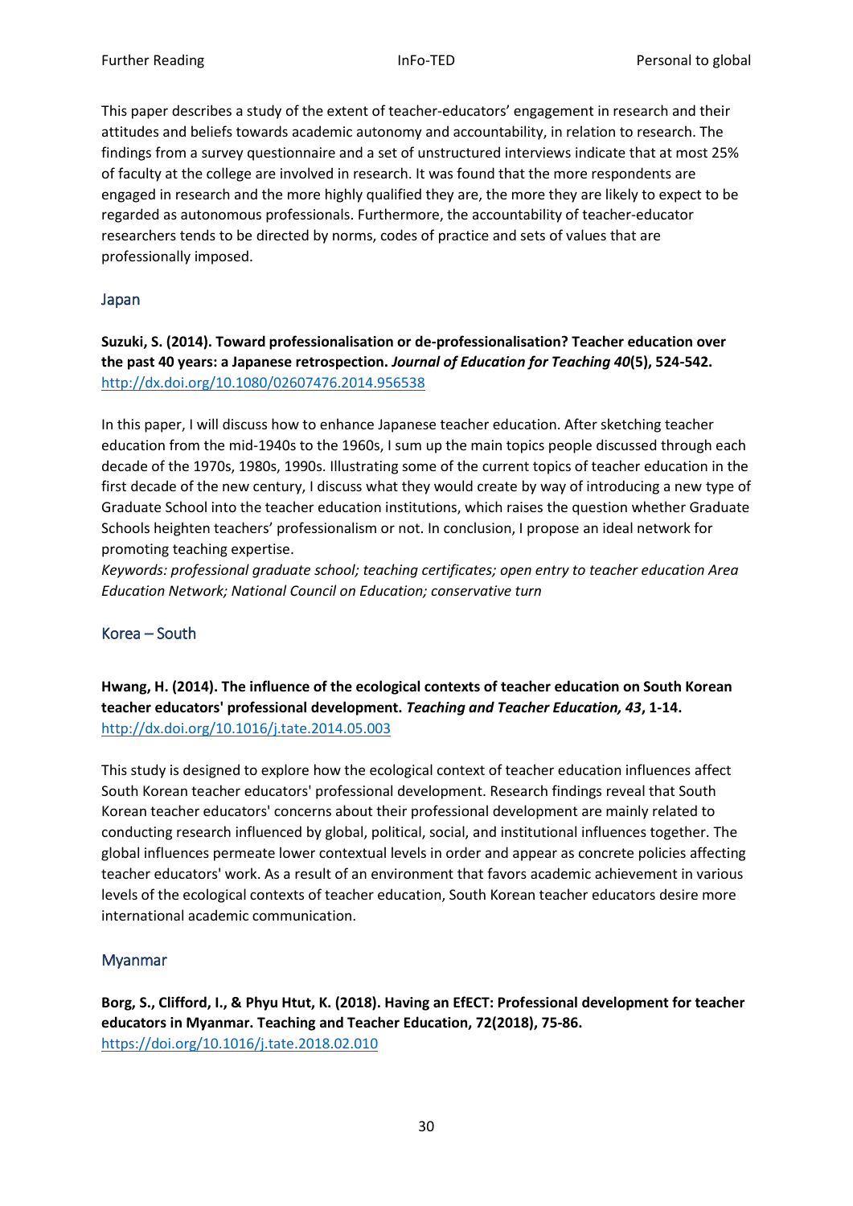This paper describes a study of the extent of teacher-educators' engagement in research and their attitudes and beliefs towards academic autonomy and accountability, in relation to research. The findings from a survey questionnaire and a set of unstructured interviews indicate that at most 25% of faculty at the college are involved in research. It was found that the more respondents are engaged in research and the more highly qualified they are, the more they are likely to expect to be regarded as autonomous professionals. Furthermore, the accountability of teacher-educator researchers tends to be directed by norms, codes of practice and sets of values that are professionally imposed.

### Japan

**Suzuki, S. (2014). Toward professionalisation or de-professionalisation? Teacher education over the past 40 years: a Japanese retrospection. *Journal of Education for Teaching 40*(5), 524-542.**
http://dx.doi.org/10.1080/02607476.2014.956538

In this paper, I will discuss how to enhance Japanese teacher education. After sketching teacher education from the mid-1940s to the 1960s, I sum up the main topics people discussed through each decade of the 1970s, 1980s, 1990s. Illustrating some of the current topics of teacher education in the first decade of the new century, I discuss what they would create by way of introducing a new type of Graduate School into the teacher education institutions, which raises the question whether Graduate Schools heighten teachers' professionalism or not. In conclusion, I propose an ideal network for promoting teaching expertise.
*Keywords: professional graduate school; teaching certificates; open entry to teacher education Area Education Network; National Council on Education; conservative turn*

### Korea – South

**Hwang, H. (2014). The influence of the ecological contexts of teacher education on South Korean teacher educators' professional development. *Teaching and Teacher Education, 43*, 1-14.**
http://dx.doi.org/10.1016/j.tate.2014.05.003

This study is designed to explore how the ecological context of teacher education influences affect South Korean teacher educators' professional development. Research findings reveal that South Korean teacher educators' concerns about their professional development are mainly related to conducting research influenced by global, political, social, and institutional influences together. The global influences permeate lower contextual levels in order and appear as concrete policies affecting teacher educators' work. As a result of an environment that favors academic achievement in various levels of the ecological contexts of teacher education, South Korean teacher educators desire more international academic communication.

### Myanmar

**Borg, S., Clifford, I., & Phyu Htut, K. (2018). Having an EfECT: Professional development for teacher educators in Myanmar. Teaching and Teacher Education, 72(2018), 75-86.**
https://doi.org/10.1016/j.tate.2018.02.010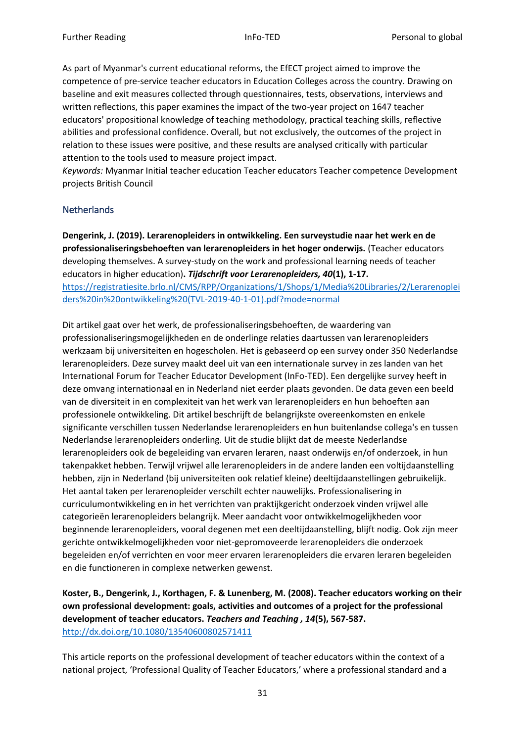As part of Myanmar's current educational reforms, the EfECT project aimed to improve the competence of pre-service teacher educators in Education Colleges across the country. Drawing on baseline and exit measures collected through questionnaires, tests, observations, interviews and written reflections, this paper examines the impact of the two-year project on 1647 teacher educators' propositional knowledge of teaching methodology, practical teaching skills, reflective abilities and professional confidence. Overall, but not exclusively, the outcomes of the project in relation to these issues were positive, and these results are analysed critically with particular attention to the tools used to measure project impact.
*Keywords:* Myanmar Initial teacher education Teacher educators Teacher competence Development projects British Council

## Netherlands

**Dengerink, J. (2019). Lerarenopleiders in ontwikkeling. Een surveystudie naar het werk en de professionaliseringsbehoeften van lerarenopleiders in het hoger onderwijs.** (Teacher educators developing themselves. A survey-study on the work and professional learning needs of teacher educators in higher education)**. *Tijdschrift voor Lerarenopleiders, 40*(1), 1-17.**
https://registratiesite.brlo.nl/CMS/RPP/Organizations/1/Shops/1/Media%20Libraries/2/Lerarenopleiders%20in%20ontwikkeling%20(TVL-2019-40-1-01).pdf?mode=normal

Dit artikel gaat over het werk, de professionaliseringsbehoeften, de waardering van professionaliseringsmogelijkheden en de onderlinge relaties daartussen van lerarenopleiders werkzaam bij universiteiten en hogescholen. Het is gebaseerd op een survey onder 350 Nederlandse lerarenopleiders. Deze survey maakt deel uit van een internationale survey in zes landen van het International Forum for Teacher Educator Development (InFo-TED). Een dergelijke survey heeft in deze omvang internationaal en in Nederland niet eerder plaats gevonden. De data geven een beeld van de diversiteit in en complexiteit van het werk van lerarenopleiders en hun behoeften aan professionele ontwikkeling. Dit artikel beschrijft de belangrijkste overeenkomsten en enkele significante verschillen tussen Nederlandse lerarenopleiders en hun buitenlandse collega's en tussen Nederlandse lerarenopleiders onderling. Uit de studie blijkt dat de meeste Nederlandse lerarenopleiders ook de begeleiding van ervaren leraren, naast onderwijs en/of onderzoek, in hun takenpakket hebben. Terwijl vrijwel alle lerarenopleiders in de andere landen een voltijdaanstelling hebben, zijn in Nederland (bij universiteiten ook relatief kleine) deeltijdaanstellingen gebruikelijk. Het aantal taken per lerarenopleider verschilt echter nauwelijks. Professionalisering in curriculumontwikkeling en in het verrichten van praktijkgericht onderzoek vinden vrijwel alle categorieën lerarenopleiders belangrijk. Meer aandacht voor ontwikkelmogelijkheden voor beginnende lerarenopleiders, vooral degenen met een deeltijdaanstelling, blijft nodig. Ook zijn meer gerichte ontwikkelmogelijkheden voor niet-gepromoveerde lerarenopleiders die onderzoek begeleiden en/of verrichten en voor meer ervaren lerarenopleiders die ervaren leraren begeleiden en die functioneren in complexe netwerken gewenst.

**Koster, B., Dengerink, J., Korthagen, F. & Lunenberg, M. (2008). Teacher educators working on their own professional development: goals, activities and outcomes of a project for the professional development of teacher educators. *Teachers and Teaching , 14*(5), 567-587.**
http://dx.doi.org/10.1080/13540600802571411

This article reports on the professional development of teacher educators within the context of a national project, 'Professional Quality of Teacher Educators,' where a professional standard and a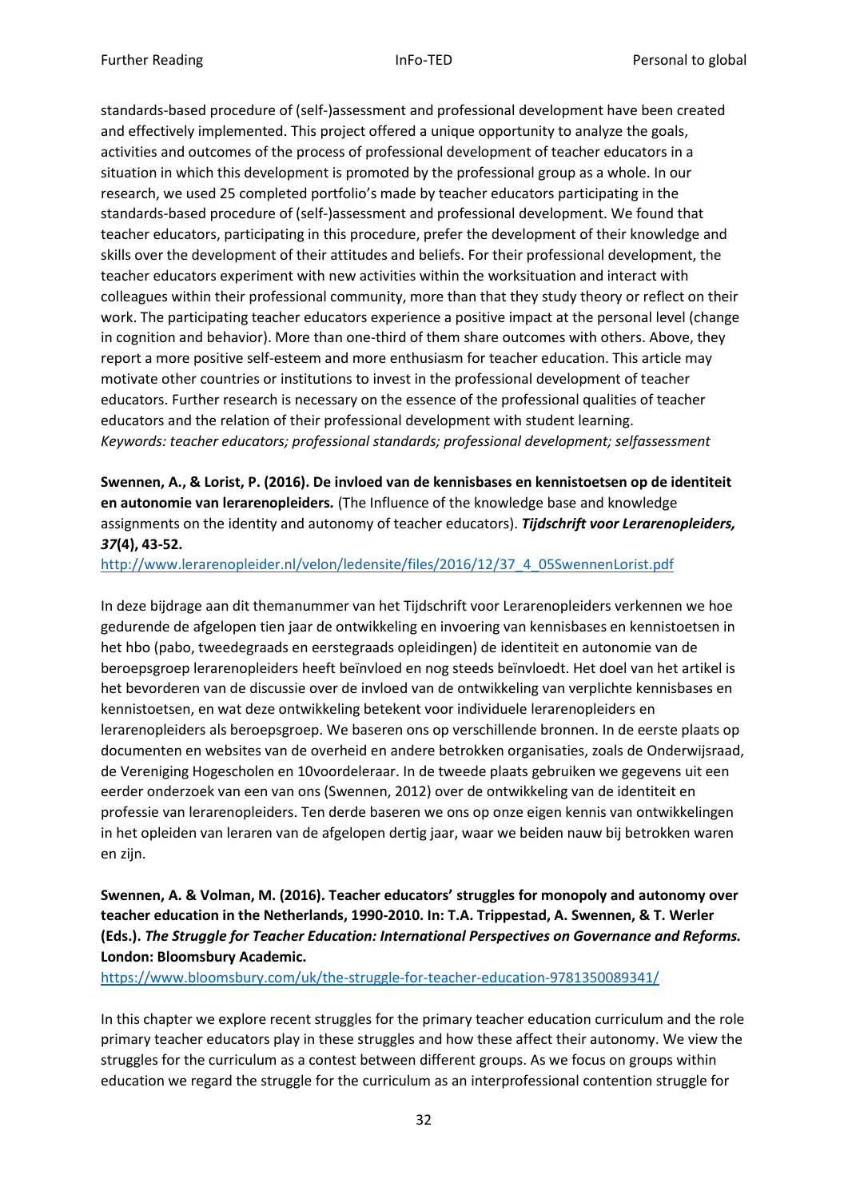standards-based procedure of (self-)assessment and professional development have been created and effectively implemented. This project offered a unique opportunity to analyze the goals, activities and outcomes of the process of professional development of teacher educators in a situation in which this development is promoted by the professional group as a whole. In our research, we used 25 completed portfolio's made by teacher educators participating in the standards-based procedure of (self-)assessment and professional development. We found that teacher educators, participating in this procedure, prefer the development of their knowledge and skills over the development of their attitudes and beliefs. For their professional development, the teacher educators experiment with new activities within the worksituation and interact with colleagues within their professional community, more than that they study theory or reflect on their work. The participating teacher educators experience a positive impact at the personal level (change in cognition and behavior). More than one-third of them share outcomes with others. Above, they report a more positive self-esteem and more enthusiasm for teacher education. This article may motivate other countries or institutions to invest in the professional development of teacher educators. Further research is necessary on the essence of the professional qualities of teacher educators and the relation of their professional development with student learning.
*Keywords: teacher educators; professional standards; professional development; selfassessment*

**Swennen, A., & Lorist, P. (2016). De invloed van de kennisbases en kennistoetsen op de identiteit en autonomie van lerarenopleiders.** (The Influence of the knowledge base and knowledge assignments on the identity and autonomy of teacher educators). ***Tijdschrift voor Lerarenopleiders, 37*(4), 43-52.**
http://www.lerarenopleider.nl/velon/ledensite/files/2016/12/37_4_05SwennenLorist.pdf

In deze bijdrage aan dit themanummer van het Tijdschrift voor Lerarenopleiders verkennen we hoe gedurende de afgelopen tien jaar de ontwikkeling en invoering van kennisbases en kennistoetsen in het hbo (pabo, tweedegraads en eerstegraads opleidingen) de identiteit en autonomie van de beroepsgroep lerarenopleiders heeft beïnvloed en nog steeds beïnvloedt. Het doel van het artikel is het bevorderen van de discussie over de invloed van de ontwikkeling van verplichte kennisbases en kennistoetsen, en wat deze ontwikkeling betekent voor individuele lerarenopleiders en lerarenopleiders als beroepsgroep. We baseren ons op verschillende bronnen. In de eerste plaats op documenten en websites van de overheid en andere betrokken organisaties, zoals de Onderwijsraad, de Vereniging Hogescholen en 10voordeleraar. In de tweede plaats gebruiken we gegevens uit een eerder onderzoek van een van ons (Swennen, 2012) over de ontwikkeling van de identiteit en professie van lerarenopleiders. Ten derde baseren we ons op onze eigen kennis van ontwikkelingen in het opleiden van leraren van de afgelopen dertig jaar, waar we beiden nauw bij betrokken waren en zijn.

**Swennen, A. & Volman, M. (2016). Teacher educators' struggles for monopoly and autonomy over teacher education in the Netherlands, 1990-2010. In: T.A. Trippestad, A. Swennen, & T. Werler (Eds.). *The Struggle for Teacher Education: International Perspectives on Governance and Reforms.* London: Bloomsbury Academic.**
https://www.bloomsbury.com/uk/the-struggle-for-teacher-education-9781350089341/

In this chapter we explore recent struggles for the primary teacher education curriculum and the role primary teacher educators play in these struggles and how these affect their autonomy. We view the struggles for the curriculum as a contest between different groups. As we focus on groups within education we regard the struggle for the curriculum as an interprofessional contention struggle for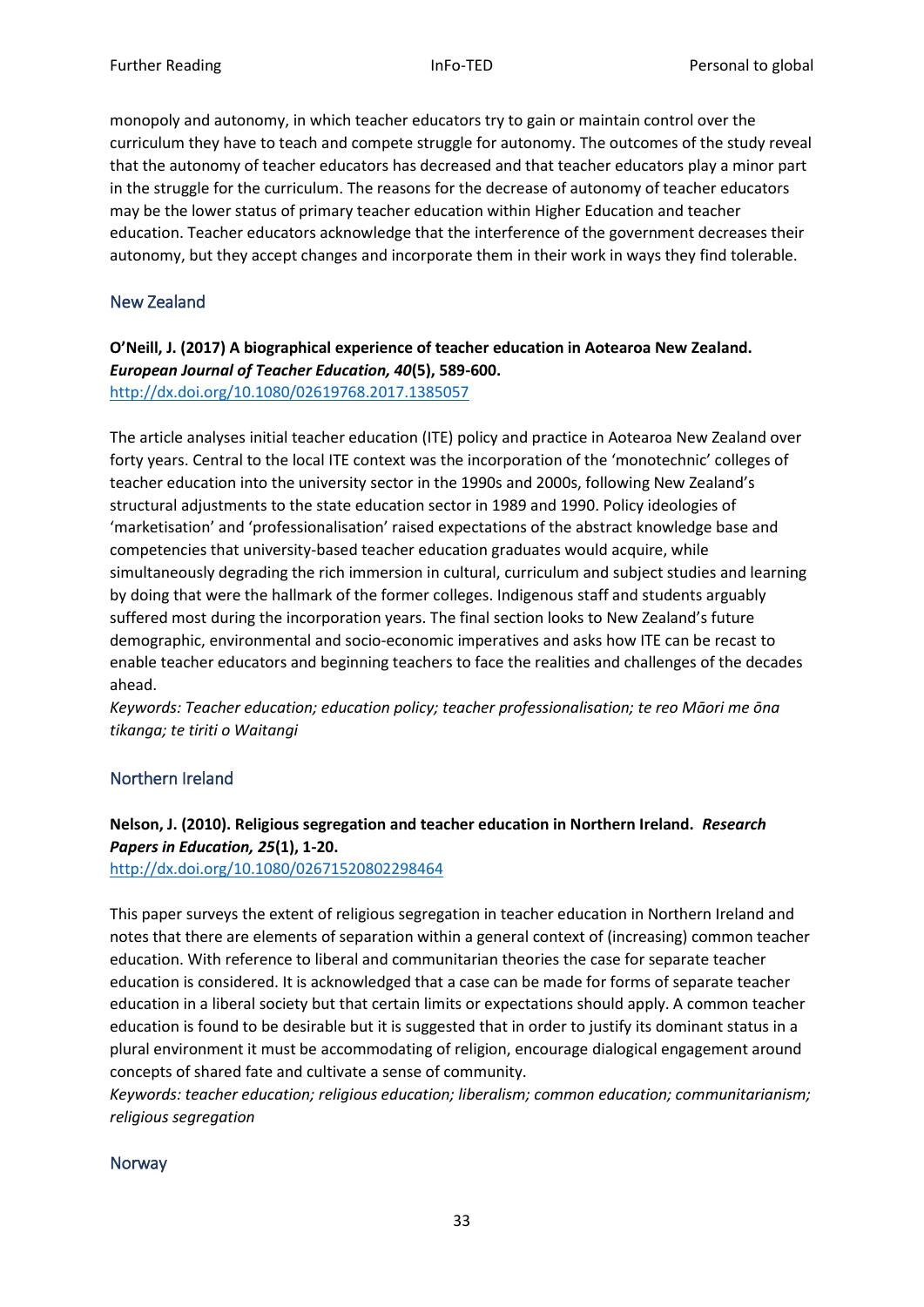monopoly and autonomy, in which teacher educators try to gain or maintain control over the curriculum they have to teach and compete struggle for autonomy. The outcomes of the study reveal that the autonomy of teacher educators has decreased and that teacher educators play a minor part in the struggle for the curriculum. The reasons for the decrease of autonomy of teacher educators may be the lower status of primary teacher education within Higher Education and teacher education. Teacher educators acknowledge that the interference of the government decreases their autonomy, but they accept changes and incorporate them in their work in ways they find tolerable.

## New Zealand

**O'Neill, J. (2017) A biographical experience of teacher education in Aotearoa New Zealand. *European Journal of Teacher Education, 40*(5), 589-600.**
http://dx.doi.org/10.1080/02619768.2017.1385057

The article analyses initial teacher education (ITE) policy and practice in Aotearoa New Zealand over forty years. Central to the local ITE context was the incorporation of the 'monotechnic' colleges of teacher education into the university sector in the 1990s and 2000s, following New Zealand's structural adjustments to the state education sector in 1989 and 1990. Policy ideologies of 'marketisation' and 'professionalisation' raised expectations of the abstract knowledge base and competencies that university-based teacher education graduates would acquire, while simultaneously degrading the rich immersion in cultural, curriculum and subject studies and learning by doing that were the hallmark of the former colleges. Indigenous staff and students arguably suffered most during the incorporation years. The final section looks to New Zealand's future demographic, environmental and socio-economic imperatives and asks how ITE can be recast to enable teacher educators and beginning teachers to face the realities and challenges of the decades ahead.
*Keywords: Teacher education; education policy; teacher professionalisation; te reo Māori me ōna tikanga; te tiriti o Waitangi*

## Northern Ireland

**Nelson, J. (2010). Religious segregation and teacher education in Northern Ireland. *Research Papers in Education, 25*(1), 1-20.**
http://dx.doi.org/10.1080/02671520802298464

This paper surveys the extent of religious segregation in teacher education in Northern Ireland and notes that there are elements of separation within a general context of (increasing) common teacher education. With reference to liberal and communitarian theories the case for separate teacher education is considered. It is acknowledged that a case can be made for forms of separate teacher education in a liberal society but that certain limits or expectations should apply. A common teacher education is found to be desirable but it is suggested that in order to justify its dominant status in a plural environment it must be accommodating of religion, encourage dialogical engagement around concepts of shared fate and cultivate a sense of community.
*Keywords: teacher education; religious education; liberalism; common education; communitarianism; religious segregation*

## Norway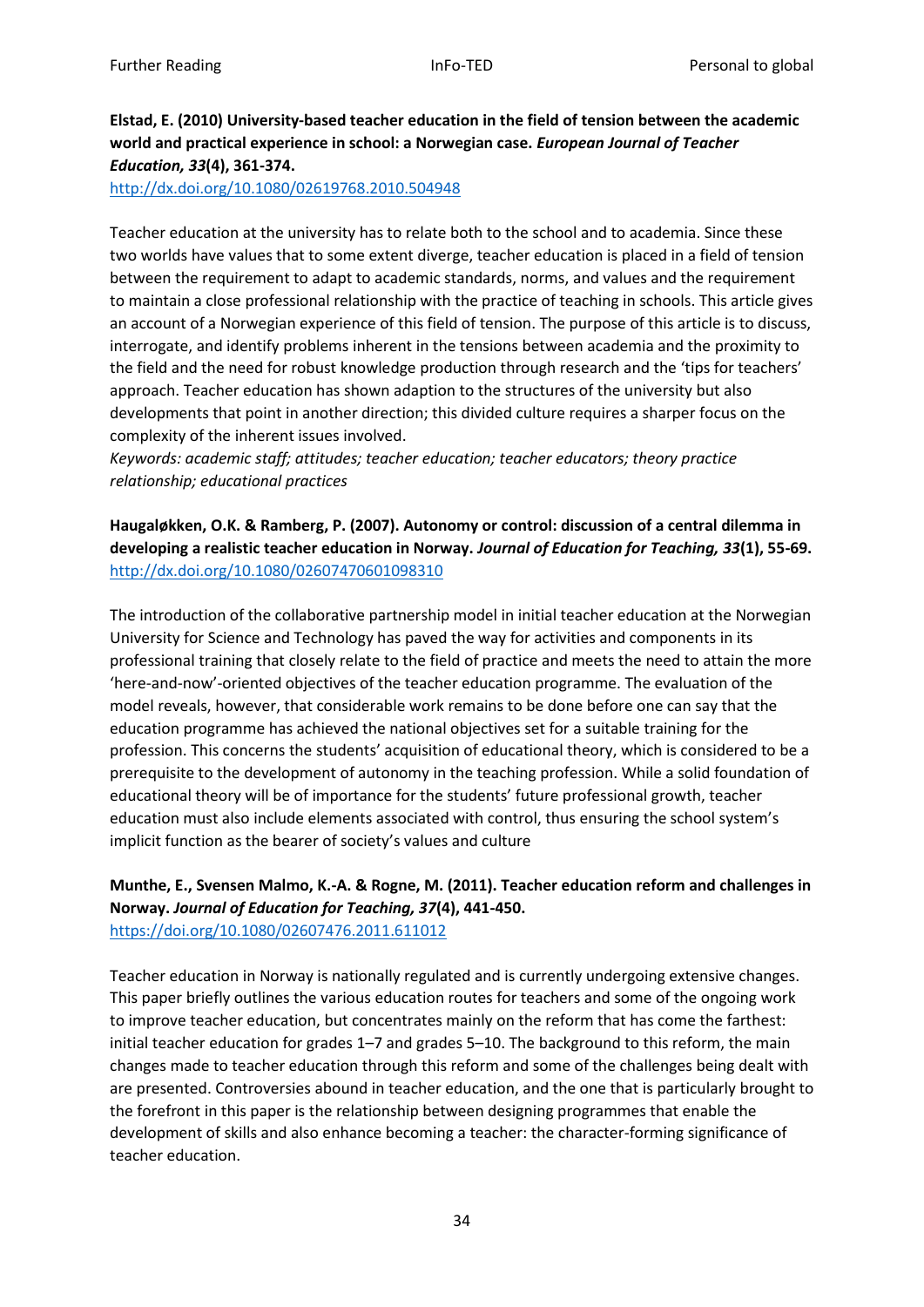**Elstad, E. (2010) University-based teacher education in the field of tension between the academic world and practical experience in school: a Norwegian case. *European Journal of Teacher Education, 33*(4), 361-374.**
http://dx.doi.org/10.1080/02619768.2010.504948

Teacher education at the university has to relate both to the school and to academia. Since these two worlds have values that to some extent diverge, teacher education is placed in a field of tension between the requirement to adapt to academic standards, norms, and values and the requirement to maintain a close professional relationship with the practice of teaching in schools. This article gives an account of a Norwegian experience of this field of tension. The purpose of this article is to discuss, interrogate, and identify problems inherent in the tensions between academia and the proximity to the field and the need for robust knowledge production through research and the 'tips for teachers' approach. Teacher education has shown adaption to the structures of the university but also developments that point in another direction; this divided culture requires a sharper focus on the complexity of the inherent issues involved.
*Keywords: academic staff; attitudes; teacher education; teacher educators; theory practice relationship; educational practices*

**Haugaløkken, O.K. & Ramberg, P. (2007). Autonomy or control: discussion of a central dilemma in developing a realistic teacher education in Norway. *Journal of Education for Teaching, 33*(1), 55-69.**
http://dx.doi.org/10.1080/02607470601098310

The introduction of the collaborative partnership model in initial teacher education at the Norwegian University for Science and Technology has paved the way for activities and components in its professional training that closely relate to the field of practice and meets the need to attain the more 'here-and-now'-oriented objectives of the teacher education programme. The evaluation of the model reveals, however, that considerable work remains to be done before one can say that the education programme has achieved the national objectives set for a suitable training for the profession. This concerns the students' acquisition of educational theory, which is considered to be a prerequisite to the development of autonomy in the teaching profession. While a solid foundation of educational theory will be of importance for the students' future professional growth, teacher education must also include elements associated with control, thus ensuring the school system's implicit function as the bearer of society's values and culture

**Munthe, E., Svensen Malmo, K.-A. & Rogne, M. (2011). Teacher education reform and challenges in Norway. *Journal of Education for Teaching, 37*(4), 441-450.**
https://doi.org/10.1080/02607476.2011.611012

Teacher education in Norway is nationally regulated and is currently undergoing extensive changes. This paper briefly outlines the various education routes for teachers and some of the ongoing work to improve teacher education, but concentrates mainly on the reform that has come the farthest: initial teacher education for grades 1–7 and grades 5–10. The background to this reform, the main changes made to teacher education through this reform and some of the challenges being dealt with are presented. Controversies abound in teacher education, and the one that is particularly brought to the forefront in this paper is the relationship between designing programmes that enable the development of skills and also enhance becoming a teacher: the character-forming significance of teacher education.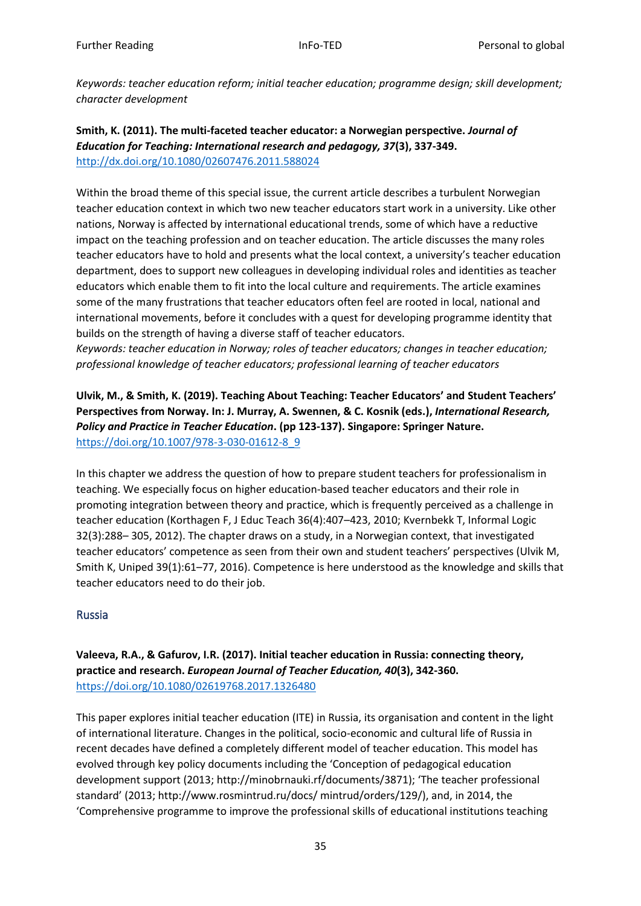*Keywords: teacher education reform; initial teacher education; programme design; skill development; character development*

**Smith, K. (2011). The multi-faceted teacher educator: a Norwegian perspective. *Journal of Education for Teaching: International research and pedagogy, 37*(3), 337-349.**
http://dx.doi.org/10.1080/02607476.2011.588024

Within the broad theme of this special issue, the current article describes a turbulent Norwegian teacher education context in which two new teacher educators start work in a university. Like other nations, Norway is affected by international educational trends, some of which have a reductive impact on the teaching profession and on teacher education. The article discusses the many roles teacher educators have to hold and presents what the local context, a university's teacher education department, does to support new colleagues in developing individual roles and identities as teacher educators which enable them to fit into the local culture and requirements. The article examines some of the many frustrations that teacher educators often feel are rooted in local, national and international movements, before it concludes with a quest for developing programme identity that builds on the strength of having a diverse staff of teacher educators.
*Keywords: teacher education in Norway; roles of teacher educators; changes in teacher education; professional knowledge of teacher educators; professional learning of teacher educators*

**Ulvik, M., & Smith, K. (2019). Teaching About Teaching: Teacher Educators' and Student Teachers' Perspectives from Norway. In: J. Murray, A. Swennen, & C. Kosnik (eds.), *International Research, Policy and Practice in Teacher Education*. (pp 123-137). Singapore: Springer Nature.**
https://doi.org/10.1007/978-3-030-01612-8_9

In this chapter we address the question of how to prepare student teachers for professionalism in teaching. We especially focus on higher education-based teacher educators and their role in promoting integration between theory and practice, which is frequently perceived as a challenge in teacher education (Korthagen F, J Educ Teach 36(4):407–423, 2010; Kvernbekk T, Informal Logic 32(3):288– 305, 2012). The chapter draws on a study, in a Norwegian context, that investigated teacher educators' competence as seen from their own and student teachers' perspectives (Ulvik M, Smith K, Uniped 39(1):61–77, 2016). Competence is here understood as the knowledge and skills that teacher educators need to do their job.

## Russia

**Valeeva, R.A., & Gafurov, I.R. (2017). Initial teacher education in Russia: connecting theory, practice and research. *European Journal of Teacher Education, 40*(3), 342-360.**
https://doi.org/10.1080/02619768.2017.1326480

This paper explores initial teacher education (ITE) in Russia, its organisation and content in the light of international literature. Changes in the political, socio-economic and cultural life of Russia in recent decades have defined a completely different model of teacher education. This model has evolved through key policy documents including the 'Conception of pedagogical education development support (2013; http://minobrnauki.rf/documents/3871); 'The teacher professional standard' (2013; http://www.rosmintrud.ru/docs/ mintrud/orders/129/), and, in 2014, the 'Comprehensive programme to improve the professional skills of educational institutions teaching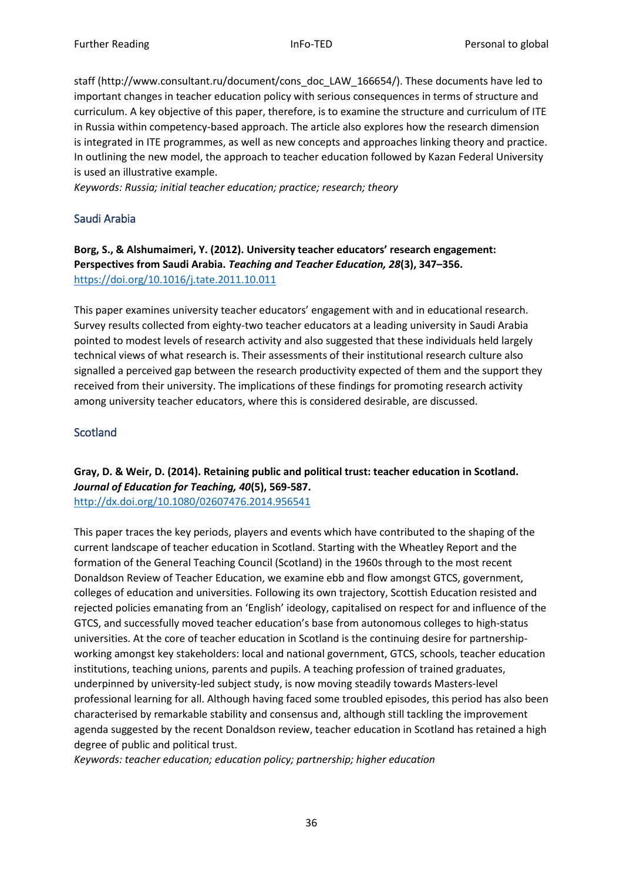staff (http://www.consultant.ru/document/cons_doc_LAW_166654/). These documents have led to important changes in teacher education policy with serious consequences in terms of structure and curriculum. A key objective of this paper, therefore, is to examine the structure and curriculum of ITE in Russia within competency-based approach. The article also explores how the research dimension is integrated in ITE programmes, as well as new concepts and approaches linking theory and practice. In outlining the new model, the approach to teacher education followed by Kazan Federal University is used an illustrative example.

*Keywords: Russia; initial teacher education; practice; research; theory*

## Saudi Arabia

**Borg, S., & Alshumaimeri, Y. (2012). University teacher educators' research engagement: Perspectives from Saudi Arabia. *Teaching and Teacher Education, 28*(3), 347–356.**
https://doi.org/10.1016/j.tate.2011.10.011

This paper examines university teacher educators' engagement with and in educational research. Survey results collected from eighty-two teacher educators at a leading university in Saudi Arabia pointed to modest levels of research activity and also suggested that these individuals held largely technical views of what research is. Their assessments of their institutional research culture also signalled a perceived gap between the research productivity expected of them and the support they received from their university. The implications of these findings for promoting research activity among university teacher educators, where this is considered desirable, are discussed.

## Scotland

**Gray, D. & Weir, D. (2014). Retaining public and political trust: teacher education in Scotland. *Journal of Education for Teaching, 40*(5), 569-587.**
http://dx.doi.org/10.1080/02607476.2014.956541

This paper traces the key periods, players and events which have contributed to the shaping of the current landscape of teacher education in Scotland. Starting with the Wheatley Report and the formation of the General Teaching Council (Scotland) in the 1960s through to the most recent Donaldson Review of Teacher Education, we examine ebb and flow amongst GTCS, government, colleges of education and universities. Following its own trajectory, Scottish Education resisted and rejected policies emanating from an 'English' ideology, capitalised on respect for and influence of the GTCS, and successfully moved teacher education's base from autonomous colleges to high-status universities. At the core of teacher education in Scotland is the continuing desire for partnership-working amongst key stakeholders: local and national government, GTCS, schools, teacher education institutions, teaching unions, parents and pupils. A teaching profession of trained graduates, underpinned by university-led subject study, is now moving steadily towards Masters-level professional learning for all. Although having faced some troubled episodes, this period has also been characterised by remarkable stability and consensus and, although still tackling the improvement agenda suggested by the recent Donaldson review, teacher education in Scotland has retained a high degree of public and political trust.

*Keywords: teacher education; education policy; partnership; higher education*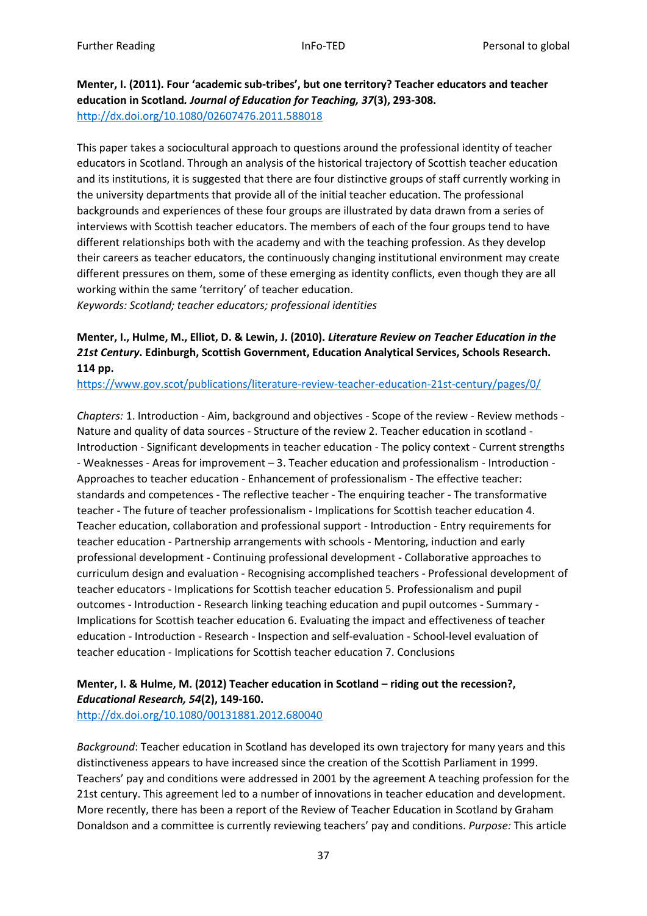**Menter, I. (2011). Four 'academic sub-tribes', but one territory? Teacher educators and teacher education in Scotland. *Journal of Education for Teaching, 37*(3), 293-308.**
http://dx.doi.org/10.1080/02607476.2011.588018

This paper takes a sociocultural approach to questions around the professional identity of teacher educators in Scotland. Through an analysis of the historical trajectory of Scottish teacher education and its institutions, it is suggested that there are four distinctive groups of staff currently working in the university departments that provide all of the initial teacher education. The professional backgrounds and experiences of these four groups are illustrated by data drawn from a series of interviews with Scottish teacher educators. The members of each of the four groups tend to have different relationships both with the academy and with the teaching profession. As they develop their careers as teacher educators, the continuously changing institutional environment may create different pressures on them, some of these emerging as identity conflicts, even though they are all working within the same 'territory' of teacher education.
*Keywords: Scotland; teacher educators; professional identities*

**Menter, I., Hulme, M., Elliot, D. & Lewin, J. (2010). *Literature Review on Teacher Education in the 21st Century*. Edinburgh, Scottish Government, Education Analytical Services, Schools Research. 114 pp.**
https://www.gov.scot/publications/literature-review-teacher-education-21st-century/pages/0/

*Chapters:* 1. Introduction - Aim, background and objectives - Scope of the review - Review methods - Nature and quality of data sources - Structure of the review 2. Teacher education in scotland - Introduction - Significant developments in teacher education - The policy context - Current strengths - Weaknesses - Areas for improvement – 3. Teacher education and professionalism - Introduction - Approaches to teacher education - Enhancement of professionalism - The effective teacher: standards and competences - The reflective teacher - The enquiring teacher - The transformative teacher - The future of teacher professionalism - Implications for Scottish teacher education 4. Teacher education, collaboration and professional support - Introduction - Entry requirements for teacher education - Partnership arrangements with schools - Mentoring, induction and early professional development - Continuing professional development - Collaborative approaches to curriculum design and evaluation - Recognising accomplished teachers - Professional development of teacher educators - Implications for Scottish teacher education 5. Professionalism and pupil outcomes - Introduction - Research linking teaching education and pupil outcomes - Summary - Implications for Scottish teacher education 6. Evaluating the impact and effectiveness of teacher education - Introduction - Research - Inspection and self-evaluation - School-level evaluation of teacher education - Implications for Scottish teacher education 7. Conclusions

**Menter, I. & Hulme, M. (2012) Teacher education in Scotland – riding out the recession?, *Educational Research, 54*(2), 149-160.**
http://dx.doi.org/10.1080/00131881.2012.680040

*Background*: Teacher education in Scotland has developed its own trajectory for many years and this distinctiveness appears to have increased since the creation of the Scottish Parliament in 1999. Teachers' pay and conditions were addressed in 2001 by the agreement A teaching profession for the 21st century. This agreement led to a number of innovations in teacher education and development. More recently, there has been a report of the Review of Teacher Education in Scotland by Graham Donaldson and a committee is currently reviewing teachers' pay and conditions. *Purpose:* This article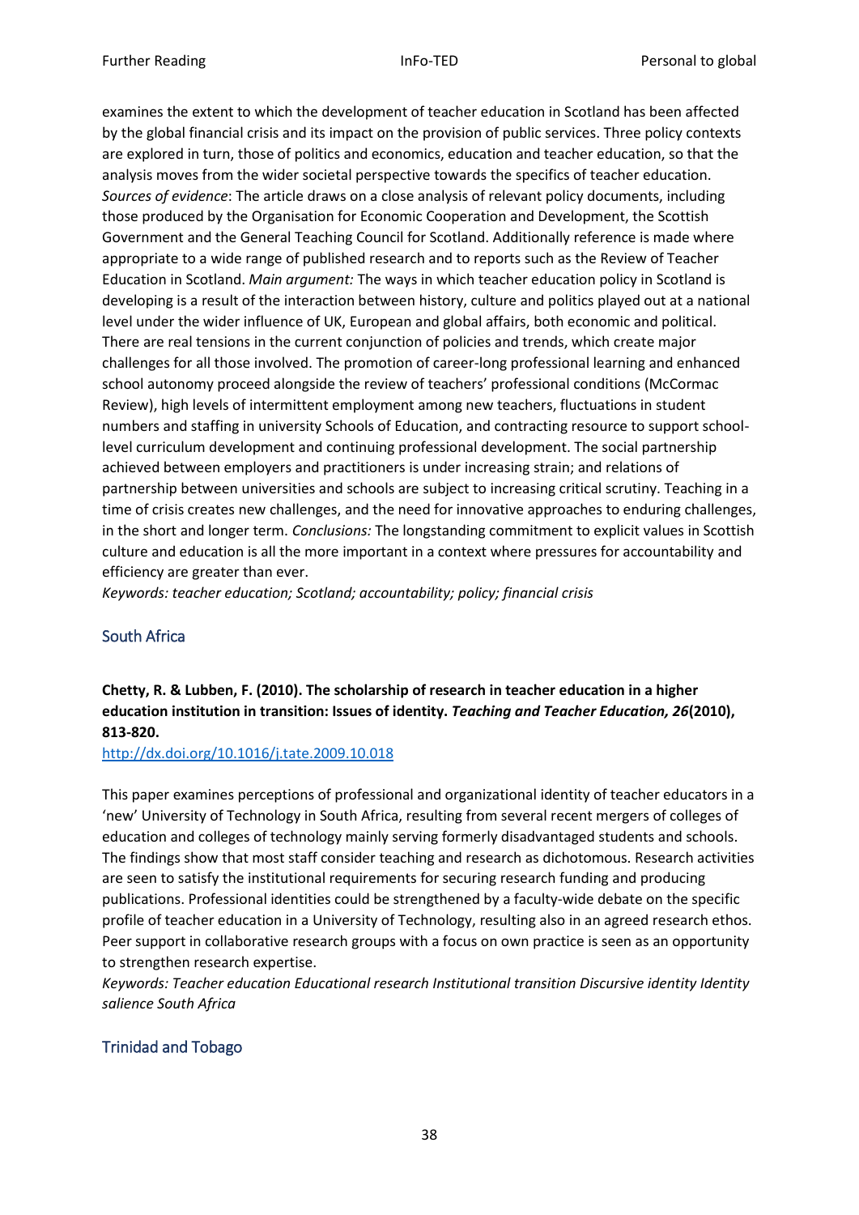examines the extent to which the development of teacher education in Scotland has been affected by the global financial crisis and its impact on the provision of public services. Three policy contexts are explored in turn, those of politics and economics, education and teacher education, so that the analysis moves from the wider societal perspective towards the specifics of teacher education. *Sources of evidence*: The article draws on a close analysis of relevant policy documents, including those produced by the Organisation for Economic Cooperation and Development, the Scottish Government and the General Teaching Council for Scotland. Additionally reference is made where appropriate to a wide range of published research and to reports such as the Review of Teacher Education in Scotland. *Main argument:* The ways in which teacher education policy in Scotland is developing is a result of the interaction between history, culture and politics played out at a national level under the wider influence of UK, European and global affairs, both economic and political. There are real tensions in the current conjunction of policies and trends, which create major challenges for all those involved. The promotion of career-long professional learning and enhanced school autonomy proceed alongside the review of teachers' professional conditions (McCormac Review), high levels of intermittent employment among new teachers, fluctuations in student numbers and staffing in university Schools of Education, and contracting resource to support school-level curriculum development and continuing professional development. The social partnership achieved between employers and practitioners is under increasing strain; and relations of partnership between universities and schools are subject to increasing critical scrutiny. Teaching in a time of crisis creates new challenges, and the need for innovative approaches to enduring challenges, in the short and longer term. *Conclusions:* The longstanding commitment to explicit values in Scottish culture and education is all the more important in a context where pressures for accountability and efficiency are greater than ever.

*Keywords: teacher education; Scotland; accountability; policy; financial crisis*

## South Africa

**Chetty, R. & Lubben, F. (2010). The scholarship of research in teacher education in a higher education institution in transition: Issues of identity. *Teaching and Teacher Education, 26*(2010), 813-820.**

http://dx.doi.org/10.1016/j.tate.2009.10.018

This paper examines perceptions of professional and organizational identity of teacher educators in a 'new' University of Technology in South Africa, resulting from several recent mergers of colleges of education and colleges of technology mainly serving formerly disadvantaged students and schools. The findings show that most staff consider teaching and research as dichotomous. Research activities are seen to satisfy the institutional requirements for securing research funding and producing publications. Professional identities could be strengthened by a faculty-wide debate on the specific profile of teacher education in a University of Technology, resulting also in an agreed research ethos. Peer support in collaborative research groups with a focus on own practice is seen as an opportunity to strengthen research expertise.

*Keywords: Teacher education Educational research Institutional transition Discursive identity Identity salience South Africa*

## Trinidad and Tobago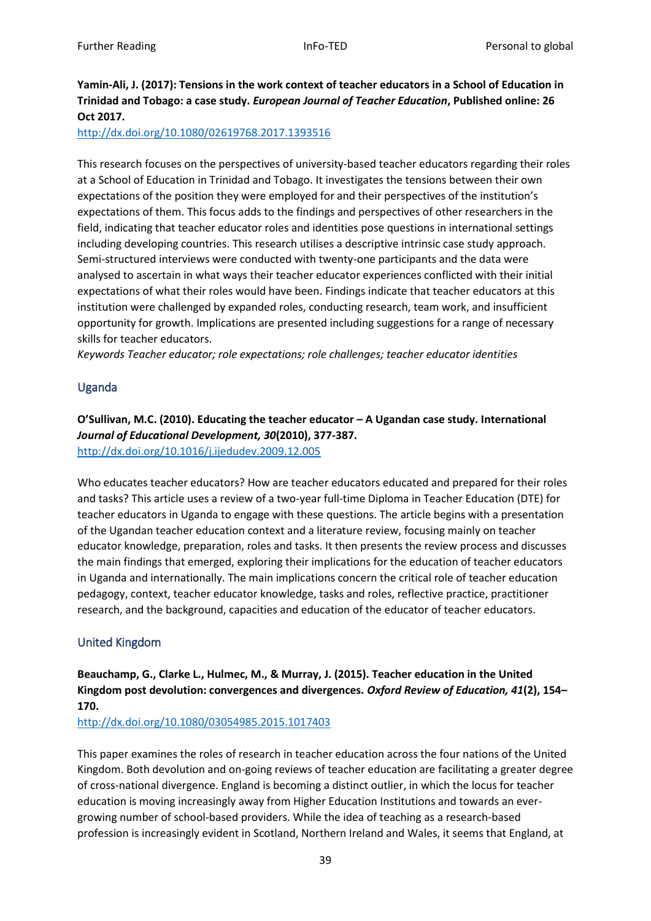**Yamin-Ali, J. (2017): Tensions in the work context of teacher educators in a School of Education in Trinidad and Tobago: a case study. *European Journal of Teacher Education*, Published online: 26 Oct 2017.**
http://dx.doi.org/10.1080/02619768.2017.1393516

This research focuses on the perspectives of university-based teacher educators regarding their roles at a School of Education in Trinidad and Tobago. It investigates the tensions between their own expectations of the position they were employed for and their perspectives of the institution's expectations of them. This focus adds to the findings and perspectives of other researchers in the field, indicating that teacher educator roles and identities pose questions in international settings including developing countries. This research utilises a descriptive intrinsic case study approach. Semi-structured interviews were conducted with twenty-one participants and the data were analysed to ascertain in what ways their teacher educator experiences conflicted with their initial expectations of what their roles would have been. Findings indicate that teacher educators at this institution were challenged by expanded roles, conducting research, team work, and insufficient opportunity for growth. Implications are presented including suggestions for a range of necessary skills for teacher educators.
*Keywords Teacher educator; role expectations; role challenges; teacher educator identities*

## Uganda

**O'Sullivan, M.C. (2010). Educating the teacher educator – A Ugandan case study. International *Journal of Educational Development, 30*(2010), 377-387.**
http://dx.doi.org/10.1016/j.ijedudev.2009.12.005

Who educates teacher educators? How are teacher educators educated and prepared for their roles and tasks? This article uses a review of a two-year full-time Diploma in Teacher Education (DTE) for teacher educators in Uganda to engage with these questions. The article begins with a presentation of the Ugandan teacher education context and a literature review, focusing mainly on teacher educator knowledge, preparation, roles and tasks. It then presents the review process and discusses the main findings that emerged, exploring their implications for the education of teacher educators in Uganda and internationally. The main implications concern the critical role of teacher education pedagogy, context, teacher educator knowledge, tasks and roles, reflective practice, practitioner research, and the background, capacities and education of the educator of teacher educators.

## United Kingdom

**Beauchamp, G., Clarke L., Hulmec, M., & Murray, J. (2015). Teacher education in the United Kingdom post devolution: convergences and divergences. *Oxford Review of Education, 41*(2), 154–170.**
http://dx.doi.org/10.1080/03054985.2015.1017403

This paper examines the roles of research in teacher education across the four nations of the United Kingdom. Both devolution and on-going reviews of teacher education are facilitating a greater degree of cross-national divergence. England is becoming a distinct outlier, in which the locus for teacher education is moving increasingly away from Higher Education Institutions and towards an ever-growing number of school-based providers. While the idea of teaching as a research-based profession is increasingly evident in Scotland, Northern Ireland and Wales, it seems that England, at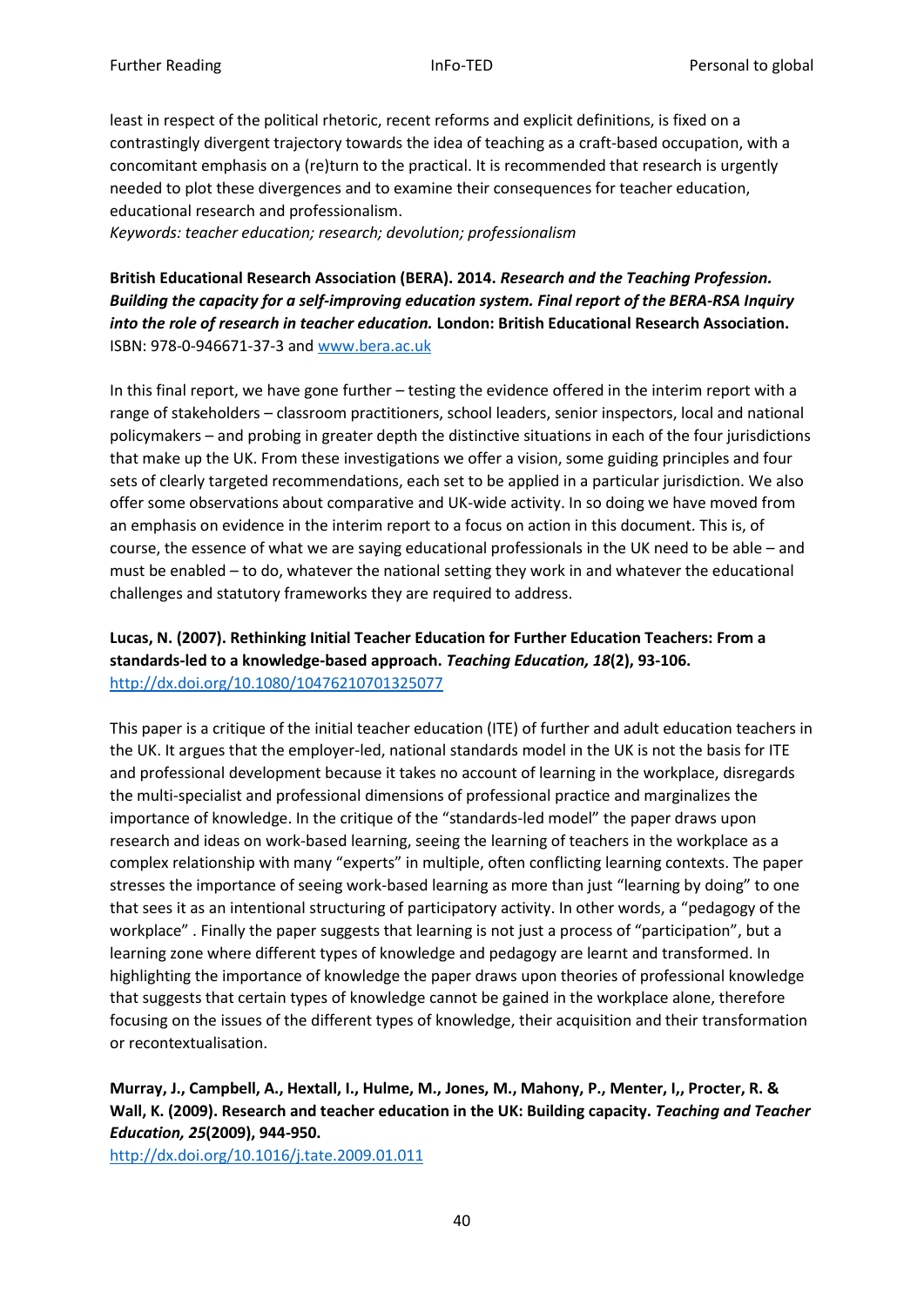least in respect of the political rhetoric, recent reforms and explicit definitions, is fixed on a contrastingly divergent trajectory towards the idea of teaching as a craft-based occupation, with a concomitant emphasis on a (re)turn to the practical. It is recommended that research is urgently needed to plot these divergences and to examine their consequences for teacher education, educational research and professionalism.

*Keywords: teacher education; research; devolution; professionalism*

**British Educational Research Association (BERA). 2014. *Research and the Teaching Profession. Building the capacity for a self-improving education system. Final report of the BERA-RSA Inquiry into the role of research in teacher education.* London: British Educational Research Association.** ISBN: 978-0-946671-37-3 and www.bera.ac.uk

In this final report, we have gone further – testing the evidence offered in the interim report with a range of stakeholders – classroom practitioners, school leaders, senior inspectors, local and national policymakers – and probing in greater depth the distinctive situations in each of the four jurisdictions that make up the UK. From these investigations we offer a vision, some guiding principles and four sets of clearly targeted recommendations, each set to be applied in a particular jurisdiction. We also offer some observations about comparative and UK-wide activity. In so doing we have moved from an emphasis on evidence in the interim report to a focus on action in this document. This is, of course, the essence of what we are saying educational professionals in the UK need to be able – and must be enabled – to do, whatever the national setting they work in and whatever the educational challenges and statutory frameworks they are required to address.

**Lucas, N. (2007). Rethinking Initial Teacher Education for Further Education Teachers: From a standards-led to a knowledge-based approach. *Teaching Education, 18*(2), 93-106.** http://dx.doi.org/10.1080/10476210701325077

This paper is a critique of the initial teacher education (ITE) of further and adult education teachers in the UK. It argues that the employer-led, national standards model in the UK is not the basis for ITE and professional development because it takes no account of learning in the workplace, disregards the multi-specialist and professional dimensions of professional practice and marginalizes the importance of knowledge. In the critique of the "standards-led model" the paper draws upon research and ideas on work-based learning, seeing the learning of teachers in the workplace as a complex relationship with many "experts" in multiple, often conflicting learning contexts. The paper stresses the importance of seeing work-based learning as more than just "learning by doing" to one that sees it as an intentional structuring of participatory activity. In other words, a "pedagogy of the workplace" . Finally the paper suggests that learning is not just a process of "participation", but a learning zone where different types of knowledge and pedagogy are learnt and transformed. In highlighting the importance of knowledge the paper draws upon theories of professional knowledge that suggests that certain types of knowledge cannot be gained in the workplace alone, therefore focusing on the issues of the different types of knowledge, their acquisition and their transformation or recontextualisation.

**Murray, J., Campbell, A., Hextall, I., Hulme, M., Jones, M., Mahony, P., Menter, I,, Procter, R. & Wall, K. (2009). Research and teacher education in the UK: Building capacity. *Teaching and Teacher Education, 25*(2009), 944-950.**
http://dx.doi.org/10.1016/j.tate.2009.01.011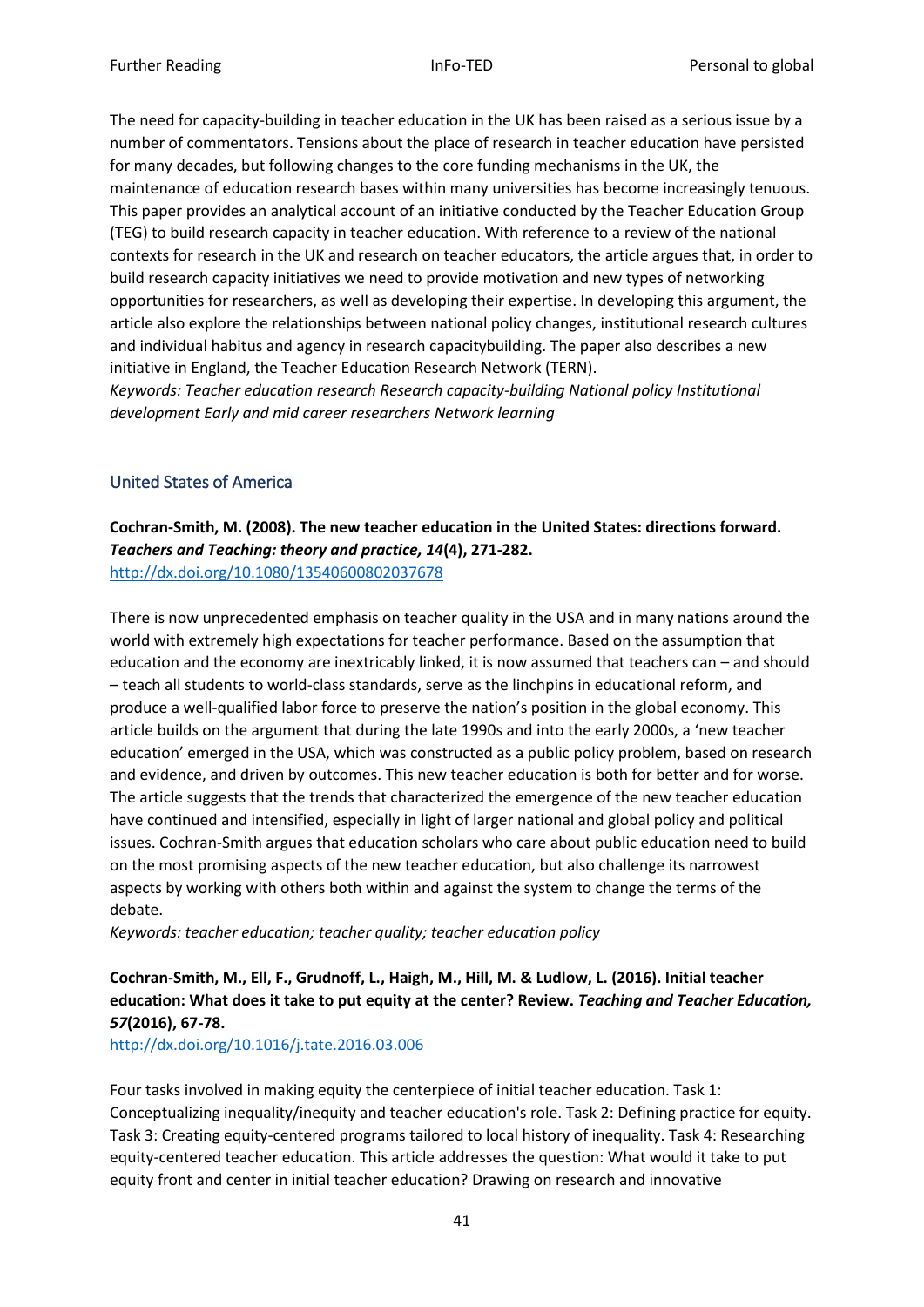The need for capacity-building in teacher education in the UK has been raised as a serious issue by a number of commentators. Tensions about the place of research in teacher education have persisted for many decades, but following changes to the core funding mechanisms in the UK, the maintenance of education research bases within many universities has become increasingly tenuous. This paper provides an analytical account of an initiative conducted by the Teacher Education Group (TEG) to build research capacity in teacher education. With reference to a review of the national contexts for research in the UK and research on teacher educators, the article argues that, in order to build research capacity initiatives we need to provide motivation and new types of networking opportunities for researchers, as well as developing their expertise. In developing this argument, the article also explore the relationships between national policy changes, institutional research cultures and individual habitus and agency in research capacitybuilding. The paper also describes a new initiative in England, the Teacher Education Research Network (TERN).
*Keywords: Teacher education research Research capacity-building National policy Institutional development Early and mid career researchers Network learning*

## United States of America

**Cochran-Smith, M. (2008). The new teacher education in the United States: directions forward. *Teachers and Teaching: theory and practice, 14*(4), 271-282.**
http://dx.doi.org/10.1080/13540600802037678

There is now unprecedented emphasis on teacher quality in the USA and in many nations around the world with extremely high expectations for teacher performance. Based on the assumption that education and the economy are inextricably linked, it is now assumed that teachers can – and should – teach all students to world-class standards, serve as the linchpins in educational reform, and produce a well-qualified labor force to preserve the nation's position in the global economy. This article builds on the argument that during the late 1990s and into the early 2000s, a 'new teacher education' emerged in the USA, which was constructed as a public policy problem, based on research and evidence, and driven by outcomes. This new teacher education is both for better and for worse. The article suggests that the trends that characterized the emergence of the new teacher education have continued and intensified, especially in light of larger national and global policy and political issues. Cochran-Smith argues that education scholars who care about public education need to build on the most promising aspects of the new teacher education, but also challenge its narrowest aspects by working with others both within and against the system to change the terms of the debate.
*Keywords: teacher education; teacher quality; teacher education policy*

**Cochran-Smith, M., Ell, F., Grudnoff, L., Haigh, M., Hill, M. & Ludlow, L. (2016). Initial teacher education: What does it take to put equity at the center? Review. *Teaching and Teacher Education, 57*(2016), 67-78.**
http://dx.doi.org/10.1016/j.tate.2016.03.006

Four tasks involved in making equity the centerpiece of initial teacher education. Task 1: Conceptualizing inequality/inequity and teacher education's role. Task 2: Defining practice for equity. Task 3: Creating equity-centered programs tailored to local history of inequality. Task 4: Researching equity-centered teacher education. This article addresses the question: What would it take to put equity front and center in initial teacher education? Drawing on research and innovative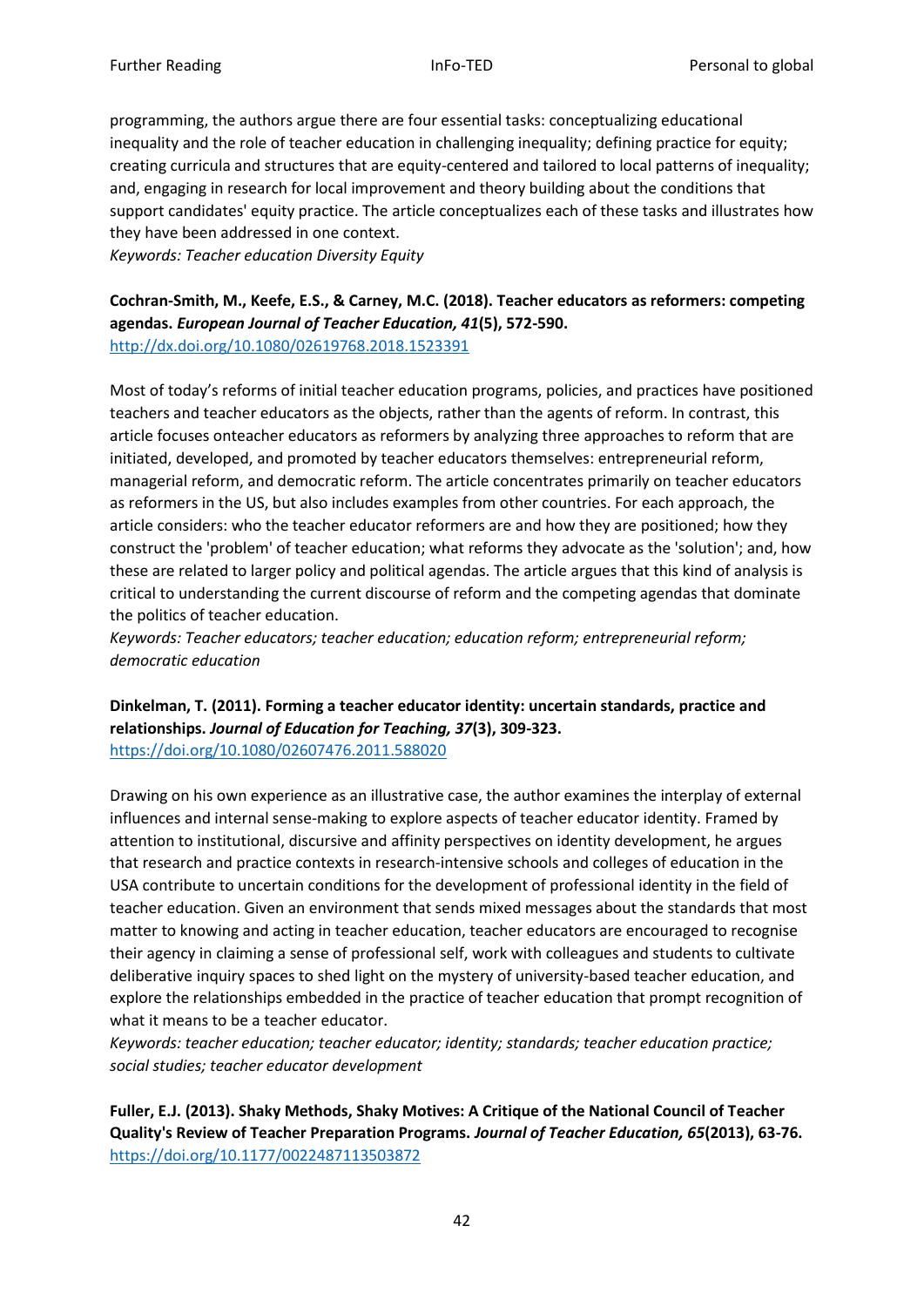programming, the authors argue there are four essential tasks: conceptualizing educational inequality and the role of teacher education in challenging inequality; defining practice for equity; creating curricula and structures that are equity-centered and tailored to local patterns of inequality; and, engaging in research for local improvement and theory building about the conditions that support candidates' equity practice. The article conceptualizes each of these tasks and illustrates how they have been addressed in one context.
*Keywords: Teacher education Diversity Equity*

**Cochran-Smith, M., Keefe, E.S., & Carney, M.C. (2018). Teacher educators as reformers: competing agendas. *European Journal of Teacher Education, 41*(5), 572-590.**
http://dx.doi.org/10.1080/02619768.2018.1523391

Most of today's reforms of initial teacher education programs, policies, and practices have positioned teachers and teacher educators as the objects, rather than the agents of reform. In contrast, this article focuses onteacher educators as reformers by analyzing three approaches to reform that are initiated, developed, and promoted by teacher educators themselves: entrepreneurial reform, managerial reform, and democratic reform. The article concentrates primarily on teacher educators as reformers in the US, but also includes examples from other countries. For each approach, the article considers: who the teacher educator reformers are and how they are positioned; how they construct the 'problem' of teacher education; what reforms they advocate as the 'solution'; and, how these are related to larger policy and political agendas. The article argues that this kind of analysis is critical to understanding the current discourse of reform and the competing agendas that dominate the politics of teacher education.
*Keywords: Teacher educators; teacher education; education reform; entrepreneurial reform; democratic education*

**Dinkelman, T. (2011). Forming a teacher educator identity: uncertain standards, practice and relationships. *Journal of Education for Teaching, 37*(3), 309-323.**
https://doi.org/10.1080/02607476.2011.588020

Drawing on his own experience as an illustrative case, the author examines the interplay of external influences and internal sense-making to explore aspects of teacher educator identity. Framed by attention to institutional, discursive and affinity perspectives on identity development, he argues that research and practice contexts in research-intensive schools and colleges of education in the USA contribute to uncertain conditions for the development of professional identity in the field of teacher education. Given an environment that sends mixed messages about the standards that most matter to knowing and acting in teacher education, teacher educators are encouraged to recognise their agency in claiming a sense of professional self, work with colleagues and students to cultivate deliberative inquiry spaces to shed light on the mystery of university-based teacher education, and explore the relationships embedded in the practice of teacher education that prompt recognition of what it means to be a teacher educator.
*Keywords: teacher education; teacher educator; identity; standards; teacher education practice; social studies; teacher educator development*

**Fuller, E.J. (2013). Shaky Methods, Shaky Motives: A Critique of the National Council of Teacher Quality's Review of Teacher Preparation Programs. *Journal of Teacher Education, 65*(2013), 63-76.**
https://doi.org/10.1177/0022487113503872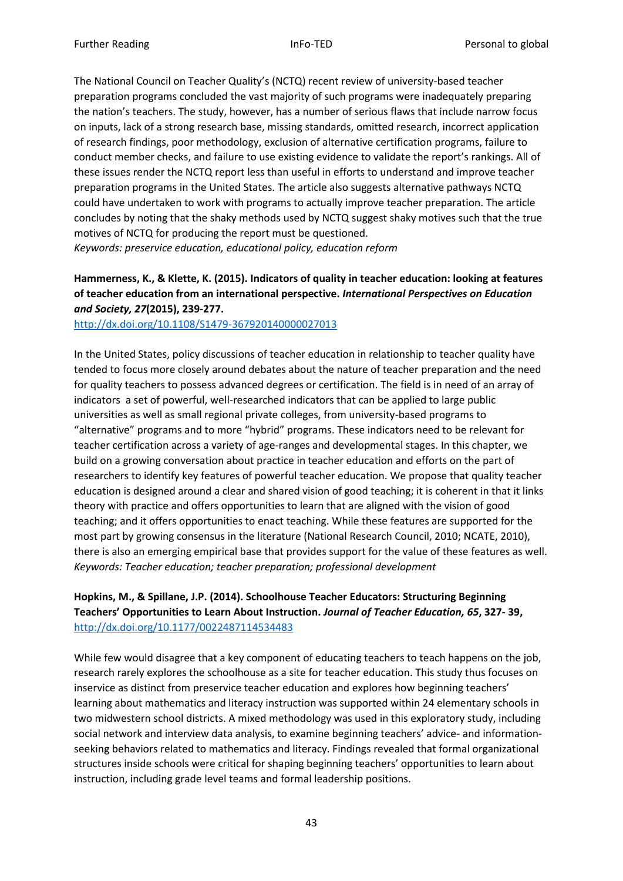The National Council on Teacher Quality's (NCTQ) recent review of university-based teacher preparation programs concluded the vast majority of such programs were inadequately preparing the nation's teachers. The study, however, has a number of serious flaws that include narrow focus on inputs, lack of a strong research base, missing standards, omitted research, incorrect application of research findings, poor methodology, exclusion of alternative certification programs, failure to conduct member checks, and failure to use existing evidence to validate the report's rankings. All of these issues render the NCTQ report less than useful in efforts to understand and improve teacher preparation programs in the United States. The article also suggests alternative pathways NCTQ could have undertaken to work with programs to actually improve teacher preparation. The article concludes by noting that the shaky methods used by NCTQ suggest shaky motives such that the true motives of NCTQ for producing the report must be questioned.
*Keywords: preservice education, educational policy, education reform*

**Hammerness, K., & Klette, K. (2015). Indicators of quality in teacher education: looking at features of teacher education from an international perspective. *International Perspectives on Education and Society, 27*(2015), 239-277.**
http://dx.doi.org/10.1108/S1479-367920140000027013

In the United States, policy discussions of teacher education in relationship to teacher quality have tended to focus more closely around debates about the nature of teacher preparation and the need for quality teachers to possess advanced degrees or certification. The field is in need of an array of indicators a set of powerful, well-researched indicators that can be applied to large public universities as well as small regional private colleges, from university-based programs to "alternative" programs and to more "hybrid" programs. These indicators need to be relevant for teacher certification across a variety of age-ranges and developmental stages. In this chapter, we build on a growing conversation about practice in teacher education and efforts on the part of researchers to identify key features of powerful teacher education. We propose that quality teacher education is designed around a clear and shared vision of good teaching; it is coherent in that it links theory with practice and offers opportunities to learn that are aligned with the vision of good teaching; and it offers opportunities to enact teaching. While these features are supported for the most part by growing consensus in the literature (National Research Council, 2010; NCATE, 2010), there is also an emerging empirical base that provides support for the value of these features as well.
*Keywords: Teacher education; teacher preparation; professional development*

**Hopkins, M., & Spillane, J.P. (2014). Schoolhouse Teacher Educators: Structuring Beginning Teachers' Opportunities to Learn About Instruction. *Journal of Teacher Education, 65*, 327- 39,** http://dx.doi.org/10.1177/0022487114534483

While few would disagree that a key component of educating teachers to teach happens on the job, research rarely explores the schoolhouse as a site for teacher education. This study thus focuses on inservice as distinct from preservice teacher education and explores how beginning teachers' learning about mathematics and literacy instruction was supported within 24 elementary schools in two midwestern school districts. A mixed methodology was used in this exploratory study, including social network and interview data analysis, to examine beginning teachers' advice- and information-seeking behaviors related to mathematics and literacy. Findings revealed that formal organizational structures inside schools were critical for shaping beginning teachers' opportunities to learn about instruction, including grade level teams and formal leadership positions.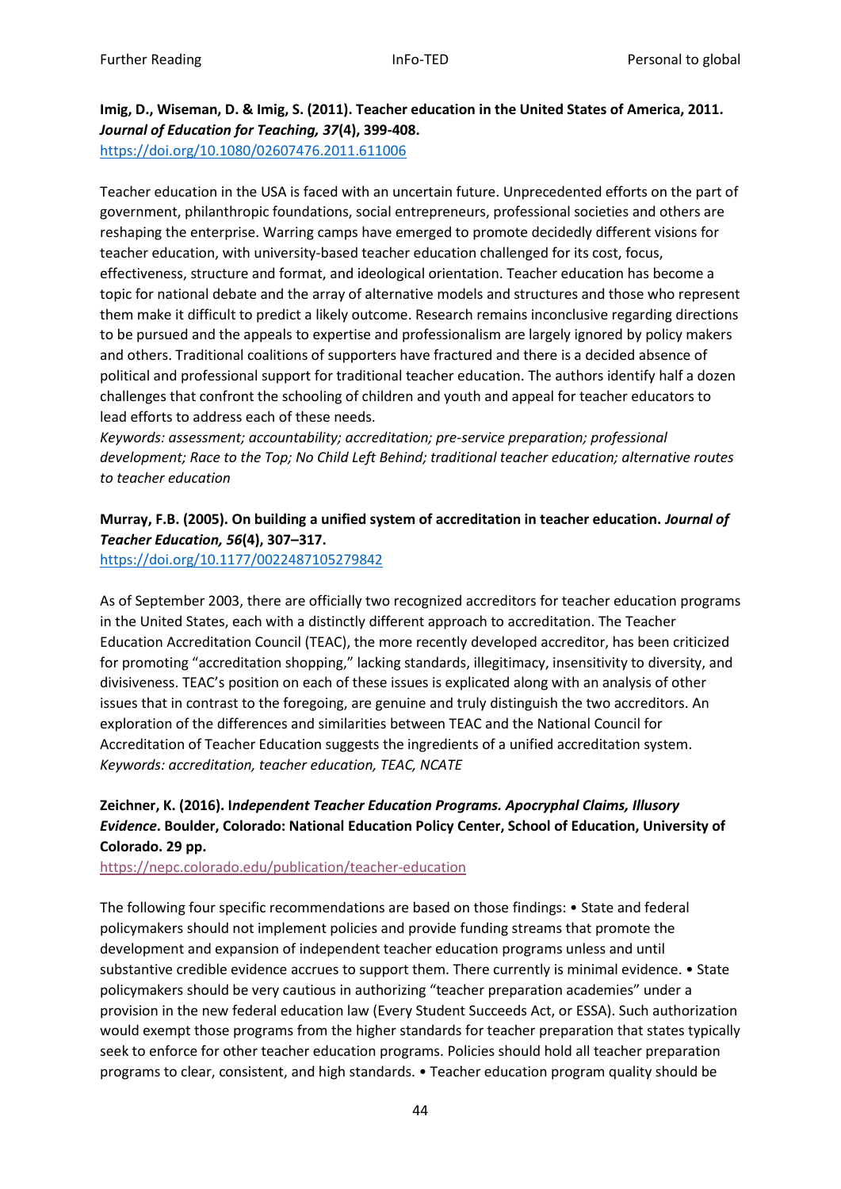**Imig, D., Wiseman, D. & Imig, S. (2011). Teacher education in the United States of America, 2011. *Journal of Education for Teaching, 37*(4), 399-408.**
https://doi.org/10.1080/02607476.2011.611006

Teacher education in the USA is faced with an uncertain future. Unprecedented efforts on the part of government, philanthropic foundations, social entrepreneurs, professional societies and others are reshaping the enterprise. Warring camps have emerged to promote decidedly different visions for teacher education, with university-based teacher education challenged for its cost, focus, effectiveness, structure and format, and ideological orientation. Teacher education has become a topic for national debate and the array of alternative models and structures and those who represent them make it difficult to predict a likely outcome. Research remains inconclusive regarding directions to be pursued and the appeals to expertise and professionalism are largely ignored by policy makers and others. Traditional coalitions of supporters have fractured and there is a decided absence of political and professional support for traditional teacher education. The authors identify half a dozen challenges that confront the schooling of children and youth and appeal for teacher educators to lead efforts to address each of these needs.
*Keywords: assessment; accountability; accreditation; pre-service preparation; professional development; Race to the Top; No Child Left Behind; traditional teacher education; alternative routes to teacher education*

**Murray, F.B. (2005). On building a unified system of accreditation in teacher education. *Journal of Teacher Education, 56*(4), 307–317.**
https://doi.org/10.1177/0022487105279842

As of September 2003, there are officially two recognized accreditors for teacher education programs in the United States, each with a distinctly different approach to accreditation. The Teacher Education Accreditation Council (TEAC), the more recently developed accreditor, has been criticized for promoting "accreditation shopping," lacking standards, illegitimacy, insensitivity to diversity, and divisiveness. TEAC's position on each of these issues is explicated along with an analysis of other issues that in contrast to the foregoing, are genuine and truly distinguish the two accreditors. An exploration of the differences and similarities between TEAC and the National Council for Accreditation of Teacher Education suggests the ingredients of a unified accreditation system.
*Keywords: accreditation, teacher education, TEAC, NCATE*

**Zeichner, K. (2016). I*ndependent Teacher Education Programs. Apocryphal Claims, Illusory Evidence*. Boulder, Colorado: National Education Policy Center, School of Education, University of Colorado. 29 pp.**
https://nepc.colorado.edu/publication/teacher-education

The following four specific recommendations are based on those findings: • State and federal policymakers should not implement policies and provide funding streams that promote the development and expansion of independent teacher education programs unless and until substantive credible evidence accrues to support them. There currently is minimal evidence. • State policymakers should be very cautious in authorizing "teacher preparation academies" under a provision in the new federal education law (Every Student Succeeds Act, or ESSA). Such authorization would exempt those programs from the higher standards for teacher preparation that states typically seek to enforce for other teacher education programs. Policies should hold all teacher preparation programs to clear, consistent, and high standards. • Teacher education program quality should be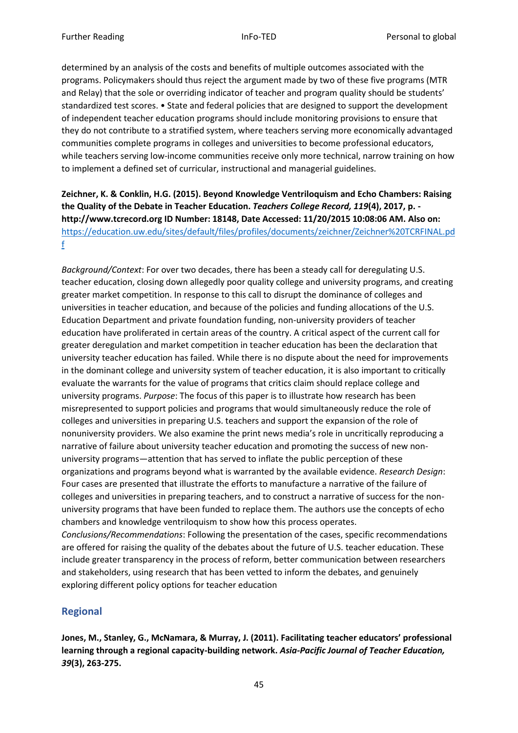determined by an analysis of the costs and benefits of multiple outcomes associated with the programs. Policymakers should thus reject the argument made by two of these five programs (MTR and Relay) that the sole or overriding indicator of teacher and program quality should be students' standardized test scores. • State and federal policies that are designed to support the development of independent teacher education programs should include monitoring provisions to ensure that they do not contribute to a stratified system, where teachers serving more economically advantaged communities complete programs in colleges and universities to become professional educators, while teachers serving low-income communities receive only more technical, narrow training on how to implement a defined set of curricular, instructional and managerial guidelines.

**Zeichner, K. & Conklin, H.G. (2015). Beyond Knowledge Ventriloquism and Echo Chambers: Raising the Quality of the Debate in Teacher Education. *Teachers College Record, 119*(4), 2017, p. - http://www.tcrecord.org ID Number: 18148, Date Accessed: 11/20/2015 10:08:06 AM. Also on:** [https://education.uw.edu/sites/default/files/profiles/documents/zeichner/Zeichner%20TCRFINAL.pdf](https://education.uw.edu/sites/default/files/profiles/documents/zeichner/Zeichner%20TCRFINAL.pdf)

*Background/Context*: For over two decades, there has been a steady call for deregulating U.S. teacher education, closing down allegedly poor quality college and university programs, and creating greater market competition. In response to this call to disrupt the dominance of colleges and universities in teacher education, and because of the policies and funding allocations of the U.S. Education Department and private foundation funding, non-university providers of teacher education have proliferated in certain areas of the country. A critical aspect of the current call for greater deregulation and market competition in teacher education has been the declaration that university teacher education has failed. While there is no dispute about the need for improvements in the dominant college and university system of teacher education, it is also important to critically evaluate the warrants for the value of programs that critics claim should replace college and university programs. *Purpose*: The focus of this paper is to illustrate how research has been misrepresented to support policies and programs that would simultaneously reduce the role of colleges and universities in preparing U.S. teachers and support the expansion of the role of nonuniversity providers. We also examine the print news media's role in uncritically reproducing a narrative of failure about university teacher education and promoting the success of new non-university programs—attention that has served to inflate the public perception of these organizations and programs beyond what is warranted by the available evidence. *Research Design*: Four cases are presented that illustrate the efforts to manufacture a narrative of the failure of colleges and universities in preparing teachers, and to construct a narrative of success for the non-university programs that have been funded to replace them. The authors use the concepts of echo chambers and knowledge ventriloquism to show how this process operates.
*Conclusions/Recommendations*: Following the presentation of the cases, specific recommendations are offered for raising the quality of the debates about the future of U.S. teacher education. These include greater transparency in the process of reform, better communication between researchers and stakeholders, using research that has been vetted to inform the debates, and genuinely exploring different policy options for teacher education

## Regional

**Jones, M., Stanley, G., McNamara, & Murray, J. (2011). Facilitating teacher educators' professional learning through a regional capacity-building network. *Asia-Pacific Journal of Teacher Education, 39*(3), 263-275.**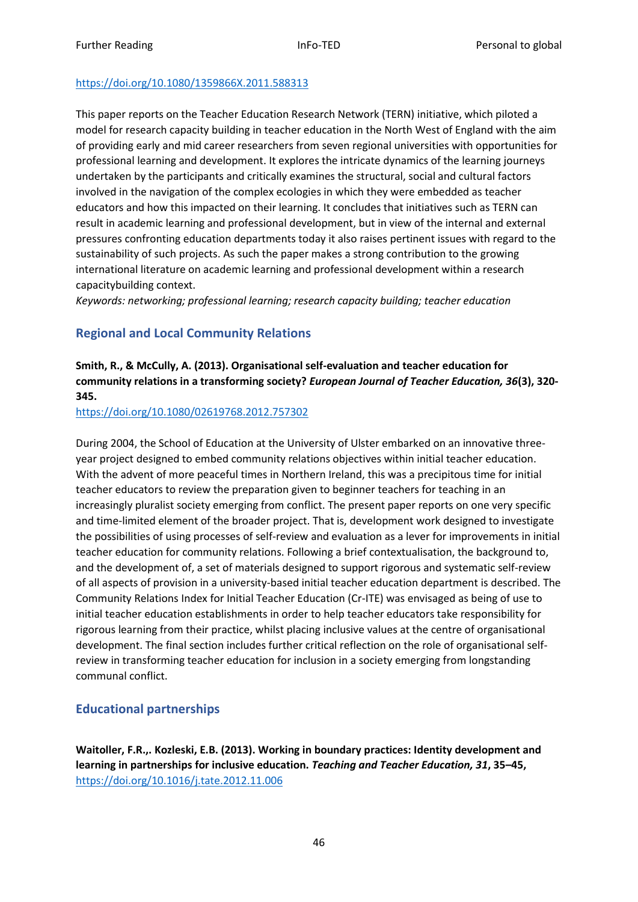https://doi.org/10.1080/1359866X.2011.588313

This paper reports on the Teacher Education Research Network (TERN) initiative, which piloted a model for research capacity building in teacher education in the North West of England with the aim of providing early and mid career researchers from seven regional universities with opportunities for professional learning and development. It explores the intricate dynamics of the learning journeys undertaken by the participants and critically examines the structural, social and cultural factors involved in the navigation of the complex ecologies in which they were embedded as teacher educators and how this impacted on their learning. It concludes that initiatives such as TERN can result in academic learning and professional development, but in view of the internal and external pressures confronting education departments today it also raises pertinent issues with regard to the sustainability of such projects. As such the paper makes a strong contribution to the growing international literature on academic learning and professional development within a research capacitybuilding context.

*Keywords: networking; professional learning; research capacity building; teacher education*

## Regional and Local Community Relations

**Smith, R., & McCully, A. (2013). Organisational self-evaluation and teacher education for community relations in a transforming society? *European Journal of Teacher Education, 36*(3), 320-345.**

https://doi.org/10.1080/02619768.2012.757302

During 2004, the School of Education at the University of Ulster embarked on an innovative three-year project designed to embed community relations objectives within initial teacher education. With the advent of more peaceful times in Northern Ireland, this was a precipitous time for initial teacher educators to review the preparation given to beginner teachers for teaching in an increasingly pluralist society emerging from conflict. The present paper reports on one very specific and time-limited element of the broader project. That is, development work designed to investigate the possibilities of using processes of self-review and evaluation as a lever for improvements in initial teacher education for community relations. Following a brief contextualisation, the background to, and the development of, a set of materials designed to support rigorous and systematic self-review of all aspects of provision in a university-based initial teacher education department is described. The Community Relations Index for Initial Teacher Education (Cr-ITE) was envisaged as being of use to initial teacher education establishments in order to help teacher educators take responsibility for rigorous learning from their practice, whilst placing inclusive values at the centre of organisational development. The final section includes further critical reflection on the role of organisational self-review in transforming teacher education for inclusion in a society emerging from longstanding communal conflict.

## Educational partnerships

**Waitoller, F.R.,. Kozleski, E.B. (2013). Working in boundary practices: Identity development and learning in partnerships for inclusive education. *Teaching and Teacher Education, 31*, 35–45,**
https://doi.org/10.1016/j.tate.2012.11.006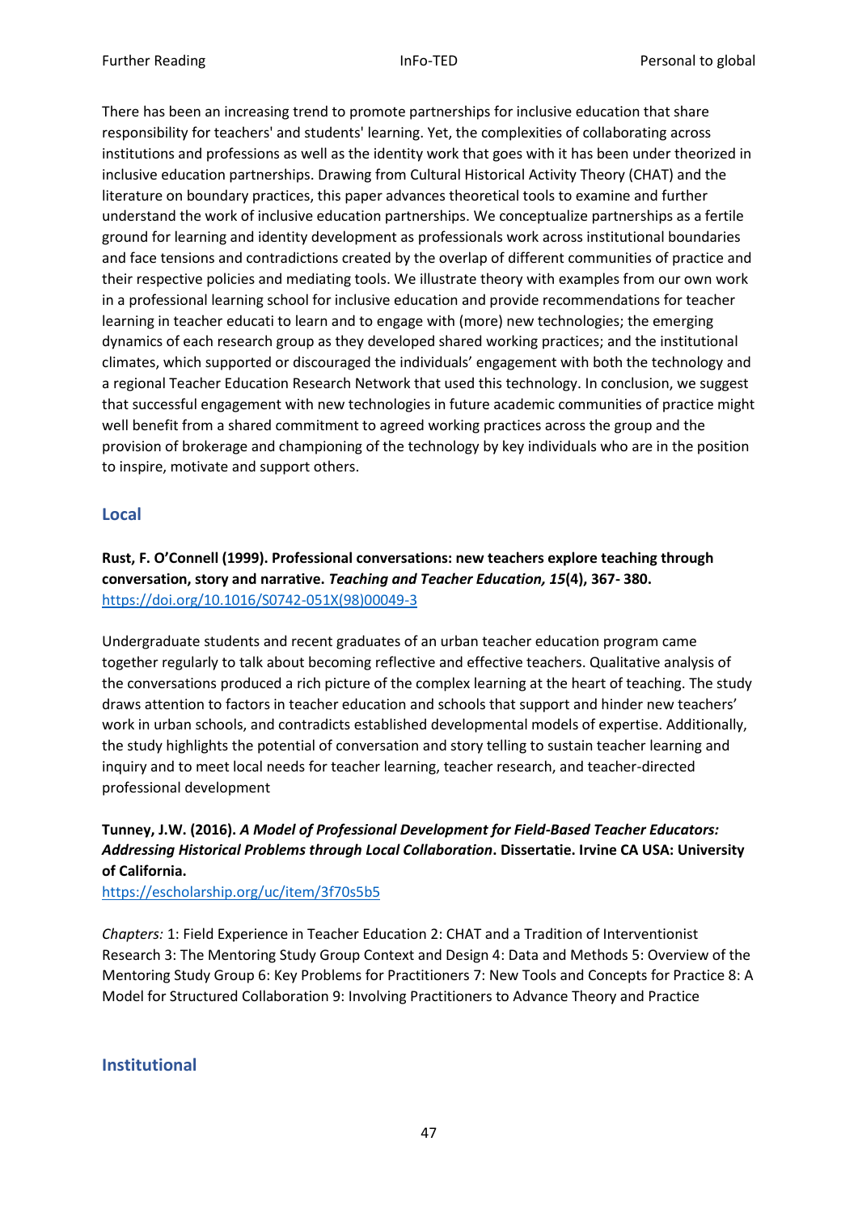There has been an increasing trend to promote partnerships for inclusive education that share responsibility for teachers' and students' learning. Yet, the complexities of collaborating across institutions and professions as well as the identity work that goes with it has been under theorized in inclusive education partnerships. Drawing from Cultural Historical Activity Theory (CHAT) and the literature on boundary practices, this paper advances theoretical tools to examine and further understand the work of inclusive education partnerships. We conceptualize partnerships as a fertile ground for learning and identity development as professionals work across institutional boundaries and face tensions and contradictions created by the overlap of different communities of practice and their respective policies and mediating tools. We illustrate theory with examples from our own work in a professional learning school for inclusive education and provide recommendations for teacher learning in teacher educati to learn and to engage with (more) new technologies; the emerging dynamics of each research group as they developed shared working practices; and the institutional climates, which supported or discouraged the individuals' engagement with both the technology and a regional Teacher Education Research Network that used this technology. In conclusion, we suggest that successful engagement with new technologies in future academic communities of practice might well benefit from a shared commitment to agreed working practices across the group and the provision of brokerage and championing of the technology by key individuals who are in the position to inspire, motivate and support others.

## Local

**Rust, F. O'Connell (1999). Professional conversations: new teachers explore teaching through conversation, story and narrative. *Teaching and Teacher Education, 15*(4), 367- 380.**
https://doi.org/10.1016/S0742-051X(98)00049-3

Undergraduate students and recent graduates of an urban teacher education program came together regularly to talk about becoming reflective and effective teachers. Qualitative analysis of the conversations produced a rich picture of the complex learning at the heart of teaching. The study draws attention to factors in teacher education and schools that support and hinder new teachers' work in urban schools, and contradicts established developmental models of expertise. Additionally, the study highlights the potential of conversation and story telling to sustain teacher learning and inquiry and to meet local needs for teacher learning, teacher research, and teacher-directed professional development

**Tunney, J.W. (2016). *A Model of Professional Development for Field-Based Teacher Educators: Addressing Historical Problems through Local Collaboration*. Dissertatie. Irvine CA USA: University of California.**
https://escholarship.org/uc/item/3f70s5b5

*Chapters:* 1: Field Experience in Teacher Education 2: CHAT and a Tradition of Interventionist Research 3: The Mentoring Study Group Context and Design 4: Data and Methods 5: Overview of the Mentoring Study Group 6: Key Problems for Practitioners 7: New Tools and Concepts for Practice 8: A Model for Structured Collaboration 9: Involving Practitioners to Advance Theory and Practice

## Institutional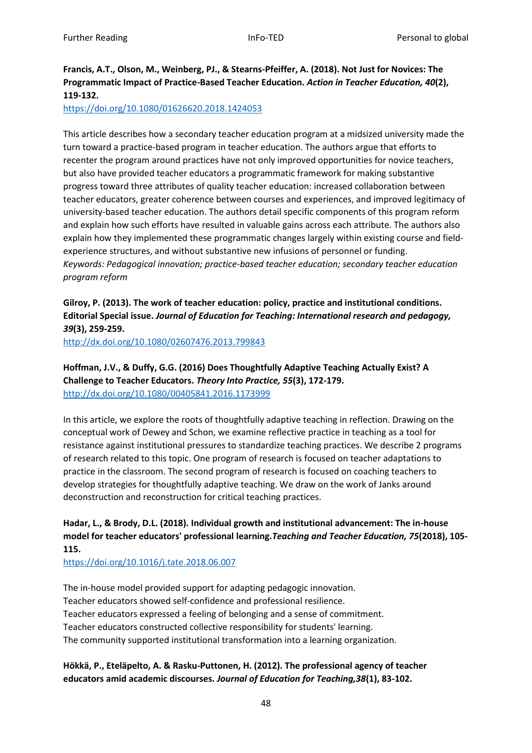**Francis, A.T., Olson, M., Weinberg, PJ., & Stearns-Pfeiffer, A. (2018). Not Just for Novices: The Programmatic Impact of Practice-Based Teacher Education. *Action in Teacher Education, 40*(2), 119-132.**
https://doi.org/10.1080/01626620.2018.1424053

This article describes how a secondary teacher education program at a midsized university made the turn toward a practice-based program in teacher education. The authors argue that efforts to recenter the program around practices have not only improved opportunities for novice teachers, but also have provided teacher educators a programmatic framework for making substantive progress toward three attributes of quality teacher education: increased collaboration between teacher educators, greater coherence between courses and experiences, and improved legitimacy of university-based teacher education. The authors detail specific components of this program reform and explain how such efforts have resulted in valuable gains across each attribute. The authors also explain how they implemented these programmatic changes largely within existing course and field-experience structures, and without substantive new infusions of personnel or funding.
*Keywords: Pedagogical innovation; practice-based teacher education; secondary teacher education program reform*

**Gilroy, P. (2013). The work of teacher education: policy, practice and institutional conditions. Editorial Special issue. *Journal of Education for Teaching: International research and pedagogy, 39*(3), 259-259.**
http://dx.doi.org/10.1080/02607476.2013.799843

**Hoffman, J.V., & Duffy, G.G. (2016) Does Thoughtfully Adaptive Teaching Actually Exist? A Challenge to Teacher Educators. *Theory Into Practice, 55*(3), 172-179.**
http://dx.doi.org/10.1080/00405841.2016.1173999

In this article, we explore the roots of thoughtfully adaptive teaching in reflection. Drawing on the conceptual work of Dewey and Schon, we examine reflective practice in teaching as a tool for resistance against institutional pressures to standardize teaching practices. We describe 2 programs of research related to this topic. One program of research is focused on teacher adaptations to practice in the classroom. The second program of research is focused on coaching teachers to develop strategies for thoughtfully adaptive teaching. We draw on the work of Janks around deconstruction and reconstruction for critical teaching practices.

**Hadar, L., & Brody, D.L. (2018). Individual growth and institutional advancement: The in-house model for teacher educators' professional learning.*Teaching and Teacher Education, 75*(2018), 105-115.**
https://doi.org/10.1016/j.tate.2018.06.007

The in-house model provided support for adapting pedagogic innovation.
Teacher educators showed self-confidence and professional resilience.
Teacher educators expressed a feeling of belonging and a sense of commitment.
Teacher educators constructed collective responsibility for students' learning.
The community supported institutional transformation into a learning organization.

**Hökkä, P., Eteläpelto, A. & Rasku-Puttonen, H. (2012). The professional agency of teacher educators amid academic discourses. *Journal of Education for Teaching,38*(1), 83-102.**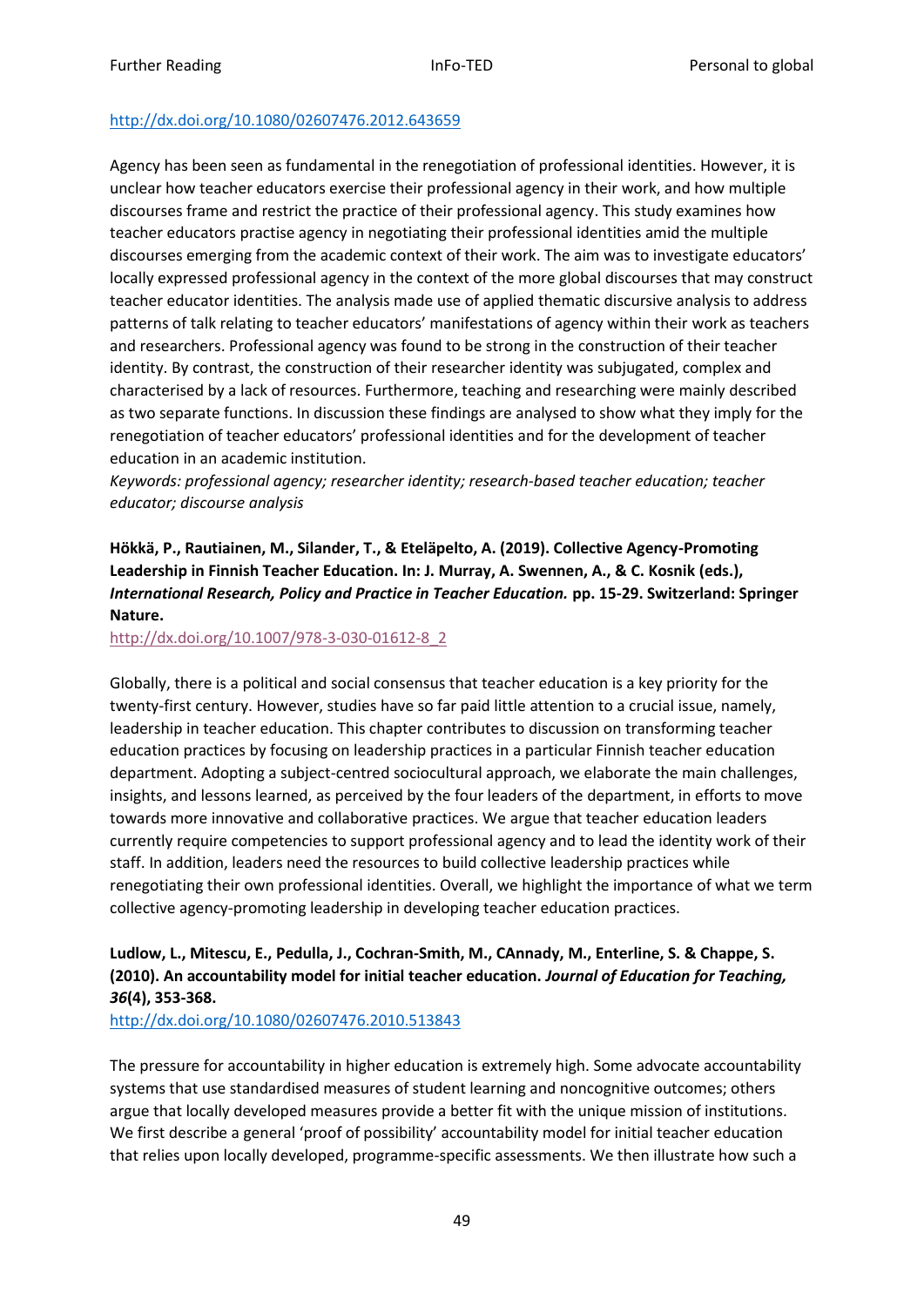http://dx.doi.org/10.1080/02607476.2012.643659

Agency has been seen as fundamental in the renegotiation of professional identities. However, it is unclear how teacher educators exercise their professional agency in their work, and how multiple discourses frame and restrict the practice of their professional agency. This study examines how teacher educators practise agency in negotiating their professional identities amid the multiple discourses emerging from the academic context of their work. The aim was to investigate educators' locally expressed professional agency in the context of the more global discourses that may construct teacher educator identities. The analysis made use of applied thematic discursive analysis to address patterns of talk relating to teacher educators' manifestations of agency within their work as teachers and researchers. Professional agency was found to be strong in the construction of their teacher identity. By contrast, the construction of their researcher identity was subjugated, complex and characterised by a lack of resources. Furthermore, teaching and researching were mainly described as two separate functions. In discussion these findings are analysed to show what they imply for the renegotiation of teacher educators' professional identities and for the development of teacher education in an academic institution.

*Keywords: professional agency; researcher identity; research-based teacher education; teacher educator; discourse analysis*

**Hökkä, P., Rautiainen, M., Silander, T., & Eteläpelto, A. (2019). Collective Agency-Promoting Leadership in Finnish Teacher Education. In: J. Murray, A. Swennen, A., & C. Kosnik (eds.), *International Research, Policy and Practice in Teacher Education.* pp. 15-29. Switzerland: Springer Nature.**

http://dx.doi.org/10.1007/978-3-030-01612-8_2

Globally, there is a political and social consensus that teacher education is a key priority for the twenty-first century. However, studies have so far paid little attention to a crucial issue, namely, leadership in teacher education. This chapter contributes to discussion on transforming teacher education practices by focusing on leadership practices in a particular Finnish teacher education department. Adopting a subject-centred sociocultural approach, we elaborate the main challenges, insights, and lessons learned, as perceived by the four leaders of the department, in efforts to move towards more innovative and collaborative practices. We argue that teacher education leaders currently require competencies to support professional agency and to lead the identity work of their staff. In addition, leaders need the resources to build collective leadership practices while renegotiating their own professional identities. Overall, we highlight the importance of what we term collective agency-promoting leadership in developing teacher education practices.

**Ludlow, L., Mitescu, E., Pedulla, J., Cochran-Smith, M., CAnnady, M., Enterline, S. & Chappe, S. (2010). An accountability model for initial teacher education. *Journal of Education for Teaching, 36*(4), 353-368.**

http://dx.doi.org/10.1080/02607476.2010.513843

The pressure for accountability in higher education is extremely high. Some advocate accountability systems that use standardised measures of student learning and noncognitive outcomes; others argue that locally developed measures provide a better fit with the unique mission of institutions. We first describe a general 'proof of possibility' accountability model for initial teacher education that relies upon locally developed, programme-specific assessments. We then illustrate how such a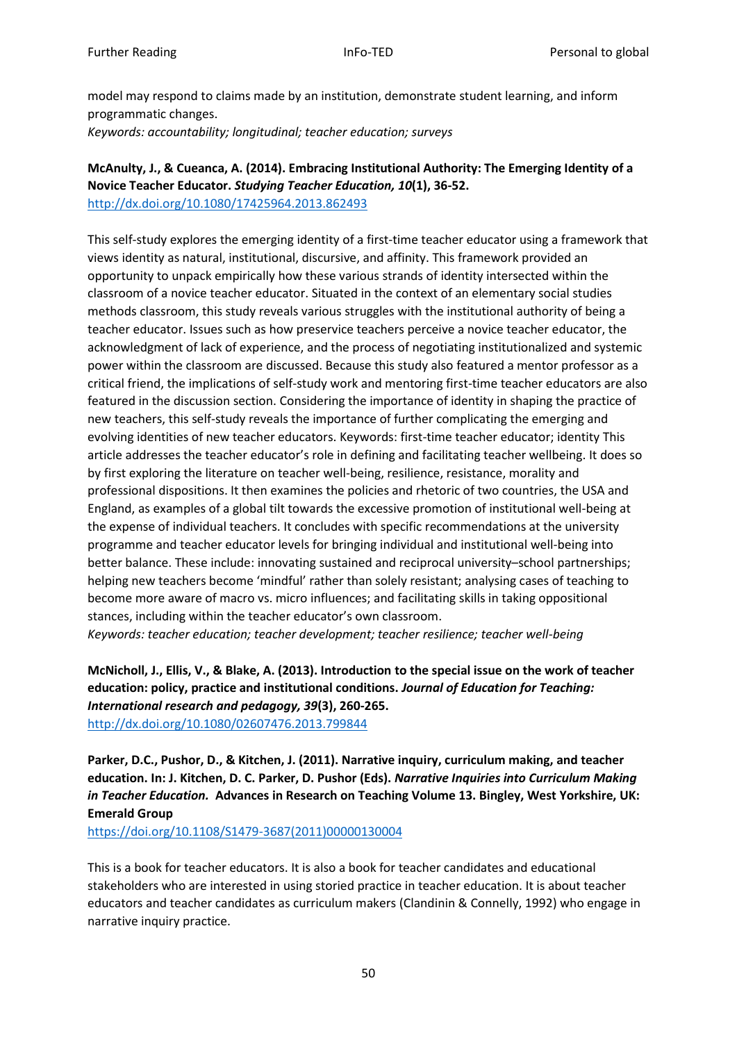model may respond to claims made by an institution, demonstrate student learning, and inform programmatic changes.

*Keywords: accountability; longitudinal; teacher education; surveys*

**McAnulty, J., & Cueanca, A. (2014). Embracing Institutional Authority: The Emerging Identity of a Novice Teacher Educator. *Studying Teacher Education, 10*(1), 36-52.**
http://dx.doi.org/10.1080/17425964.2013.862493

This self-study explores the emerging identity of a first-time teacher educator using a framework that views identity as natural, institutional, discursive, and affinity. This framework provided an opportunity to unpack empirically how these various strands of identity intersected within the classroom of a novice teacher educator. Situated in the context of an elementary social studies methods classroom, this study reveals various struggles with the institutional authority of being a teacher educator. Issues such as how preservice teachers perceive a novice teacher educator, the acknowledgment of lack of experience, and the process of negotiating institutionalized and systemic power within the classroom are discussed. Because this study also featured a mentor professor as a critical friend, the implications of self-study work and mentoring first-time teacher educators are also featured in the discussion section. Considering the importance of identity in shaping the practice of new teachers, this self-study reveals the importance of further complicating the emerging and evolving identities of new teacher educators. Keywords: first-time teacher educator; identity This article addresses the teacher educator's role in defining and facilitating teacher wellbeing. It does so by first exploring the literature on teacher well-being, resilience, resistance, morality and professional dispositions. It then examines the policies and rhetoric of two countries, the USA and England, as examples of a global tilt towards the excessive promotion of institutional well-being at the expense of individual teachers. It concludes with specific recommendations at the university programme and teacher educator levels for bringing individual and institutional well-being into better balance. These include: innovating sustained and reciprocal university–school partnerships; helping new teachers become 'mindful' rather than solely resistant; analysing cases of teaching to become more aware of macro vs. micro influences; and facilitating skills in taking oppositional stances, including within the teacher educator's own classroom.

*Keywords: teacher education; teacher development; teacher resilience; teacher well-being*

**McNicholl, J., Ellis, V., & Blake, A. (2013). Introduction to the special issue on the work of teacher education: policy, practice and institutional conditions. *Journal of Education for Teaching: International research and pedagogy, 39*(3), 260-265.**
http://dx.doi.org/10.1080/02607476.2013.799844

**Parker, D.C., Pushor, D., & Kitchen, J. (2011). Narrative inquiry, curriculum making, and teacher education. In: J. Kitchen, D. C. Parker, D. Pushor (Eds). *Narrative Inquiries into Curriculum Making in Teacher Education.* Advances in Research on Teaching Volume 13. Bingley, West Yorkshire, UK: Emerald Group**
https://doi.org/10.1108/S1479-3687(2011)00000130004

This is a book for teacher educators. It is also a book for teacher candidates and educational stakeholders who are interested in using storied practice in teacher education. It is about teacher educators and teacher candidates as curriculum makers (Clandinin & Connelly, 1992) who engage in narrative inquiry practice.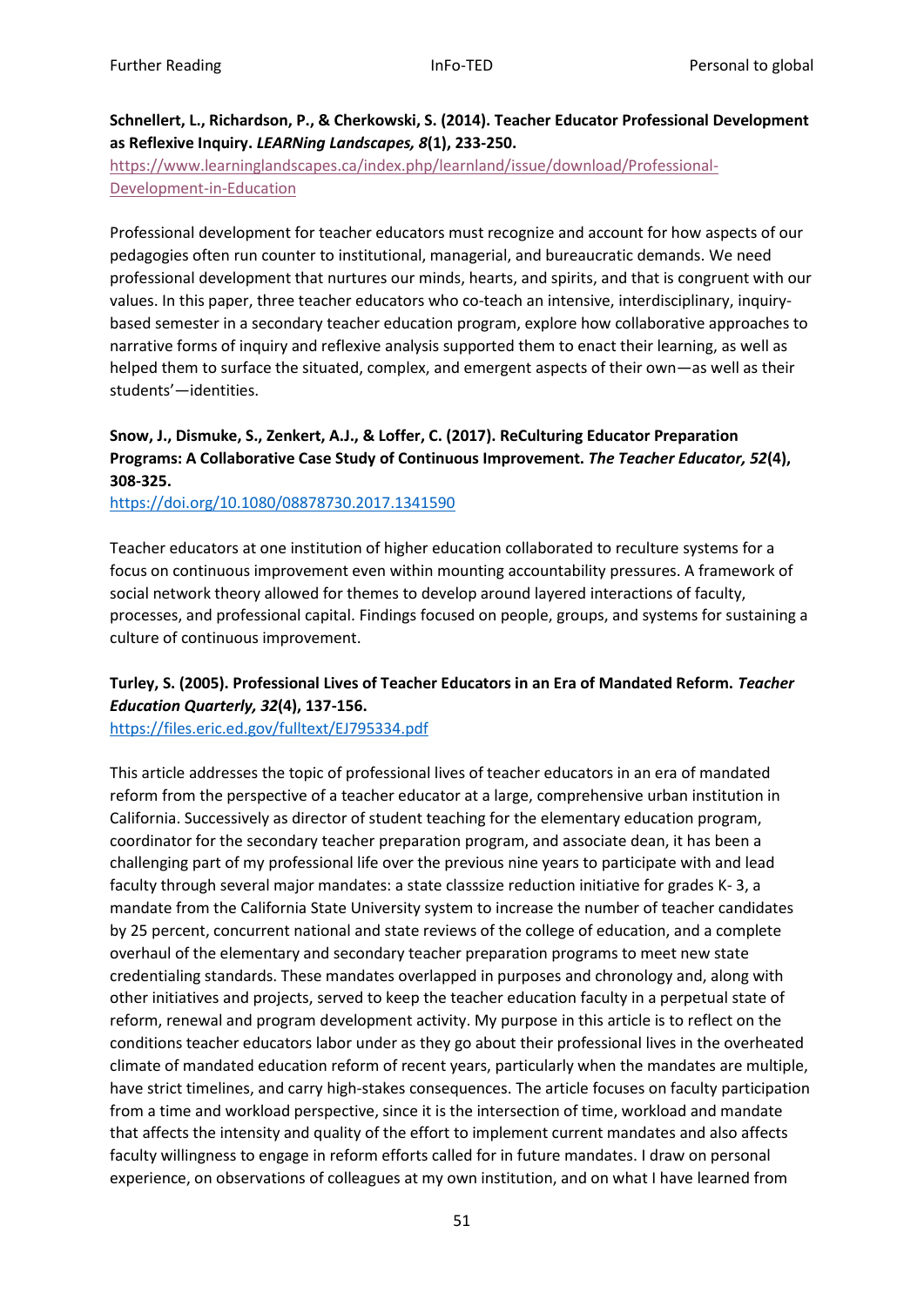**Schnellert, L., Richardson, P., & Cherkowski, S. (2014). Teacher Educator Professional Development as Reflexive Inquiry. *LEARNing Landscapes, 8*(1), 233-250.**
https://www.learninglandscapes.ca/index.php/learnland/issue/download/Professional-Development-in-Education

Professional development for teacher educators must recognize and account for how aspects of our pedagogies often run counter to institutional, managerial, and bureaucratic demands. We need professional development that nurtures our minds, hearts, and spirits, and that is congruent with our values. In this paper, three teacher educators who co-teach an intensive, interdisciplinary, inquiry-based semester in a secondary teacher education program, explore how collaborative approaches to narrative forms of inquiry and reflexive analysis supported them to enact their learning, as well as helped them to surface the situated, complex, and emergent aspects of their own—as well as their students'—identities.

**Snow, J., Dismuke, S., Zenkert, A.J., & Loffer, C. (2017). ReCulturing Educator Preparation Programs: A Collaborative Case Study of Continuous Improvement. *The Teacher Educator, 52*(4), 308-325.**
https://doi.org/10.1080/08878730.2017.1341590

Teacher educators at one institution of higher education collaborated to reculture systems for a focus on continuous improvement even within mounting accountability pressures. A framework of social network theory allowed for themes to develop around layered interactions of faculty, processes, and professional capital. Findings focused on people, groups, and systems for sustaining a culture of continuous improvement.

**Turley, S. (2005). Professional Lives of Teacher Educators in an Era of Mandated Reform. *Teacher Education Quarterly, 32*(4), 137-156.**
https://files.eric.ed.gov/fulltext/EJ795334.pdf

This article addresses the topic of professional lives of teacher educators in an era of mandated reform from the perspective of a teacher educator at a large, comprehensive urban institution in California. Successively as director of student teaching for the elementary education program, coordinator for the secondary teacher preparation program, and associate dean, it has been a challenging part of my professional life over the previous nine years to participate with and lead faculty through several major mandates: a state classsize reduction initiative for grades K- 3, a mandate from the California State University system to increase the number of teacher candidates by 25 percent, concurrent national and state reviews of the college of education, and a complete overhaul of the elementary and secondary teacher preparation programs to meet new state credentialing standards. These mandates overlapped in purposes and chronology and, along with other initiatives and projects, served to keep the teacher education faculty in a perpetual state of reform, renewal and program development activity. My purpose in this article is to reflect on the conditions teacher educators labor under as they go about their professional lives in the overheated climate of mandated education reform of recent years, particularly when the mandates are multiple, have strict timelines, and carry high-stakes consequences. The article focuses on faculty participation from a time and workload perspective, since it is the intersection of time, workload and mandate that affects the intensity and quality of the effort to implement current mandates and also affects faculty willingness to engage in reform efforts called for in future mandates. I draw on personal experience, on observations of colleagues at my own institution, and on what I have learned from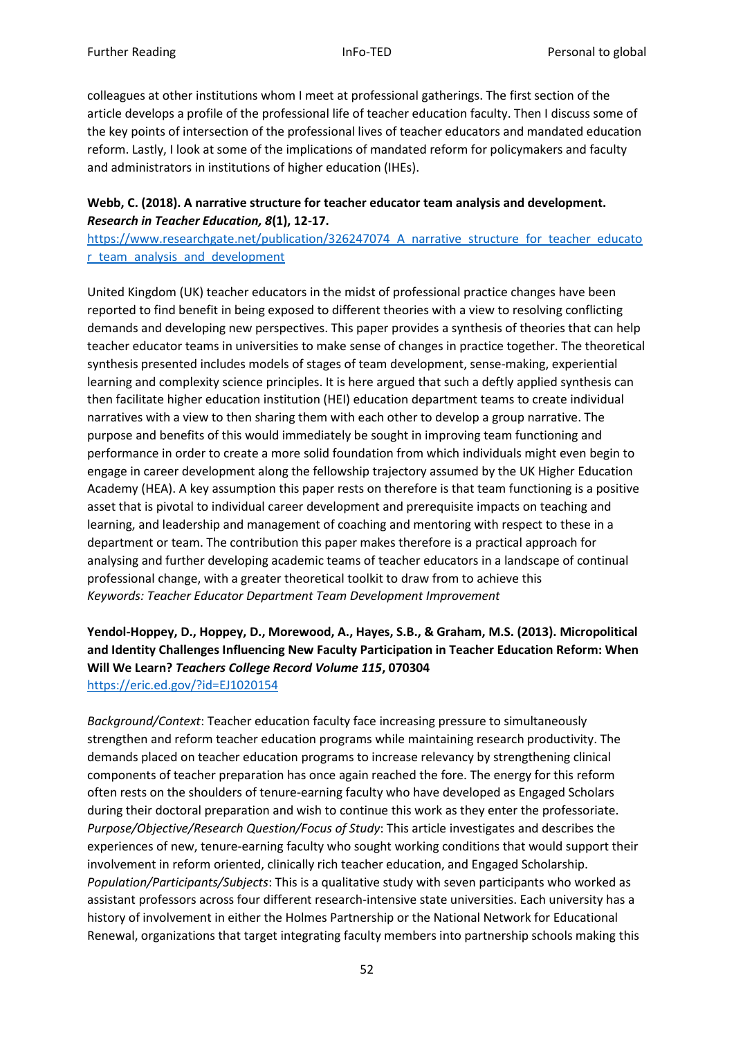colleagues at other institutions whom I meet at professional gatherings. The first section of the article develops a profile of the professional life of teacher education faculty. Then I discuss some of the key points of intersection of the professional lives of teacher educators and mandated education reform. Lastly, I look at some of the implications of mandated reform for policymakers and faculty and administrators in institutions of higher education (IHEs).

**Webb, C. (2018). A narrative structure for teacher educator team analysis and development. *Research in Teacher Education, 8*(1), 12-17.**
[https://www.researchgate.net/publication/326247074_A_narrative_structure_for_teacher_educator_team_analysis_and_development](https://www.researchgate.net/publication/326247074_A_narrative_structure_for_teacher_educator_team_analysis_and_development)

United Kingdom (UK) teacher educators in the midst of professional practice changes have been reported to find benefit in being exposed to different theories with a view to resolving conflicting demands and developing new perspectives. This paper provides a synthesis of theories that can help teacher educator teams in universities to make sense of changes in practice together. The theoretical synthesis presented includes models of stages of team development, sense-making, experiential learning and complexity science principles. It is here argued that such a deftly applied synthesis can then facilitate higher education institution (HEI) education department teams to create individual narratives with a view to then sharing them with each other to develop a group narrative. The purpose and benefits of this would immediately be sought in improving team functioning and performance in order to create a more solid foundation from which individuals might even begin to engage in career development along the fellowship trajectory assumed by the UK Higher Education Academy (HEA). A key assumption this paper rests on therefore is that team functioning is a positive asset that is pivotal to individual career development and prerequisite impacts on teaching and learning, and leadership and management of coaching and mentoring with respect to these in a department or team. The contribution this paper makes therefore is a practical approach for analysing and further developing academic teams of teacher educators in a landscape of continual professional change, with a greater theoretical toolkit to draw from to achieve this
*Keywords: Teacher Educator Department Team Development Improvement*

**Yendol-Hoppey, D., Hoppey, D., Morewood, A., Hayes, S.B., & Graham, M.S. (2013). Micropolitical and Identity Challenges Influencing New Faculty Participation in Teacher Education Reform: When Will We Learn? *Teachers College Record Volume 115*, 070304**
[https://eric.ed.gov/?id=EJ1020154](https://eric.ed.gov/?id=EJ1020154)

*Background/Context*: Teacher education faculty face increasing pressure to simultaneously strengthen and reform teacher education programs while maintaining research productivity. The demands placed on teacher education programs to increase relevancy by strengthening clinical components of teacher preparation has once again reached the fore. The energy for this reform often rests on the shoulders of tenure-earning faculty who have developed as Engaged Scholars during their doctoral preparation and wish to continue this work as they enter the professoriate.
*Purpose/Objective/Research Question/Focus of Study*: This article investigates and describes the experiences of new, tenure-earning faculty who sought working conditions that would support their involvement in reform oriented, clinically rich teacher education, and Engaged Scholarship.
*Population/Participants/Subjects*: This is a qualitative study with seven participants who worked as assistant professors across four different research-intensive state universities. Each university has a history of involvement in either the Holmes Partnership or the National Network for Educational Renewal, organizations that target integrating faculty members into partnership schools making this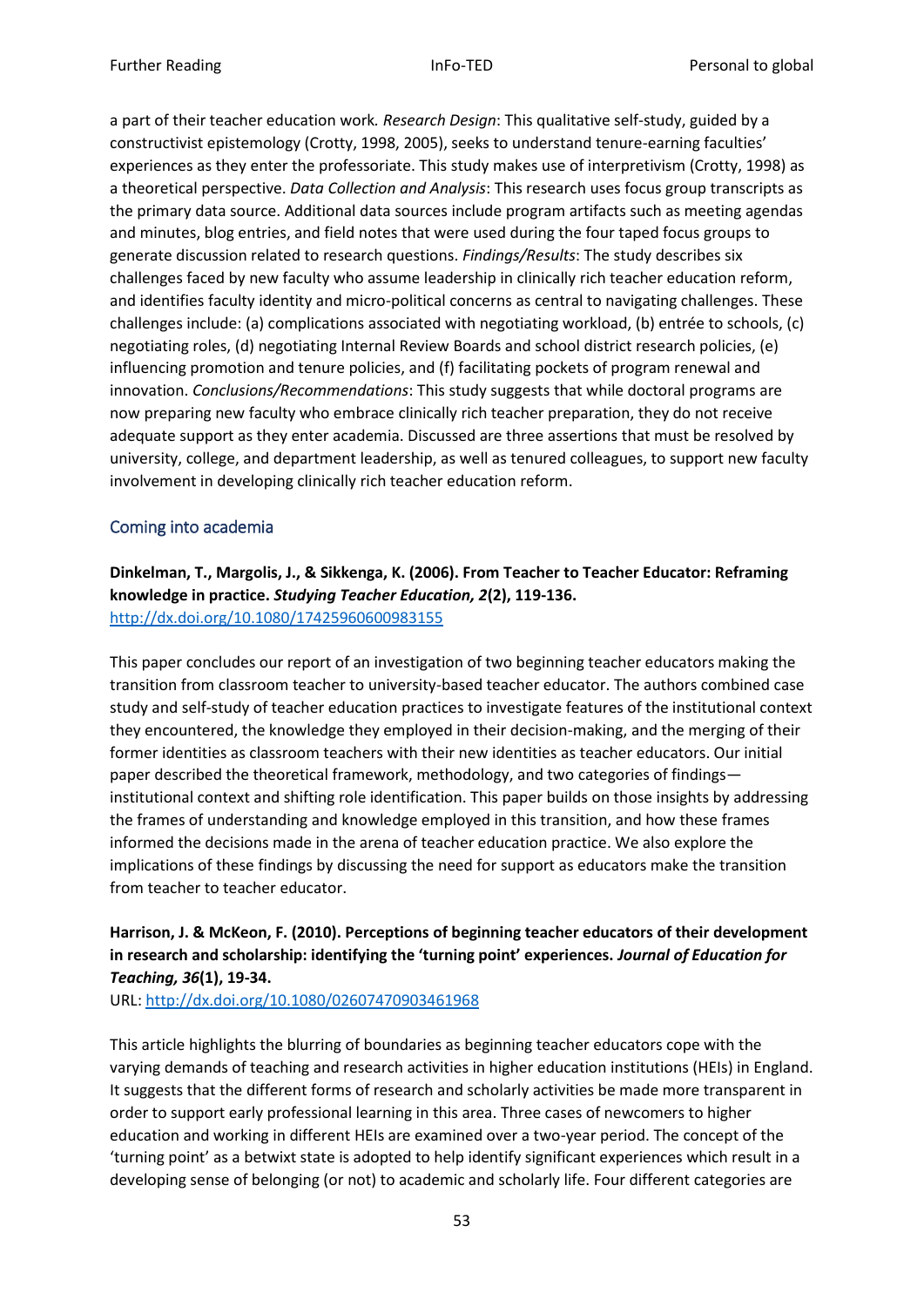a part of their teacher education work. *Research Design*: This qualitative self-study, guided by a constructivist epistemology (Crotty, 1998, 2005), seeks to understand tenure-earning faculties' experiences as they enter the professoriate. This study makes use of interpretivism (Crotty, 1998) as a theoretical perspective. *Data Collection and Analysis*: This research uses focus group transcripts as the primary data source. Additional data sources include program artifacts such as meeting agendas and minutes, blog entries, and field notes that were used during the four taped focus groups to generate discussion related to research questions. *Findings/Results*: The study describes six challenges faced by new faculty who assume leadership in clinically rich teacher education reform, and identifies faculty identity and micro-political concerns as central to navigating challenges. These challenges include: (a) complications associated with negotiating workload, (b) entrée to schools, (c) negotiating roles, (d) negotiating Internal Review Boards and school district research policies, (e) influencing promotion and tenure policies, and (f) facilitating pockets of program renewal and innovation. *Conclusions/Recommendations*: This study suggests that while doctoral programs are now preparing new faculty who embrace clinically rich teacher preparation, they do not receive adequate support as they enter academia. Discussed are three assertions that must be resolved by university, college, and department leadership, as well as tenured colleagues, to support new faculty involvement in developing clinically rich teacher education reform.

## Coming into academia

**Dinkelman, T., Margolis, J., & Sikkenga, K. (2006). From Teacher to Teacher Educator: Reframing knowledge in practice. *Studying Teacher Education, 2*(2), 119-136.**
http://dx.doi.org/10.1080/17425960600983155

This paper concludes our report of an investigation of two beginning teacher educators making the transition from classroom teacher to university-based teacher educator. The authors combined case study and self-study of teacher education practices to investigate features of the institutional context they encountered, the knowledge they employed in their decision-making, and the merging of their former identities as classroom teachers with their new identities as teacher educators. Our initial paper described the theoretical framework, methodology, and two categories of findings—institutional context and shifting role identification. This paper builds on those insights by addressing the frames of understanding and knowledge employed in this transition, and how these frames informed the decisions made in the arena of teacher education practice. We also explore the implications of these findings by discussing the need for support as educators make the transition from teacher to teacher educator.

**Harrison, J. & McKeon, F. (2010). Perceptions of beginning teacher educators of their development in research and scholarship: identifying the 'turning point' experiences. *Journal of Education for Teaching, 36*(1), 19-34.**
URL: http://dx.doi.org/10.1080/02607470903461968

This article highlights the blurring of boundaries as beginning teacher educators cope with the varying demands of teaching and research activities in higher education institutions (HEIs) in England. It suggests that the different forms of research and scholarly activities be made more transparent in order to support early professional learning in this area. Three cases of newcomers to higher education and working in different HEIs are examined over a two-year period. The concept of the 'turning point' as a betwixt state is adopted to help identify significant experiences which result in a developing sense of belonging (or not) to academic and scholarly life. Four different categories are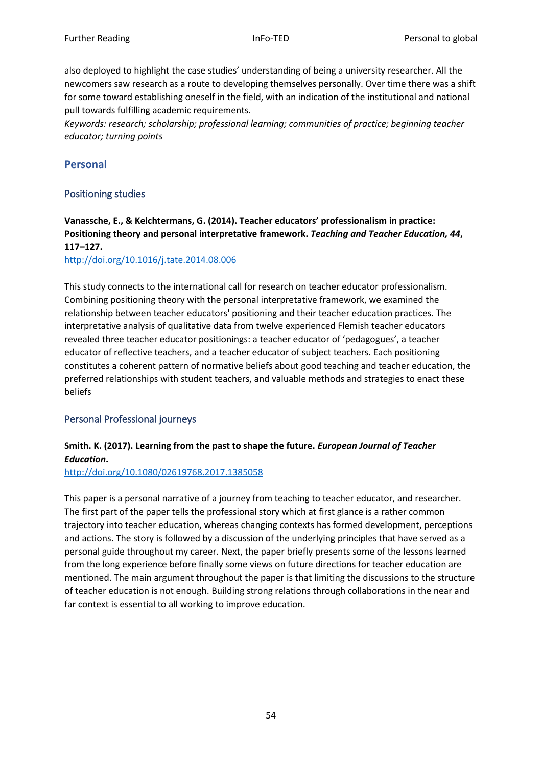also deployed to highlight the case studies' understanding of being a university researcher. All the newcomers saw research as a route to developing themselves personally. Over time there was a shift for some toward establishing oneself in the field, with an indication of the institutional and national pull towards fulfilling academic requirements.

*Keywords: research; scholarship; professional learning; communities of practice; beginning teacher educator; turning points*

## Personal

### Positioning studies

**Vanassche, E., & Kelchtermans, G. (2014). Teacher educators' professionalism in practice: Positioning theory and personal interpretative framework. *Teaching and Teacher Education, 44*, 117–127.**

http://doi.org/10.1016/j.tate.2014.08.006

This study connects to the international call for research on teacher educator professionalism. Combining positioning theory with the personal interpretative framework, we examined the relationship between teacher educators' positioning and their teacher education practices. The interpretative analysis of qualitative data from twelve experienced Flemish teacher educators revealed three teacher educator positionings: a teacher educator of 'pedagogues', a teacher educator of reflective teachers, and a teacher educator of subject teachers. Each positioning constitutes a coherent pattern of normative beliefs about good teaching and teacher education, the preferred relationships with student teachers, and valuable methods and strategies to enact these beliefs

### Personal Professional journeys

**Smith. K. (2017). Learning from the past to shape the future. *European Journal of Teacher Education*.**

http://doi.org/10.1080/02619768.2017.1385058

This paper is a personal narrative of a journey from teaching to teacher educator, and researcher. The first part of the paper tells the professional story which at first glance is a rather common trajectory into teacher education, whereas changing contexts has formed development, perceptions and actions. The story is followed by a discussion of the underlying principles that have served as a personal guide throughout my career. Next, the paper briefly presents some of the lessons learned from the long experience before finally some views on future directions for teacher education are mentioned. The main argument throughout the paper is that limiting the discussions to the structure of teacher education is not enough. Building strong relations through collaborations in the near and far context is essential to all working to improve education.